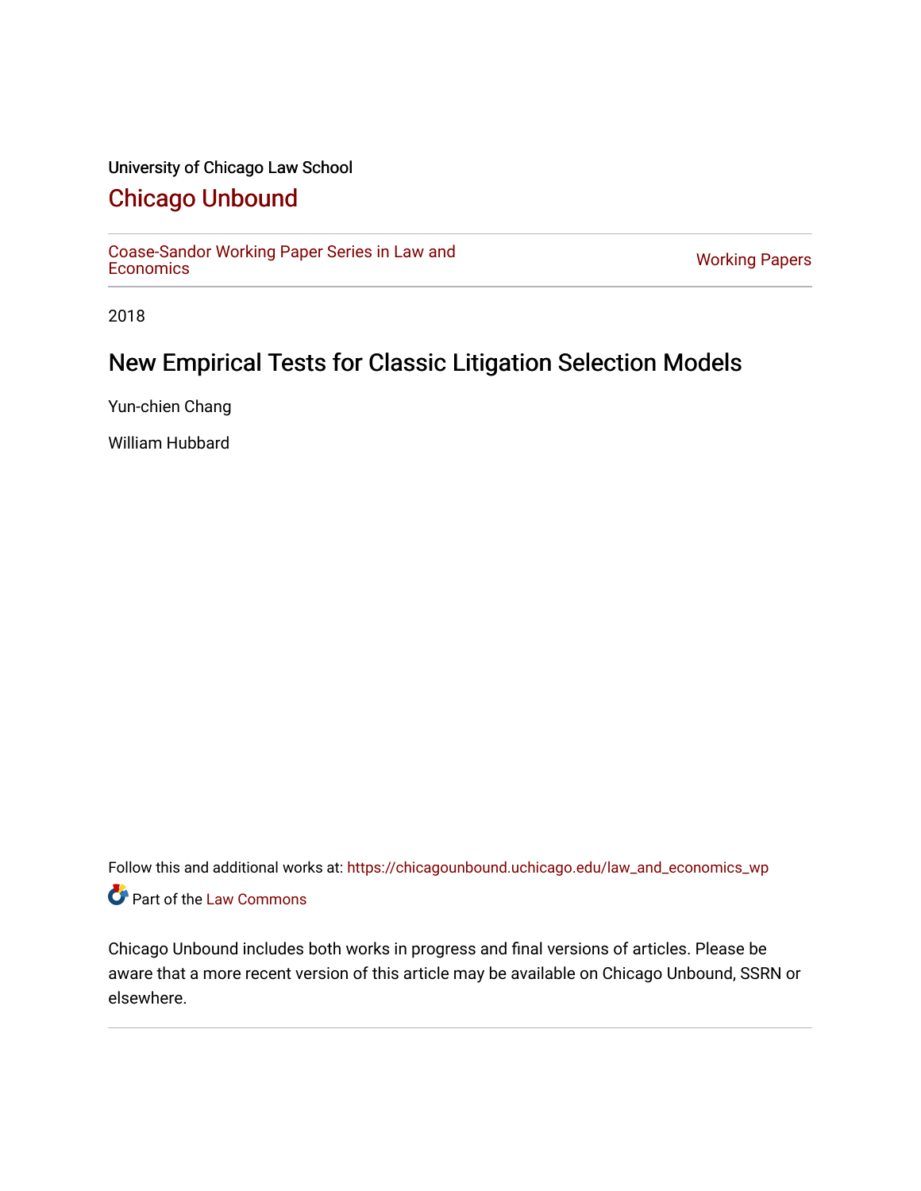University of Chicago Law School

# Chicago Unbound

Coase-Sandor Working Paper Series in Law and Economics | Working Papers

2018

## New Empirical Tests for Classic Litigation Selection Models

Yun-chien Chang

William Hubbard

Follow this and additional works at: https://chicagounbound.uchicago.edu/law_and_economics_wp

Part of the Law Commons

Chicago Unbound includes both works in progress and final versions of articles. Please be aware that a more recent version of this article may be available on Chicago Unbound, SSRN or elsewhere.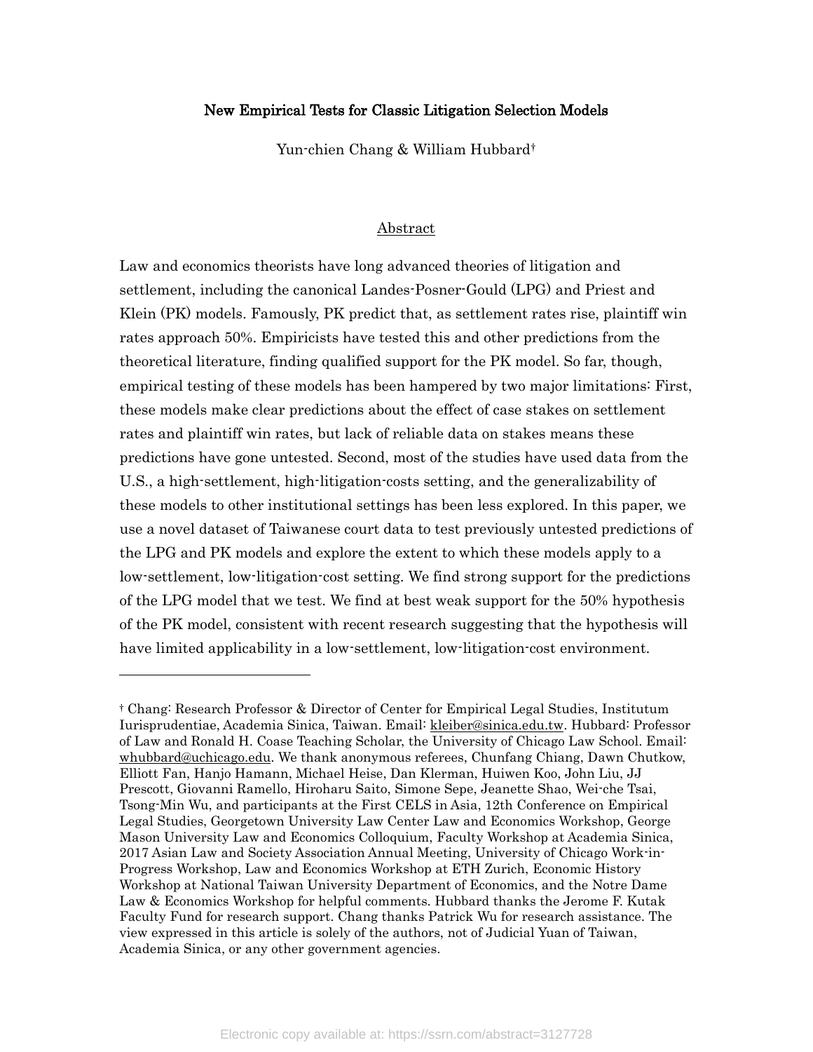# New Empirical Tests for Classic Litigation Selection Models

Yun-chien Chang & William Hubbard†

## Abstract

Law and economics theorists have long advanced theories of litigation and settlement, including the canonical Landes-Posner-Gould (LPG) and Priest and Klein (PK) models. Famously, PK predict that, as settlement rates rise, plaintiff win rates approach 50%. Empiricists have tested this and other predictions from the theoretical literature, finding qualified support for the PK model. So far, though, empirical testing of these models has been hampered by two major limitations: First, these models make clear predictions about the effect of case stakes on settlement rates and plaintiff win rates, but lack of reliable data on stakes means these predictions have gone untested. Second, most of the studies have used data from the U.S., a high-settlement, high-litigation-costs setting, and the generalizability of these models to other institutional settings has been less explored. In this paper, we use a novel dataset of Taiwanese court data to test previously untested predictions of the LPG and PK models and explore the extent to which these models apply to a low-settlement, low-litigation-cost setting. We find strong support for the predictions of the LPG model that we test. We find at best weak support for the 50% hypothesis of the PK model, consistent with recent research suggesting that the hypothesis will have limited applicability in a low-settlement, low-litigation-cost environment.

---

† Chang: Research Professor & Director of Center for Empirical Legal Studies, Institutum Iurisprudentiae, Academia Sinica, Taiwan. Email: kleiber@sinica.edu.tw. Hubbard: Professor of Law and Ronald H. Coase Teaching Scholar, the University of Chicago Law School. Email: whubbard@uchicago.edu. We thank anonymous referees, Chunfang Chiang, Dawn Chutkow, Elliott Fan, Hanjo Hamann, Michael Heise, Dan Klerman, Huiwen Koo, John Liu, JJ Prescott, Giovanni Ramello, Hiroharu Saito, Simone Sepe, Jeanette Shao, Wei-che Tsai, Tsong-Min Wu, and participants at the First CELS in Asia, 12th Conference on Empirical Legal Studies, Georgetown University Law Center Law and Economics Workshop, George Mason University Law and Economics Colloquium, Faculty Workshop at Academia Sinica, 2017 Asian Law and Society Association Annual Meeting, University of Chicago Work-in-Progress Workshop, Law and Economics Workshop at ETH Zurich, Economic History Workshop at National Taiwan University Department of Economics, and the Notre Dame Law & Economics Workshop for helpful comments. Hubbard thanks the Jerome F. Kutak Faculty Fund for research support. Chang thanks Patrick Wu for research assistance. The view expressed in this article is solely of the authors, not of Judicial Yuan of Taiwan, Academia Sinica, or any other government agencies.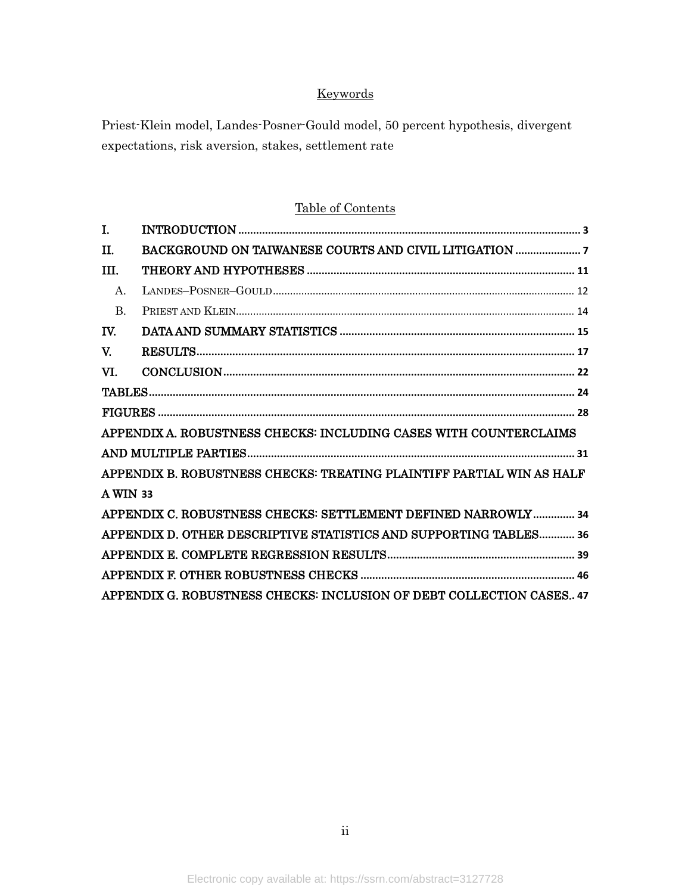Keywords

Priest-Klein model, Landes-Posner-Gould model, 50 percent hypothesis, divergent expectations, risk aversion, stakes, settlement rate

Table of Contents

I. INTRODUCTION ........ 3

II. BACKGROUND ON TAIWANESE COURTS AND CIVIL LITIGATION ........ 7

III. THEORY AND HYPOTHESES ........ 11

A. LANDES–POSNER–GOULD ........ 12

B. PRIEST AND KLEIN ........ 14

IV. DATA AND SUMMARY STATISTICS ........ 15

V. RESULTS ........ 17

VI. CONCLUSION ........ 22

TABLES ........ 24

FIGURES ........ 28

APPENDIX A. ROBUSTNESS CHECKS: INCLUDING CASES WITH COUNTERCLAIMS AND MULTIPLE PARTIES ........ 31

APPENDIX B. ROBUSTNESS CHECKS: TREATING PLAINTIFF PARTIAL WIN AS HALF A WIN 33

APPENDIX C. ROBUSTNESS CHECKS: SETTLEMENT DEFINED NARROWLY ........ 34

APPENDIX D. OTHER DESCRIPTIVE STATISTICS AND SUPPORTING TABLES ........ 36

APPENDIX E. COMPLETE REGRESSION RESULTS ........ 39

APPENDIX F. OTHER ROBUSTNESS CHECKS ........ 46

APPENDIX G. ROBUSTNESS CHECKS: INCLUSION OF DEBT COLLECTION CASES.. 47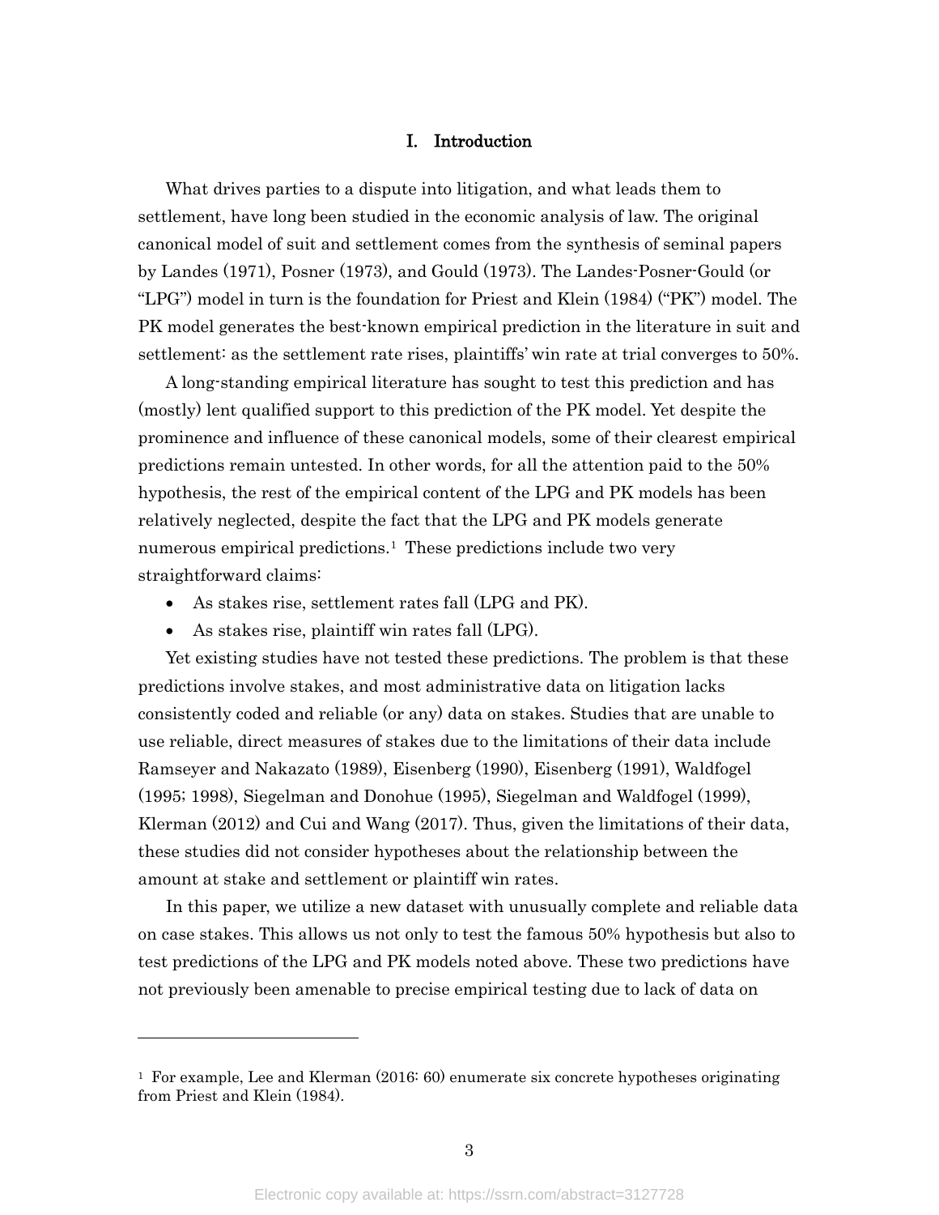# I. Introduction

What drives parties to a dispute into litigation, and what leads them to settlement, have long been studied in the economic analysis of law. The original canonical model of suit and settlement comes from the synthesis of seminal papers by Landes (1971), Posner (1973), and Gould (1973). The Landes-Posner-Gould (or "LPG") model in turn is the foundation for Priest and Klein (1984) ("PK") model. The PK model generates the best-known empirical prediction in the literature in suit and settlement: as the settlement rate rises, plaintiffs' win rate at trial converges to 50%.

A long-standing empirical literature has sought to test this prediction and has (mostly) lent qualified support to this prediction of the PK model. Yet despite the prominence and influence of these canonical models, some of their clearest empirical predictions remain untested. In other words, for all the attention paid to the 50% hypothesis, the rest of the empirical content of the LPG and PK models has been relatively neglected, despite the fact that the LPG and PK models generate numerous empirical predictions.[1] These predictions include two very straightforward claims:

- As stakes rise, settlement rates fall (LPG and PK).
- As stakes rise, plaintiff win rates fall (LPG).

Yet existing studies have not tested these predictions. The problem is that these predictions involve stakes, and most administrative data on litigation lacks consistently coded and reliable (or any) data on stakes. Studies that are unable to use reliable, direct measures of stakes due to the limitations of their data include Ramseyer and Nakazato (1989), Eisenberg (1990), Eisenberg (1991), Waldfogel (1995; 1998), Siegelman and Donohue (1995), Siegelman and Waldfogel (1999), Klerman (2012) and Cui and Wang (2017). Thus, given the limitations of their data, these studies did not consider hypotheses about the relationship between the amount at stake and settlement or plaintiff win rates.

In this paper, we utilize a new dataset with unusually complete and reliable data on case stakes. This allows us not only to test the famous 50% hypothesis but also to test predictions of the LPG and PK models noted above. These two predictions have not previously been amenable to precise empirical testing due to lack of data on

[1] For example, Lee and Klerman (2016: 60) enumerate six concrete hypotheses originating from Priest and Klein (1984).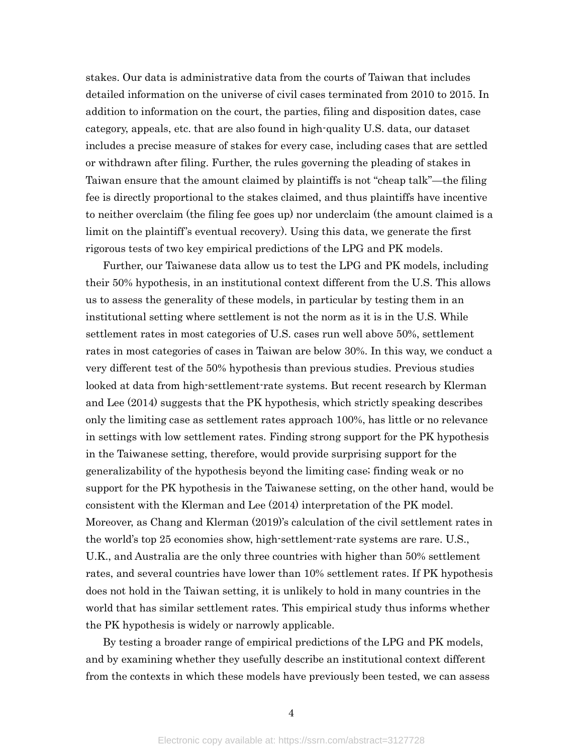stakes. Our data is administrative data from the courts of Taiwan that includes detailed information on the universe of civil cases terminated from 2010 to 2015. In addition to information on the court, the parties, filing and disposition dates, case category, appeals, etc. that are also found in high-quality U.S. data, our dataset includes a precise measure of stakes for every case, including cases that are settled or withdrawn after filing. Further, the rules governing the pleading of stakes in Taiwan ensure that the amount claimed by plaintiffs is not "cheap talk"—the filing fee is directly proportional to the stakes claimed, and thus plaintiffs have incentive to neither overclaim (the filing fee goes up) nor underclaim (the amount claimed is a limit on the plaintiff's eventual recovery). Using this data, we generate the first rigorous tests of two key empirical predictions of the LPG and PK models.

Further, our Taiwanese data allow us to test the LPG and PK models, including their 50% hypothesis, in an institutional context different from the U.S. This allows us to assess the generality of these models, in particular by testing them in an institutional setting where settlement is not the norm as it is in the U.S. While settlement rates in most categories of U.S. cases run well above 50%, settlement rates in most categories of cases in Taiwan are below 30%. In this way, we conduct a very different test of the 50% hypothesis than previous studies. Previous studies looked at data from high-settlement-rate systems. But recent research by Klerman and Lee (2014) suggests that the PK hypothesis, which strictly speaking describes only the limiting case as settlement rates approach 100%, has little or no relevance in settings with low settlement rates. Finding strong support for the PK hypothesis in the Taiwanese setting, therefore, would provide surprising support for the generalizability of the hypothesis beyond the limiting case; finding weak or no support for the PK hypothesis in the Taiwanese setting, on the other hand, would be consistent with the Klerman and Lee (2014) interpretation of the PK model. Moreover, as Chang and Klerman (2019)'s calculation of the civil settlement rates in the world's top 25 economies show, high-settlement-rate systems are rare. U.S., U.K., and Australia are the only three countries with higher than 50% settlement rates, and several countries have lower than 10% settlement rates. If PK hypothesis does not hold in the Taiwan setting, it is unlikely to hold in many countries in the world that has similar settlement rates. This empirical study thus informs whether the PK hypothesis is widely or narrowly applicable.

By testing a broader range of empirical predictions of the LPG and PK models, and by examining whether they usefully describe an institutional context different from the contexts in which these models have previously been tested, we can assess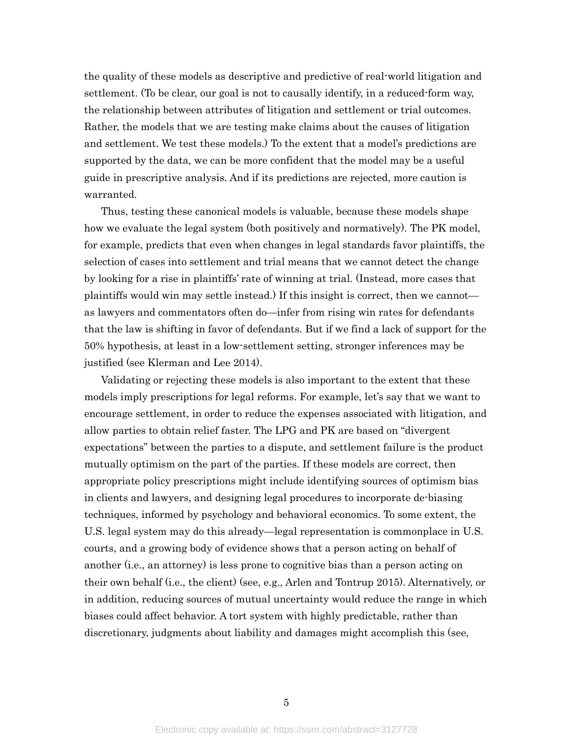the quality of these models as descriptive and predictive of real-world litigation and settlement. (To be clear, our goal is not to causally identify, in a reduced-form way, the relationship between attributes of litigation and settlement or trial outcomes. Rather, the models that we are testing make claims about the causes of litigation and settlement. We test these models.) To the extent that a model's predictions are supported by the data, we can be more confident that the model may be a useful guide in prescriptive analysis. And if its predictions are rejected, more caution is warranted.

Thus, testing these canonical models is valuable, because these models shape how we evaluate the legal system (both positively and normatively). The PK model, for example, predicts that even when changes in legal standards favor plaintiffs, the selection of cases into settlement and trial means that we cannot detect the change by looking for a rise in plaintiffs' rate of winning at trial. (Instead, more cases that plaintiffs would win may settle instead.) If this insight is correct, then we cannot—as lawyers and commentators often do—infer from rising win rates for defendants that the law is shifting in favor of defendants. But if we find a lack of support for the 50% hypothesis, at least in a low-settlement setting, stronger inferences may be justified (see Klerman and Lee 2014).

Validating or rejecting these models is also important to the extent that these models imply prescriptions for legal reforms. For example, let's say that we want to encourage settlement, in order to reduce the expenses associated with litigation, and allow parties to obtain relief faster. The LPG and PK are based on "divergent expectations" between the parties to a dispute, and settlement failure is the product mutually optimism on the part of the parties. If these models are correct, then appropriate policy prescriptions might include identifying sources of optimism bias in clients and lawyers, and designing legal procedures to incorporate de-biasing techniques, informed by psychology and behavioral economics. To some extent, the U.S. legal system may do this already—legal representation is commonplace in U.S. courts, and a growing body of evidence shows that a person acting on behalf of another (i.e., an attorney) is less prone to cognitive bias than a person acting on their own behalf (i.e., the client) (see, e.g., Arlen and Tontrup 2015). Alternatively, or in addition, reducing sources of mutual uncertainty would reduce the range in which biases could affect behavior. A tort system with highly predictable, rather than discretionary, judgments about liability and damages might accomplish this (see,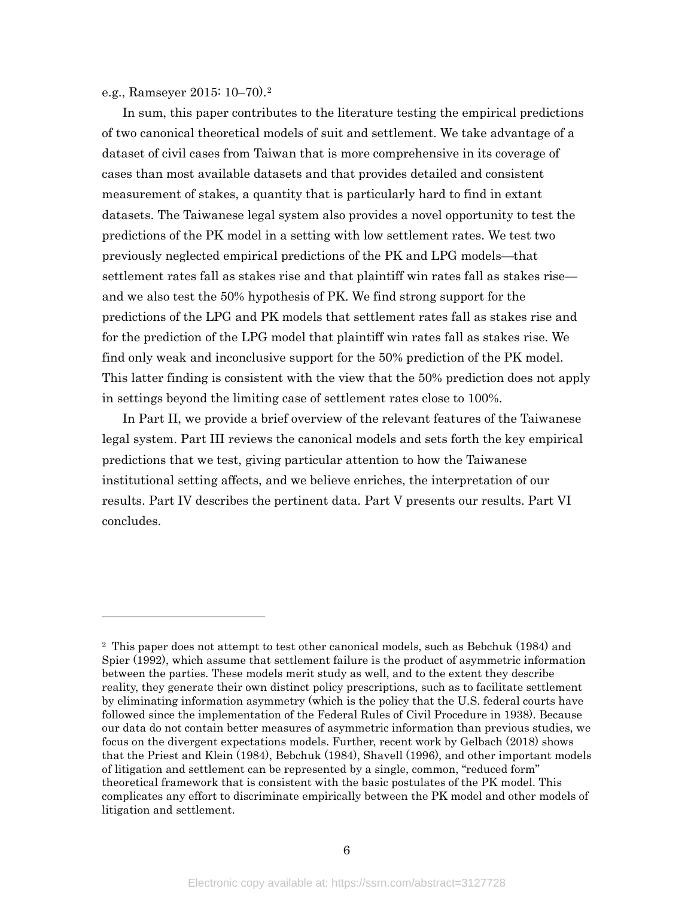e.g., Ramseyer 2015: 10–70).[2]

In sum, this paper contributes to the literature testing the empirical predictions of two canonical theoretical models of suit and settlement. We take advantage of a dataset of civil cases from Taiwan that is more comprehensive in its coverage of cases than most available datasets and that provides detailed and consistent measurement of stakes, a quantity that is particularly hard to find in extant datasets. The Taiwanese legal system also provides a novel opportunity to test the predictions of the PK model in a setting with low settlement rates. We test two previously neglected empirical predictions of the PK and LPG models—that settlement rates fall as stakes rise and that plaintiff win rates fall as stakes rise—and we also test the 50% hypothesis of PK. We find strong support for the predictions of the LPG and PK models that settlement rates fall as stakes rise and for the prediction of the LPG model that plaintiff win rates fall as stakes rise. We find only weak and inconclusive support for the 50% prediction of the PK model. This latter finding is consistent with the view that the 50% prediction does not apply in settings beyond the limiting case of settlement rates close to 100%.

In Part II, we provide a brief overview of the relevant features of the Taiwanese legal system. Part III reviews the canonical models and sets forth the key empirical predictions that we test, giving particular attention to how the Taiwanese institutional setting affects, and we believe enriches, the interpretation of our results. Part IV describes the pertinent data. Part V presents our results. Part VI concludes.

---

[2] This paper does not attempt to test other canonical models, such as Bebchuk (1984) and Spier (1992), which assume that settlement failure is the product of asymmetric information between the parties. These models merit study as well, and to the extent they describe reality, they generate their own distinct policy prescriptions, such as to facilitate settlement by eliminating information asymmetry (which is the policy that the U.S. federal courts have followed since the implementation of the Federal Rules of Civil Procedure in 1938). Because our data do not contain better measures of asymmetric information than previous studies, we focus on the divergent expectations models. Further, recent work by Gelbach (2018) shows that the Priest and Klein (1984), Bebchuk (1984), Shavell (1996), and other important models of litigation and settlement can be represented by a single, common, "reduced form" theoretical framework that is consistent with the basic postulates of the PK model. This complicates any effort to discriminate empirically between the PK model and other models of litigation and settlement.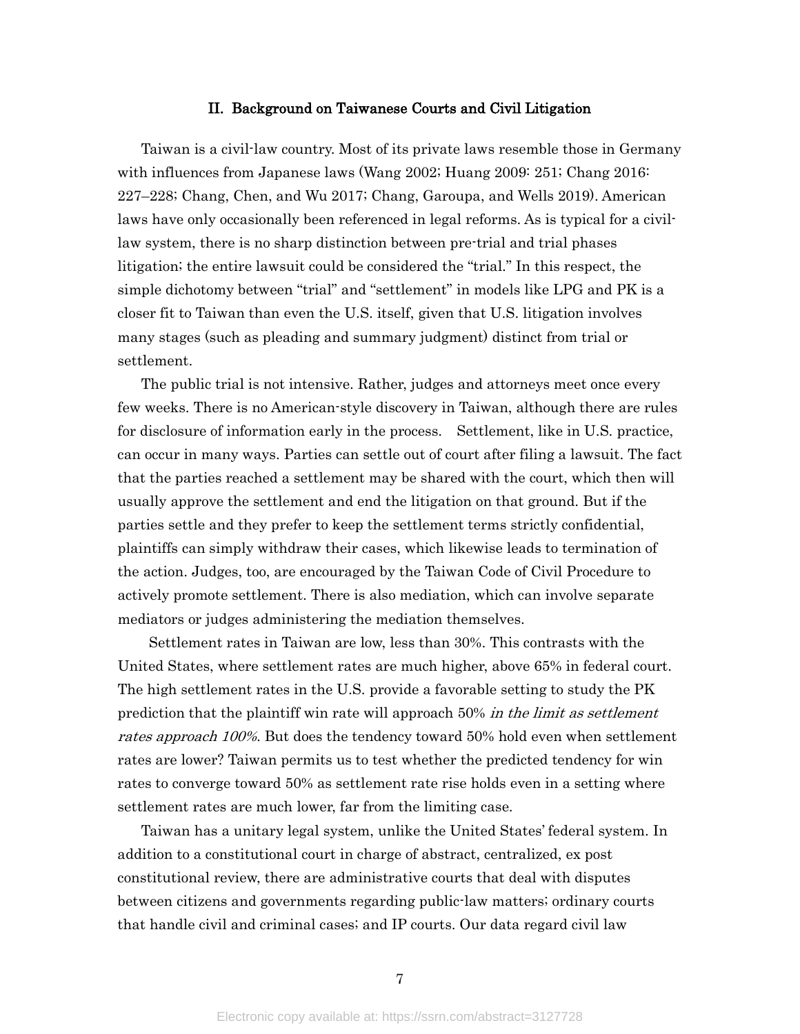## II. Background on Taiwanese Courts and Civil Litigation

Taiwan is a civil-law country. Most of its private laws resemble those in Germany with influences from Japanese laws (Wang 2002; Huang 2009: 251; Chang 2016: 227–228; Chang, Chen, and Wu 2017; Chang, Garoupa, and Wells 2019). American laws have only occasionally been referenced in legal reforms. As is typical for a civil-law system, there is no sharp distinction between pre-trial and trial phases litigation; the entire lawsuit could be considered the "trial." In this respect, the simple dichotomy between "trial" and "settlement" in models like LPG and PK is a closer fit to Taiwan than even the U.S. itself, given that U.S. litigation involves many stages (such as pleading and summary judgment) distinct from trial or settlement.

The public trial is not intensive. Rather, judges and attorneys meet once every few weeks. There is no American-style discovery in Taiwan, although there are rules for disclosure of information early in the process. Settlement, like in U.S. practice, can occur in many ways. Parties can settle out of court after filing a lawsuit. The fact that the parties reached a settlement may be shared with the court, which then will usually approve the settlement and end the litigation on that ground. But if the parties settle and they prefer to keep the settlement terms strictly confidential, plaintiffs can simply withdraw their cases, which likewise leads to termination of the action. Judges, too, are encouraged by the Taiwan Code of Civil Procedure to actively promote settlement. There is also mediation, which can involve separate mediators or judges administering the mediation themselves.

Settlement rates in Taiwan are low, less than 30%. This contrasts with the United States, where settlement rates are much higher, above 65% in federal court. The high settlement rates in the U.S. provide a favorable setting to study the PK prediction that the plaintiff win rate will approach 50% *in the limit as settlement rates approach 100%*. But does the tendency toward 50% hold even when settlement rates are lower? Taiwan permits us to test whether the predicted tendency for win rates to converge toward 50% as settlement rate rise holds even in a setting where settlement rates are much lower, far from the limiting case.

Taiwan has a unitary legal system, unlike the United States' federal system. In addition to a constitutional court in charge of abstract, centralized, ex post constitutional review, there are administrative courts that deal with disputes between citizens and governments regarding public-law matters; ordinary courts that handle civil and criminal cases; and IP courts. Our data regard civil law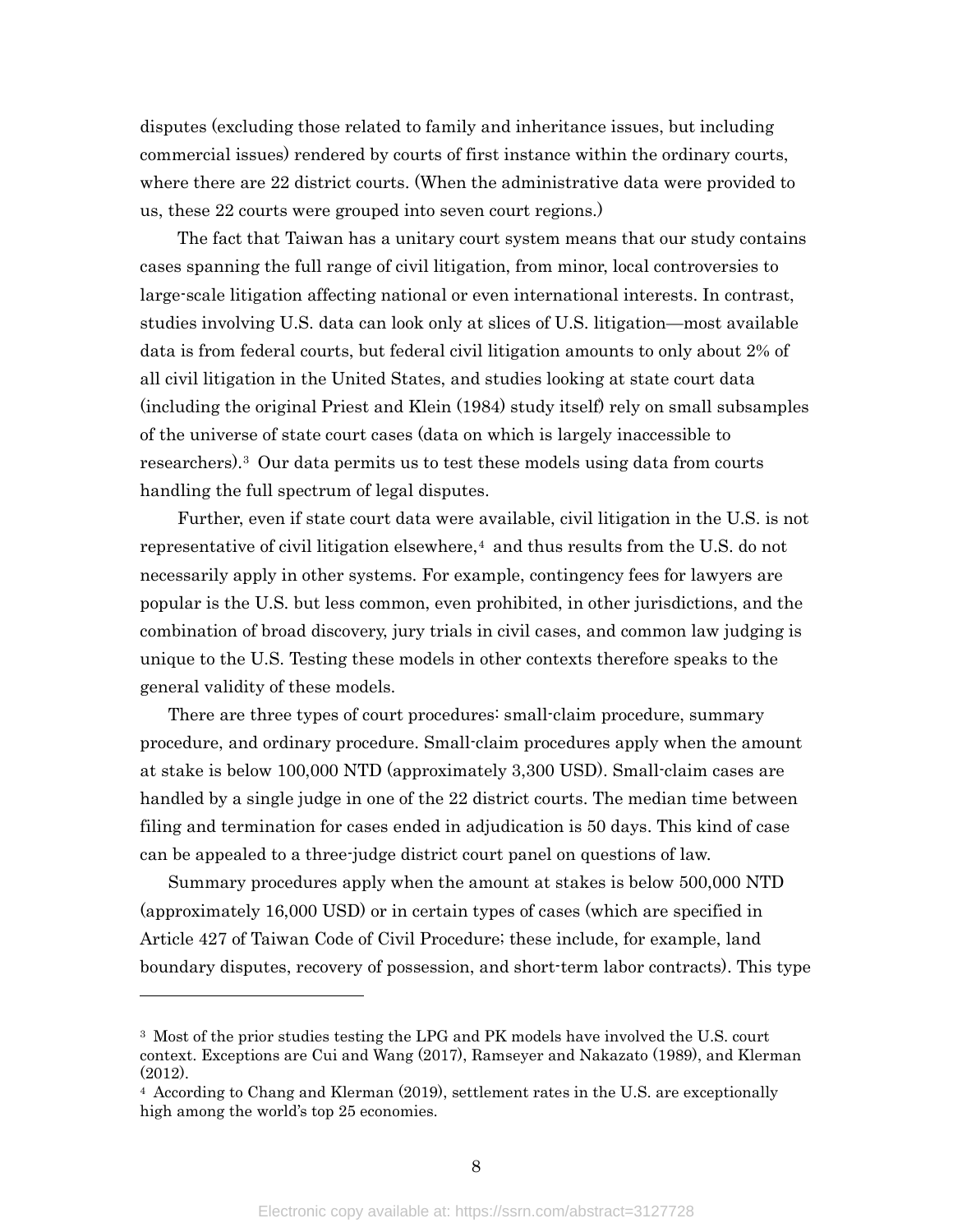disputes (excluding those related to family and inheritance issues, but including commercial issues) rendered by courts of first instance within the ordinary courts, where there are 22 district courts. (When the administrative data were provided to us, these 22 courts were grouped into seven court regions.)

The fact that Taiwan has a unitary court system means that our study contains cases spanning the full range of civil litigation, from minor, local controversies to large-scale litigation affecting national or even international interests. In contrast, studies involving U.S. data can look only at slices of U.S. litigation—most available data is from federal courts, but federal civil litigation amounts to only about 2% of all civil litigation in the United States, and studies looking at state court data (including the original Priest and Klein (1984) study itself) rely on small subsamples of the universe of state court cases (data on which is largely inaccessible to researchers).[3] Our data permits us to test these models using data from courts handling the full spectrum of legal disputes.

Further, even if state court data were available, civil litigation in the U.S. is not representative of civil litigation elsewhere,[4] and thus results from the U.S. do not necessarily apply in other systems. For example, contingency fees for lawyers are popular is the U.S. but less common, even prohibited, in other jurisdictions, and the combination of broad discovery, jury trials in civil cases, and common law judging is unique to the U.S. Testing these models in other contexts therefore speaks to the general validity of these models.

There are three types of court procedures: small-claim procedure, summary procedure, and ordinary procedure. Small-claim procedures apply when the amount at stake is below 100,000 NTD (approximately 3,300 USD). Small-claim cases are handled by a single judge in one of the 22 district courts. The median time between filing and termination for cases ended in adjudication is 50 days. This kind of case can be appealed to a three-judge district court panel on questions of law.

Summary procedures apply when the amount at stakes is below 500,000 NTD (approximately 16,000 USD) or in certain types of cases (which are specified in Article 427 of Taiwan Code of Civil Procedure; these include, for example, land boundary disputes, recovery of possession, and short-term labor contracts). This type

---

[3] Most of the prior studies testing the LPG and PK models have involved the U.S. court context. Exceptions are Cui and Wang (2017), Ramseyer and Nakazato (1989), and Klerman (2012).

[4] According to Chang and Klerman (2019), settlement rates in the U.S. are exceptionally high among the world's top 25 economies.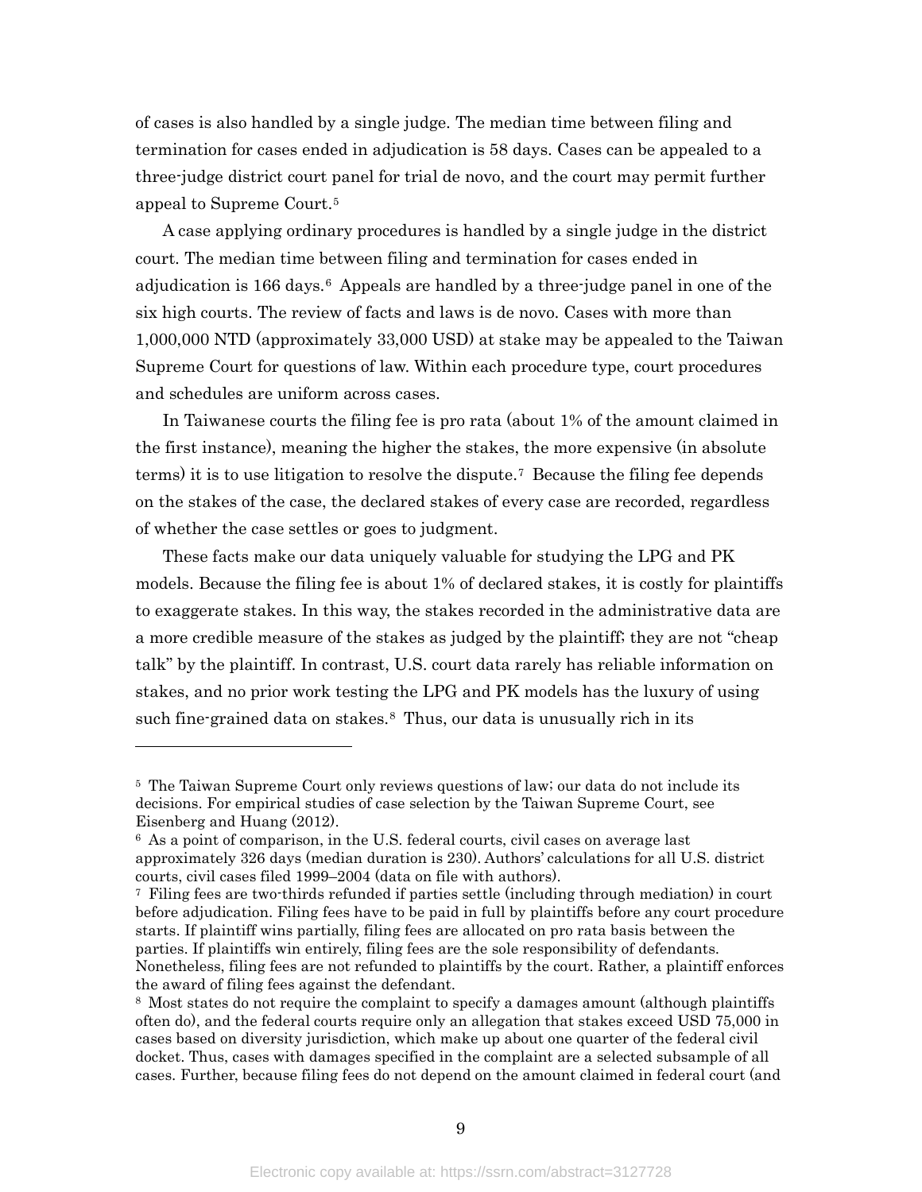of cases is also handled by a single judge. The median time between filing and termination for cases ended in adjudication is 58 days. Cases can be appealed to a three-judge district court panel for trial de novo, and the court may permit further appeal to Supreme Court.[5]

A case applying ordinary procedures is handled by a single judge in the district court. The median time between filing and termination for cases ended in adjudication is 166 days.[6] Appeals are handled by a three-judge panel in one of the six high courts. The review of facts and laws is de novo. Cases with more than 1,000,000 NTD (approximately 33,000 USD) at stake may be appealed to the Taiwan Supreme Court for questions of law. Within each procedure type, court procedures and schedules are uniform across cases.

In Taiwanese courts the filing fee is pro rata (about 1% of the amount claimed in the first instance), meaning the higher the stakes, the more expensive (in absolute terms) it is to use litigation to resolve the dispute.[7] Because the filing fee depends on the stakes of the case, the declared stakes of every case are recorded, regardless of whether the case settles or goes to judgment.

These facts make our data uniquely valuable for studying the LPG and PK models. Because the filing fee is about 1% of declared stakes, it is costly for plaintiffs to exaggerate stakes. In this way, the stakes recorded in the administrative data are a more credible measure of the stakes as judged by the plaintiff; they are not "cheap talk" by the plaintiff. In contrast, U.S. court data rarely has reliable information on stakes, and no prior work testing the LPG and PK models has the luxury of using such fine-grained data on stakes.[8] Thus, our data is unusually rich in its

---

[5] The Taiwan Supreme Court only reviews questions of law; our data do not include its decisions. For empirical studies of case selection by the Taiwan Supreme Court, see Eisenberg and Huang (2012).

[6] As a point of comparison, in the U.S. federal courts, civil cases on average last approximately 326 days (median duration is 230). Authors' calculations for all U.S. district courts, civil cases filed 1999–2004 (data on file with authors).

[7] Filing fees are two-thirds refunded if parties settle (including through mediation) in court before adjudication. Filing fees have to be paid in full by plaintiffs before any court procedure starts. If plaintiff wins partially, filing fees are allocated on pro rata basis between the parties. If plaintiffs win entirely, filing fees are the sole responsibility of defendants. Nonetheless, filing fees are not refunded to plaintiffs by the court. Rather, a plaintiff enforces the award of filing fees against the defendant.

[8] Most states do not require the complaint to specify a damages amount (although plaintiffs often do), and the federal courts require only an allegation that stakes exceed USD 75,000 in cases based on diversity jurisdiction, which make up about one quarter of the federal civil docket. Thus, cases with damages specified in the complaint are a selected subsample of all cases. Further, because filing fees do not depend on the amount claimed in federal court (and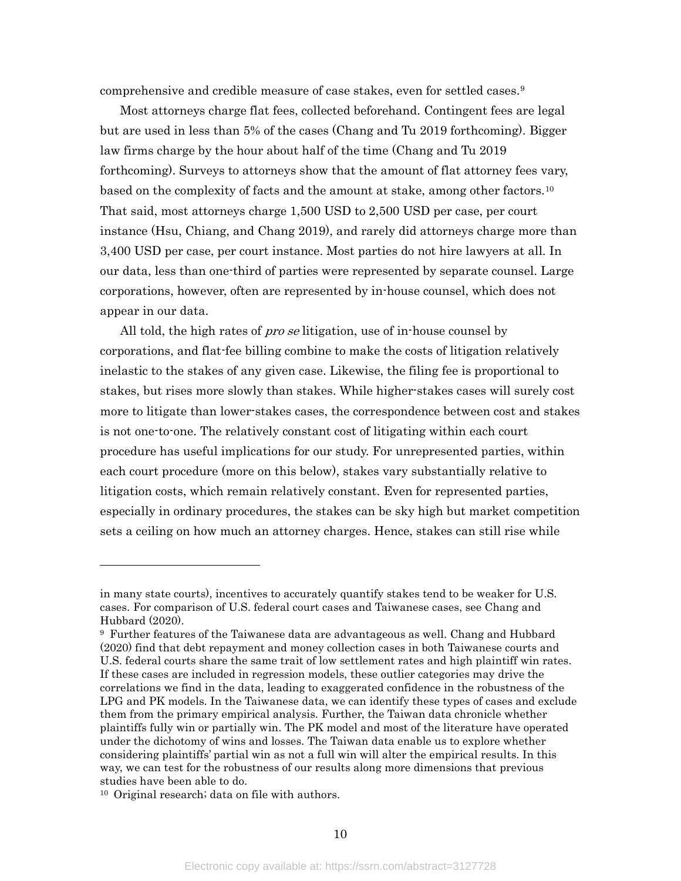comprehensive and credible measure of case stakes, even for settled cases.[9]

Most attorneys charge flat fees, collected beforehand. Contingent fees are legal but are used in less than 5% of the cases (Chang and Tu 2019 forthcoming). Bigger law firms charge by the hour about half of the time (Chang and Tu 2019 forthcoming). Surveys to attorneys show that the amount of flat attorney fees vary, based on the complexity of facts and the amount at stake, among other factors.[10] That said, most attorneys charge 1,500 USD to 2,500 USD per case, per court instance (Hsu, Chiang, and Chang 2019), and rarely did attorneys charge more than 3,400 USD per case, per court instance. Most parties do not hire lawyers at all. In our data, less than one-third of parties were represented by separate counsel. Large corporations, however, often are represented by in-house counsel, which does not appear in our data.

All told, the high rates of *pro se* litigation, use of in-house counsel by corporations, and flat-fee billing combine to make the costs of litigation relatively inelastic to the stakes of any given case. Likewise, the filing fee is proportional to stakes, but rises more slowly than stakes. While higher-stakes cases will surely cost more to litigate than lower-stakes cases, the correspondence between cost and stakes is not one-to-one. The relatively constant cost of litigating within each court procedure has useful implications for our study. For unrepresented parties, within each court procedure (more on this below), stakes vary substantially relative to litigation costs, which remain relatively constant. Even for represented parties, especially in ordinary procedures, the stakes can be sky high but market competition sets a ceiling on how much an attorney charges. Hence, stakes can still rise while

---

in many state courts), incentives to accurately quantify stakes tend to be weaker for U.S. cases. For comparison of U.S. federal court cases and Taiwanese cases, see Chang and Hubbard (2020).

[9] Further features of the Taiwanese data are advantageous as well. Chang and Hubbard (2020) find that debt repayment and money collection cases in both Taiwanese courts and U.S. federal courts share the same trait of low settlement rates and high plaintiff win rates. If these cases are included in regression models, these outlier categories may drive the correlations we find in the data, leading to exaggerated confidence in the robustness of the LPG and PK models. In the Taiwanese data, we can identify these types of cases and exclude them from the primary empirical analysis. Further, the Taiwan data chronicle whether plaintiffs fully win or partially win. The PK model and most of the literature have operated under the dichotomy of wins and losses. The Taiwan data enable us to explore whether considering plaintiffs' partial win as not a full win will alter the empirical results. In this way, we can test for the robustness of our results along more dimensions that previous studies have been able to do.

[10] Original research; data on file with authors.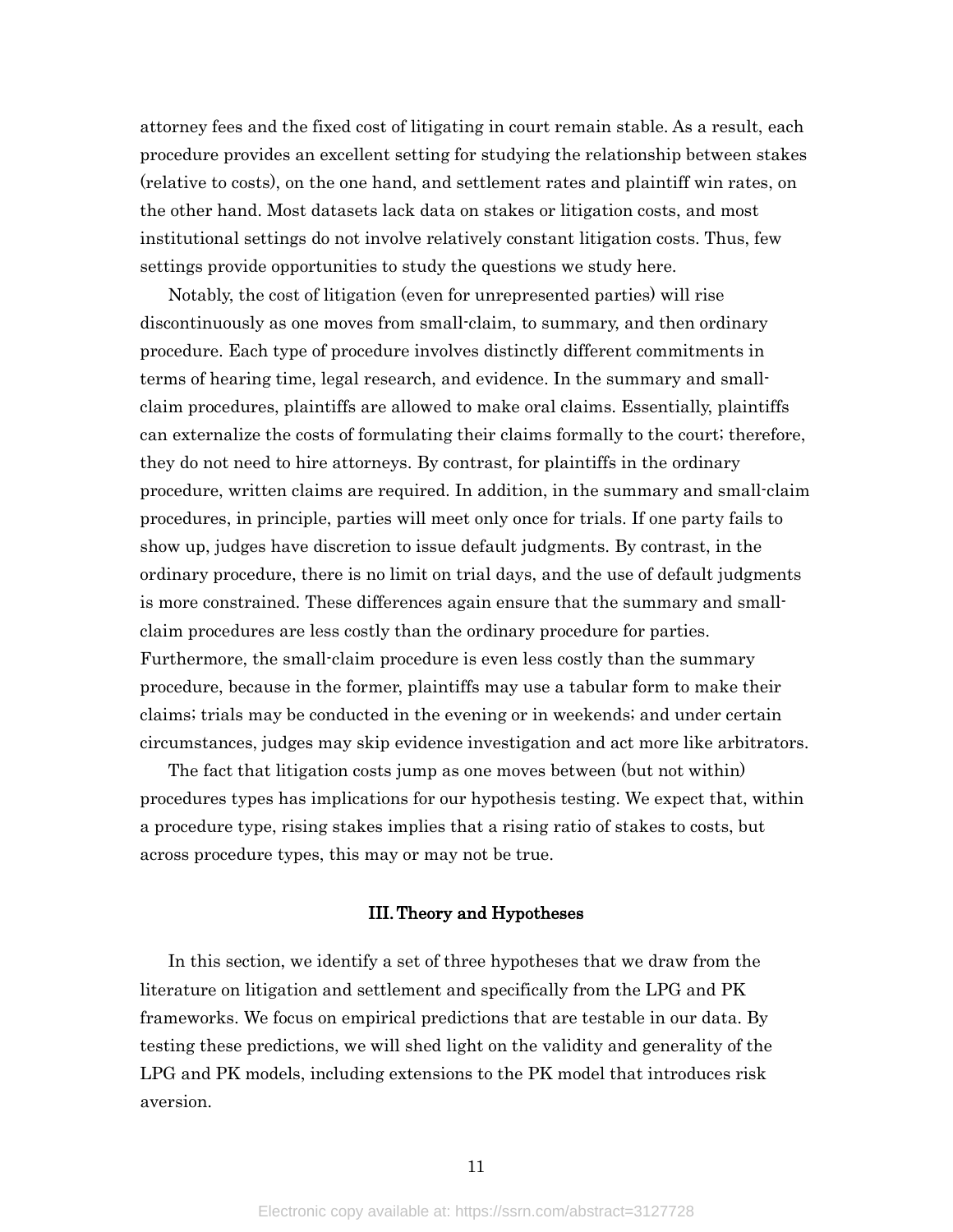attorney fees and the fixed cost of litigating in court remain stable. As a result, each procedure provides an excellent setting for studying the relationship between stakes (relative to costs), on the one hand, and settlement rates and plaintiff win rates, on the other hand. Most datasets lack data on stakes or litigation costs, and most institutional settings do not involve relatively constant litigation costs. Thus, few settings provide opportunities to study the questions we study here.

Notably, the cost of litigation (even for unrepresented parties) will rise discontinuously as one moves from small-claim, to summary, and then ordinary procedure. Each type of procedure involves distinctly different commitments in terms of hearing time, legal research, and evidence. In the summary and small-claim procedures, plaintiffs are allowed to make oral claims. Essentially, plaintiffs can externalize the costs of formulating their claims formally to the court; therefore, they do not need to hire attorneys. By contrast, for plaintiffs in the ordinary procedure, written claims are required. In addition, in the summary and small-claim procedures, in principle, parties will meet only once for trials. If one party fails to show up, judges have discretion to issue default judgments. By contrast, in the ordinary procedure, there is no limit on trial days, and the use of default judgments is more constrained. These differences again ensure that the summary and small-claim procedures are less costly than the ordinary procedure for parties. Furthermore, the small-claim procedure is even less costly than the summary procedure, because in the former, plaintiffs may use a tabular form to make their claims; trials may be conducted in the evening or in weekends; and under certain circumstances, judges may skip evidence investigation and act more like arbitrators.

The fact that litigation costs jump as one moves between (but not within) procedures types has implications for our hypothesis testing. We expect that, within a procedure type, rising stakes implies that a rising ratio of stakes to costs, but across procedure types, this may or may not be true.

## III. Theory and Hypotheses

In this section, we identify a set of three hypotheses that we draw from the literature on litigation and settlement and specifically from the LPG and PK frameworks. We focus on empirical predictions that are testable in our data. By testing these predictions, we will shed light on the validity and generality of the LPG and PK models, including extensions to the PK model that introduces risk aversion.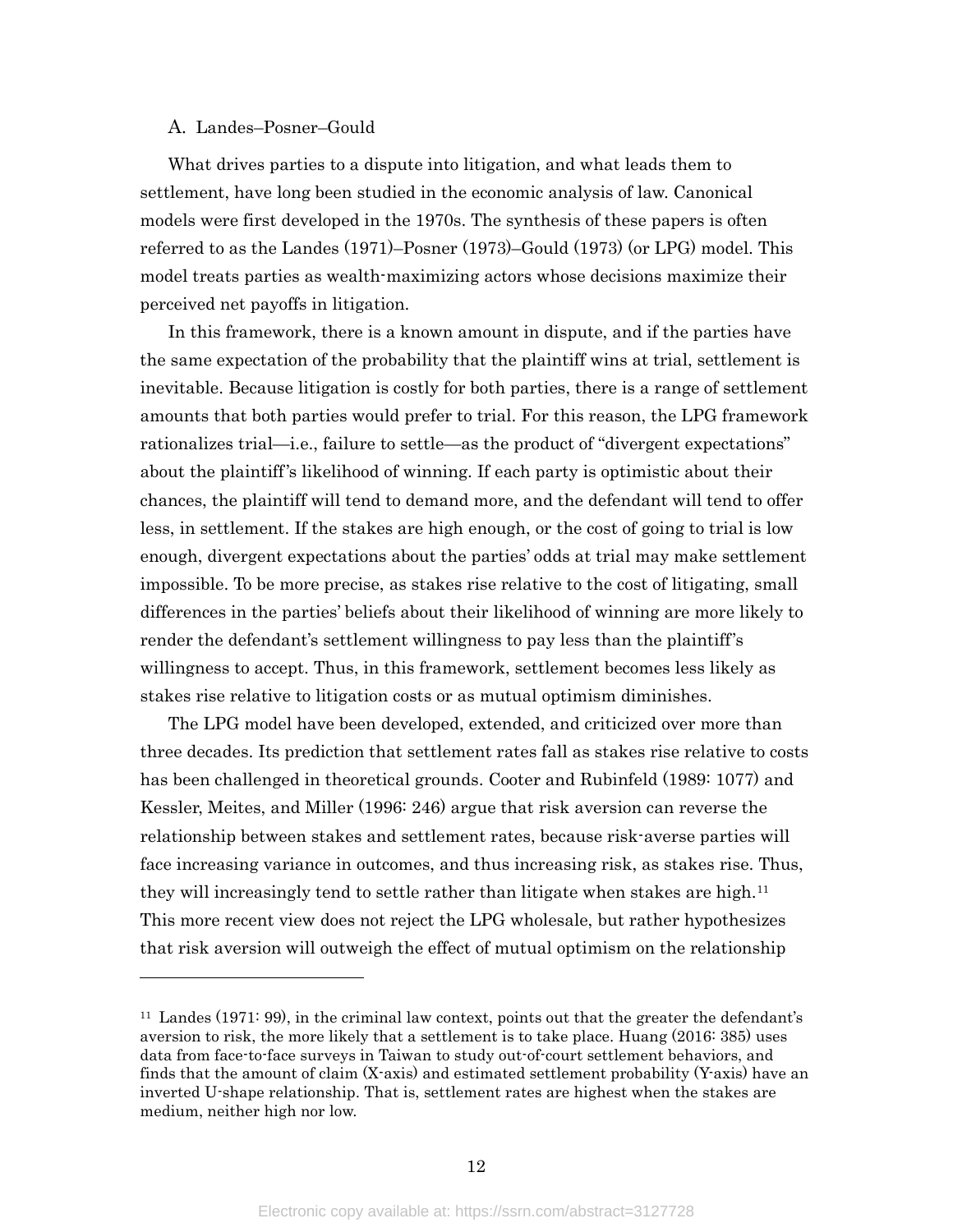### A. Landes–Posner–Gould

What drives parties to a dispute into litigation, and what leads them to settlement, have long been studied in the economic analysis of law. Canonical models were first developed in the 1970s. The synthesis of these papers is often referred to as the Landes (1971)–Posner (1973)–Gould (1973) (or LPG) model. This model treats parties as wealth-maximizing actors whose decisions maximize their perceived net payoffs in litigation.

In this framework, there is a known amount in dispute, and if the parties have the same expectation of the probability that the plaintiff wins at trial, settlement is inevitable. Because litigation is costly for both parties, there is a range of settlement amounts that both parties would prefer to trial. For this reason, the LPG framework rationalizes trial—i.e., failure to settle—as the product of "divergent expectations" about the plaintiff's likelihood of winning. If each party is optimistic about their chances, the plaintiff will tend to demand more, and the defendant will tend to offer less, in settlement. If the stakes are high enough, or the cost of going to trial is low enough, divergent expectations about the parties' odds at trial may make settlement impossible. To be more precise, as stakes rise relative to the cost of litigating, small differences in the parties' beliefs about their likelihood of winning are more likely to render the defendant's settlement willingness to pay less than the plaintiff's willingness to accept. Thus, in this framework, settlement becomes less likely as stakes rise relative to litigation costs or as mutual optimism diminishes.

The LPG model have been developed, extended, and criticized over more than three decades. Its prediction that settlement rates fall as stakes rise relative to costs has been challenged in theoretical grounds. Cooter and Rubinfeld (1989: 1077) and Kessler, Meites, and Miller (1996: 246) argue that risk aversion can reverse the relationship between stakes and settlement rates, because risk-averse parties will face increasing variance in outcomes, and thus increasing risk, as stakes rise. Thus, they will increasingly tend to settle rather than litigate when stakes are high.[11] This more recent view does not reject the LPG wholesale, but rather hypothesizes that risk aversion will outweigh the effect of mutual optimism on the relationship

---

[11] Landes (1971: 99), in the criminal law context, points out that the greater the defendant's aversion to risk, the more likely that a settlement is to take place. Huang (2016: 385) uses data from face-to-face surveys in Taiwan to study out-of-court settlement behaviors, and finds that the amount of claim (X-axis) and estimated settlement probability (Y-axis) have an inverted U-shape relationship. That is, settlement rates are highest when the stakes are medium, neither high nor low.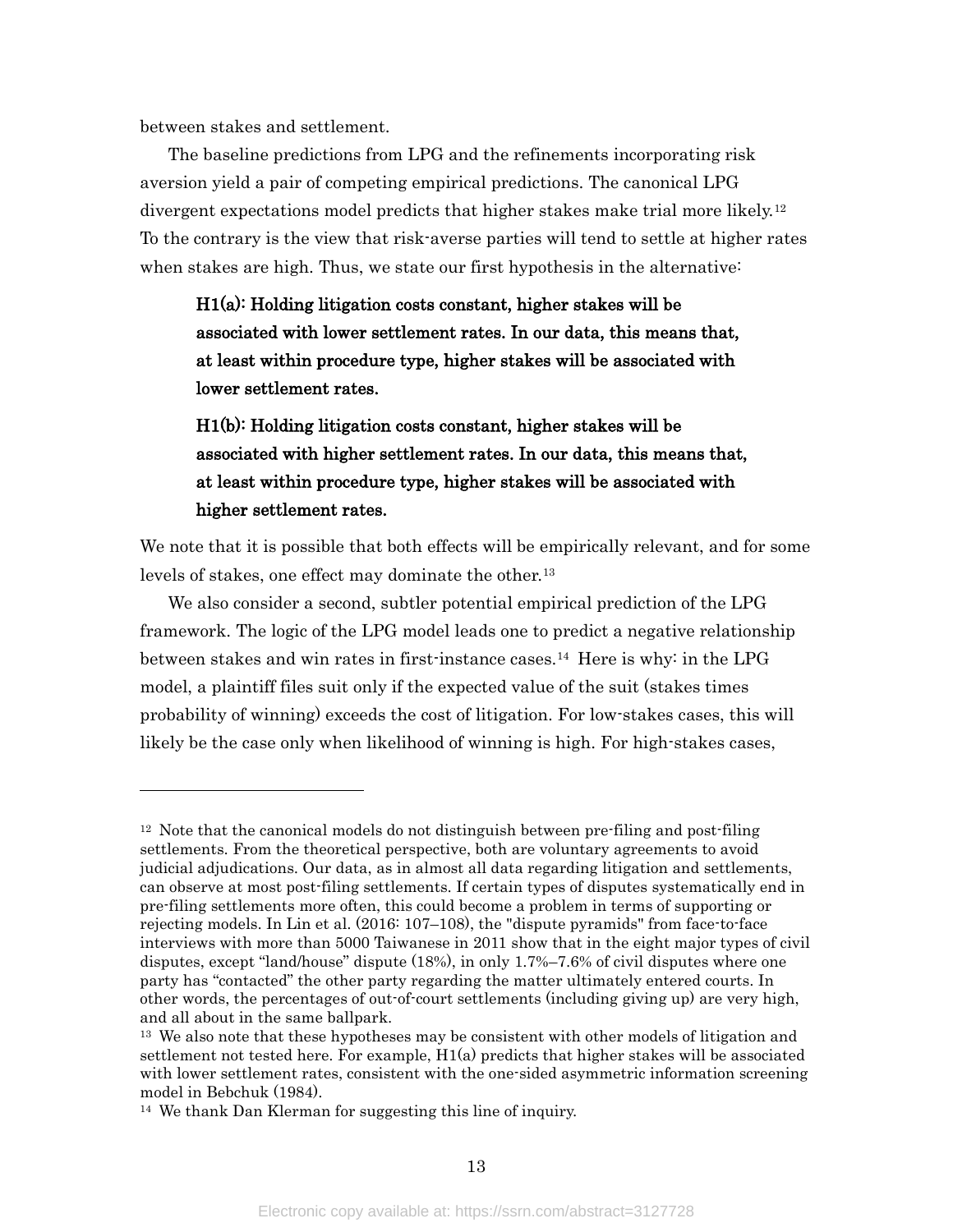between stakes and settlement.

The baseline predictions from LPG and the refinements incorporating risk aversion yield a pair of competing empirical predictions. The canonical LPG divergent expectations model predicts that higher stakes make trial more likely.[12] To the contrary is the view that risk-averse parties will tend to settle at higher rates when stakes are high. Thus, we state our first hypothesis in the alternative:

> **H1(a): Holding litigation costs constant, higher stakes will be associated with lower settlement rates. In our data, this means that, at least within procedure type, higher stakes will be associated with lower settlement rates.**
>
> **H1(b): Holding litigation costs constant, higher stakes will be associated with higher settlement rates. In our data, this means that, at least within procedure type, higher stakes will be associated with higher settlement rates.**

We note that it is possible that both effects will be empirically relevant, and for some levels of stakes, one effect may dominate the other.[13]

We also consider a second, subtler potential empirical prediction of the LPG framework. The logic of the LPG model leads one to predict a negative relationship between stakes and win rates in first-instance cases.[14] Here is why: in the LPG model, a plaintiff files suit only if the expected value of the suit (stakes times probability of winning) exceeds the cost of litigation. For low-stakes cases, this will likely be the case only when likelihood of winning is high. For high-stakes cases,

---

[12] Note that the canonical models do not distinguish between pre-filing and post-filing settlements. From the theoretical perspective, both are voluntary agreements to avoid judicial adjudications. Our data, as in almost all data regarding litigation and settlements, can observe at most post-filing settlements. If certain types of disputes systematically end in pre-filing settlements more often, this could become a problem in terms of supporting or rejecting models. In Lin et al. (2016: 107–108), the "dispute pyramids" from face-to-face interviews with more than 5000 Taiwanese in 2011 show that in the eight major types of civil disputes, except "land/house" dispute (18%), in only 1.7%–7.6% of civil disputes where one party has "contacted" the other party regarding the matter ultimately entered courts. In other words, the percentages of out-of-court settlements (including giving up) are very high, and all about in the same ballpark.

[13] We also note that these hypotheses may be consistent with other models of litigation and settlement not tested here. For example, H1(a) predicts that higher stakes will be associated with lower settlement rates, consistent with the one-sided asymmetric information screening model in Bebchuk (1984).

[14] We thank Dan Klerman for suggesting this line of inquiry.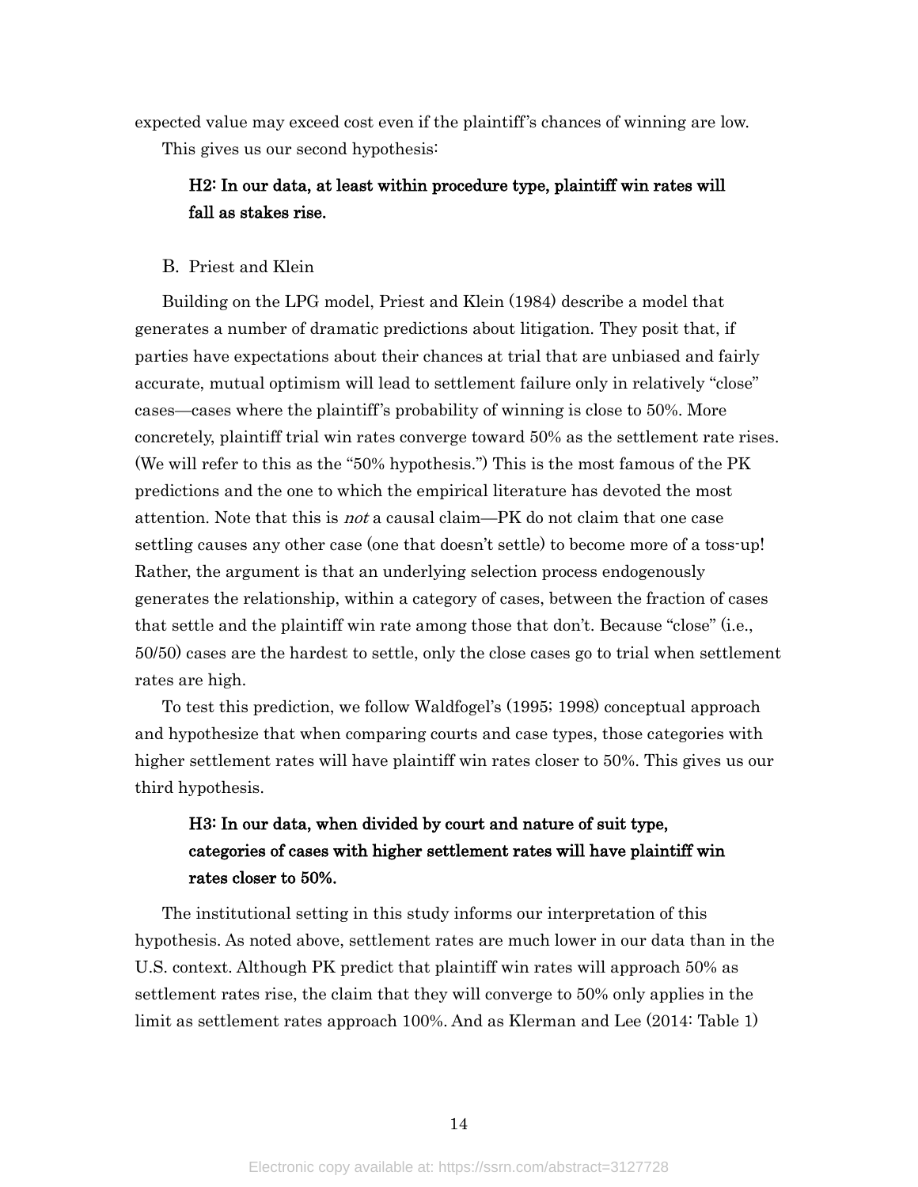expected value may exceed cost even if the plaintiff's chances of winning are low.

This gives us our second hypothesis:

> **H2: In our data, at least within procedure type, plaintiff win rates will fall as stakes rise.**

### B. Priest and Klein

Building on the LPG model, Priest and Klein (1984) describe a model that generates a number of dramatic predictions about litigation. They posit that, if parties have expectations about their chances at trial that are unbiased and fairly accurate, mutual optimism will lead to settlement failure only in relatively "close" cases—cases where the plaintiff's probability of winning is close to 50%. More concretely, plaintiff trial win rates converge toward 50% as the settlement rate rises. (We will refer to this as the "50% hypothesis.") This is the most famous of the PK predictions and the one to which the empirical literature has devoted the most attention. Note that this is *not* a causal claim—PK do not claim that one case settling causes any other case (one that doesn't settle) to become more of a toss-up! Rather, the argument is that an underlying selection process endogenously generates the relationship, within a category of cases, between the fraction of cases that settle and the plaintiff win rate among those that don't. Because "close" (i.e., 50/50) cases are the hardest to settle, only the close cases go to trial when settlement rates are high.

To test this prediction, we follow Waldfogel's (1995; 1998) conceptual approach and hypothesize that when comparing courts and case types, those categories with higher settlement rates will have plaintiff win rates closer to 50%. This gives us our third hypothesis.

> **H3: In our data, when divided by court and nature of suit type, categories of cases with higher settlement rates will have plaintiff win rates closer to 50%.**

The institutional setting in this study informs our interpretation of this hypothesis. As noted above, settlement rates are much lower in our data than in the U.S. context. Although PK predict that plaintiff win rates will approach 50% as settlement rates rise, the claim that they will converge to 50% only applies in the limit as settlement rates approach 100%. And as Klerman and Lee (2014: Table 1)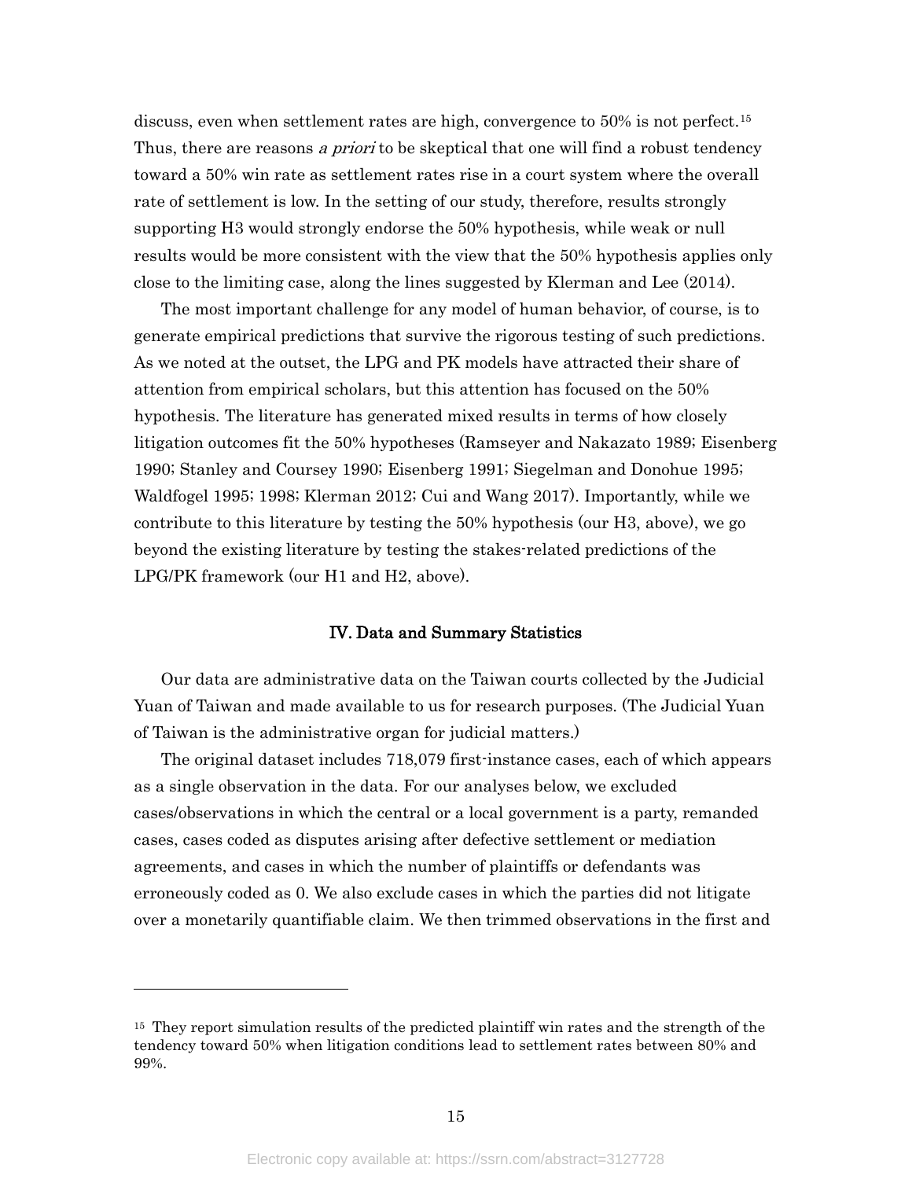discuss, even when settlement rates are high, convergence to 50% is not perfect.[15] Thus, there are reasons *a priori* to be skeptical that one will find a robust tendency toward a 50% win rate as settlement rates rise in a court system where the overall rate of settlement is low. In the setting of our study, therefore, results strongly supporting H3 would strongly endorse the 50% hypothesis, while weak or null results would be more consistent with the view that the 50% hypothesis applies only close to the limiting case, along the lines suggested by Klerman and Lee (2014).

The most important challenge for any model of human behavior, of course, is to generate empirical predictions that survive the rigorous testing of such predictions. As we noted at the outset, the LPG and PK models have attracted their share of attention from empirical scholars, but this attention has focused on the 50% hypothesis. The literature has generated mixed results in terms of how closely litigation outcomes fit the 50% hypotheses (Ramseyer and Nakazato 1989; Eisenberg 1990; Stanley and Coursey 1990; Eisenberg 1991; Siegelman and Donohue 1995; Waldfogel 1995; 1998; Klerman 2012; Cui and Wang 2017). Importantly, while we contribute to this literature by testing the 50% hypothesis (our H3, above), we go beyond the existing literature by testing the stakes-related predictions of the LPG/PK framework (our H1 and H2, above).

## IV. Data and Summary Statistics

Our data are administrative data on the Taiwan courts collected by the Judicial Yuan of Taiwan and made available to us for research purposes. (The Judicial Yuan of Taiwan is the administrative organ for judicial matters.)

The original dataset includes 718,079 first-instance cases, each of which appears as a single observation in the data. For our analyses below, we excluded cases/observations in which the central or a local government is a party, remanded cases, cases coded as disputes arising after defective settlement or mediation agreements, and cases in which the number of plaintiffs or defendants was erroneously coded as 0. We also exclude cases in which the parties did not litigate over a monetarily quantifiable claim. We then trimmed observations in the first and

---

[15] They report simulation results of the predicted plaintiff win rates and the strength of the tendency toward 50% when litigation conditions lead to settlement rates between 80% and 99%.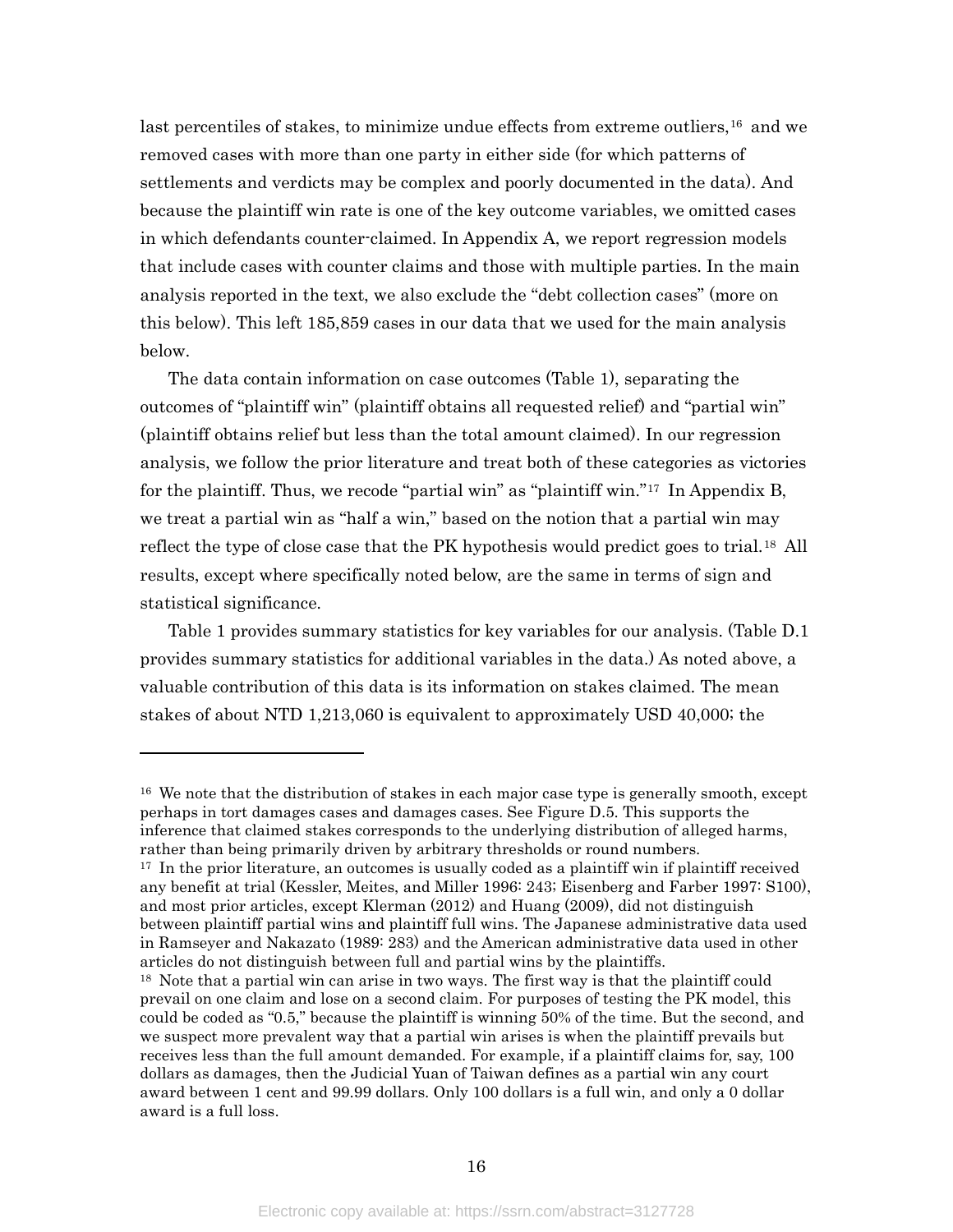last percentiles of stakes, to minimize undue effects from extreme outliers,[16] and we removed cases with more than one party in either side (for which patterns of settlements and verdicts may be complex and poorly documented in the data). And because the plaintiff win rate is one of the key outcome variables, we omitted cases in which defendants counter-claimed. In Appendix A, we report regression models that include cases with counter claims and those with multiple parties. In the main analysis reported in the text, we also exclude the "debt collection cases" (more on this below). This left 185,859 cases in our data that we used for the main analysis below.

The data contain information on case outcomes (Table 1), separating the outcomes of "plaintiff win" (plaintiff obtains all requested relief) and "partial win" (plaintiff obtains relief but less than the total amount claimed). In our regression analysis, we follow the prior literature and treat both of these categories as victories for the plaintiff. Thus, we recode "partial win" as "plaintiff win."[17] In Appendix B, we treat a partial win as "half a win," based on the notion that a partial win may reflect the type of close case that the PK hypothesis would predict goes to trial.[18] All results, except where specifically noted below, are the same in terms of sign and statistical significance.

Table 1 provides summary statistics for key variables for our analysis. (Table D.1 provides summary statistics for additional variables in the data.) As noted above, a valuable contribution of this data is its information on stakes claimed. The mean stakes of about NTD 1,213,060 is equivalent to approximately USD 40,000; the

---

[16] We note that the distribution of stakes in each major case type is generally smooth, except perhaps in tort damages cases and damages cases. See Figure D.5. This supports the inference that claimed stakes corresponds to the underlying distribution of alleged harms, rather than being primarily driven by arbitrary thresholds or round numbers.

[17] In the prior literature, an outcomes is usually coded as a plaintiff win if plaintiff received any benefit at trial (Kessler, Meites, and Miller 1996: 243; Eisenberg and Farber 1997: S100), and most prior articles, except Klerman (2012) and Huang (2009), did not distinguish between plaintiff partial wins and plaintiff full wins. The Japanese administrative data used in Ramseyer and Nakazato (1989: 283) and the American administrative data used in other articles do not distinguish between full and partial wins by the plaintiffs.

[18] Note that a partial win can arise in two ways. The first way is that the plaintiff could prevail on one claim and lose on a second claim. For purposes of testing the PK model, this could be coded as "0.5," because the plaintiff is winning 50% of the time. But the second, and we suspect more prevalent way that a partial win arises is when the plaintiff prevails but receives less than the full amount demanded. For example, if a plaintiff claims for, say, 100 dollars as damages, then the Judicial Yuan of Taiwan defines as a partial win any court award between 1 cent and 99.99 dollars. Only 100 dollars is a full win, and only a 0 dollar award is a full loss.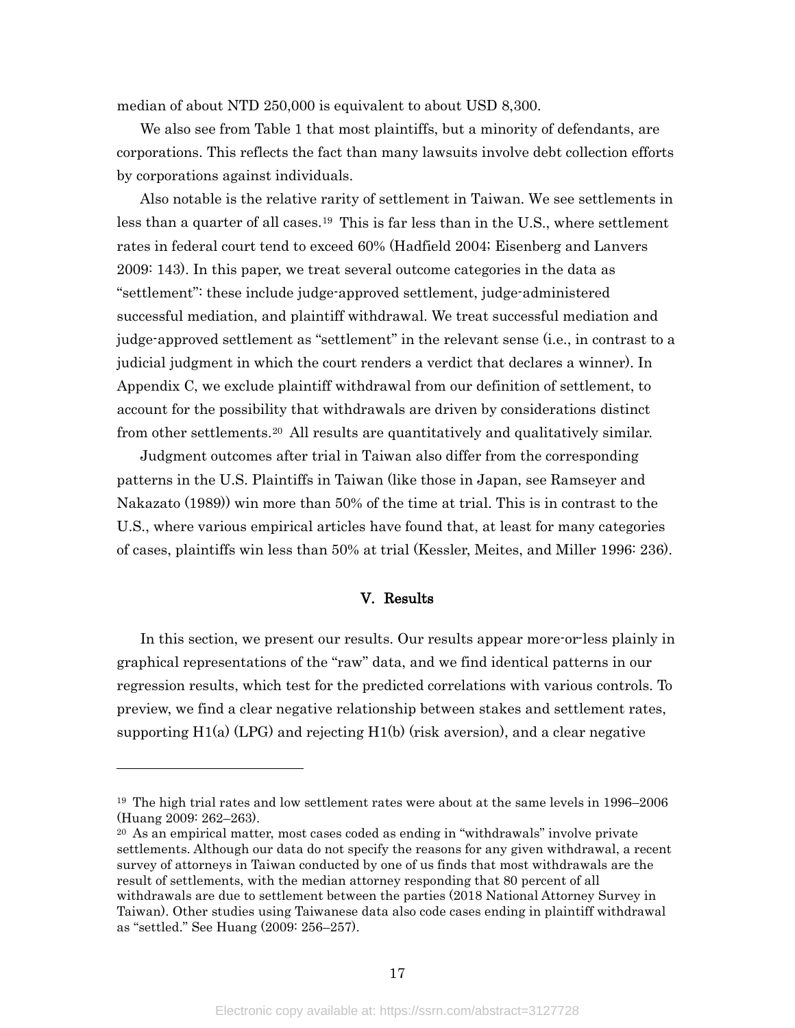median of about NTD 250,000 is equivalent to about USD 8,300.

We also see from Table 1 that most plaintiffs, but a minority of defendants, are corporations. This reflects the fact than many lawsuits involve debt collection efforts by corporations against individuals.

Also notable is the relative rarity of settlement in Taiwan. We see settlements in less than a quarter of all cases.[19] This is far less than in the U.S., where settlement rates in federal court tend to exceed 60% (Hadfield 2004; Eisenberg and Lanvers 2009: 143). In this paper, we treat several outcome categories in the data as "settlement": these include judge-approved settlement, judge-administered successful mediation, and plaintiff withdrawal. We treat successful mediation and judge-approved settlement as "settlement" in the relevant sense (i.e., in contrast to a judicial judgment in which the court renders a verdict that declares a winner). In Appendix C, we exclude plaintiff withdrawal from our definition of settlement, to account for the possibility that withdrawals are driven by considerations distinct from other settlements.[20] All results are quantitatively and qualitatively similar.

Judgment outcomes after trial in Taiwan also differ from the corresponding patterns in the U.S. Plaintiffs in Taiwan (like those in Japan, see Ramseyer and Nakazato (1989)) win more than 50% of the time at trial. This is in contrast to the U.S., where various empirical articles have found that, at least for many categories of cases, plaintiffs win less than 50% at trial (Kessler, Meites, and Miller 1996: 236).

## V. Results

In this section, we present our results. Our results appear more-or-less plainly in graphical representations of the "raw" data, and we find identical patterns in our regression results, which test for the predicted correlations with various controls. To preview, we find a clear negative relationship between stakes and settlement rates, supporting H1(a) (LPG) and rejecting H1(b) (risk aversion), and a clear negative

---

[19] The high trial rates and low settlement rates were about at the same levels in 1996–2006 (Huang 2009: 262–263).

[20] As an empirical matter, most cases coded as ending in "withdrawals" involve private settlements. Although our data do not specify the reasons for any given withdrawal, a recent survey of attorneys in Taiwan conducted by one of us finds that most withdrawals are the result of settlements, with the median attorney responding that 80 percent of all withdrawals are due to settlement between the parties (2018 National Attorney Survey in Taiwan). Other studies using Taiwanese data also code cases ending in plaintiff withdrawal as "settled." See Huang (2009: 256–257).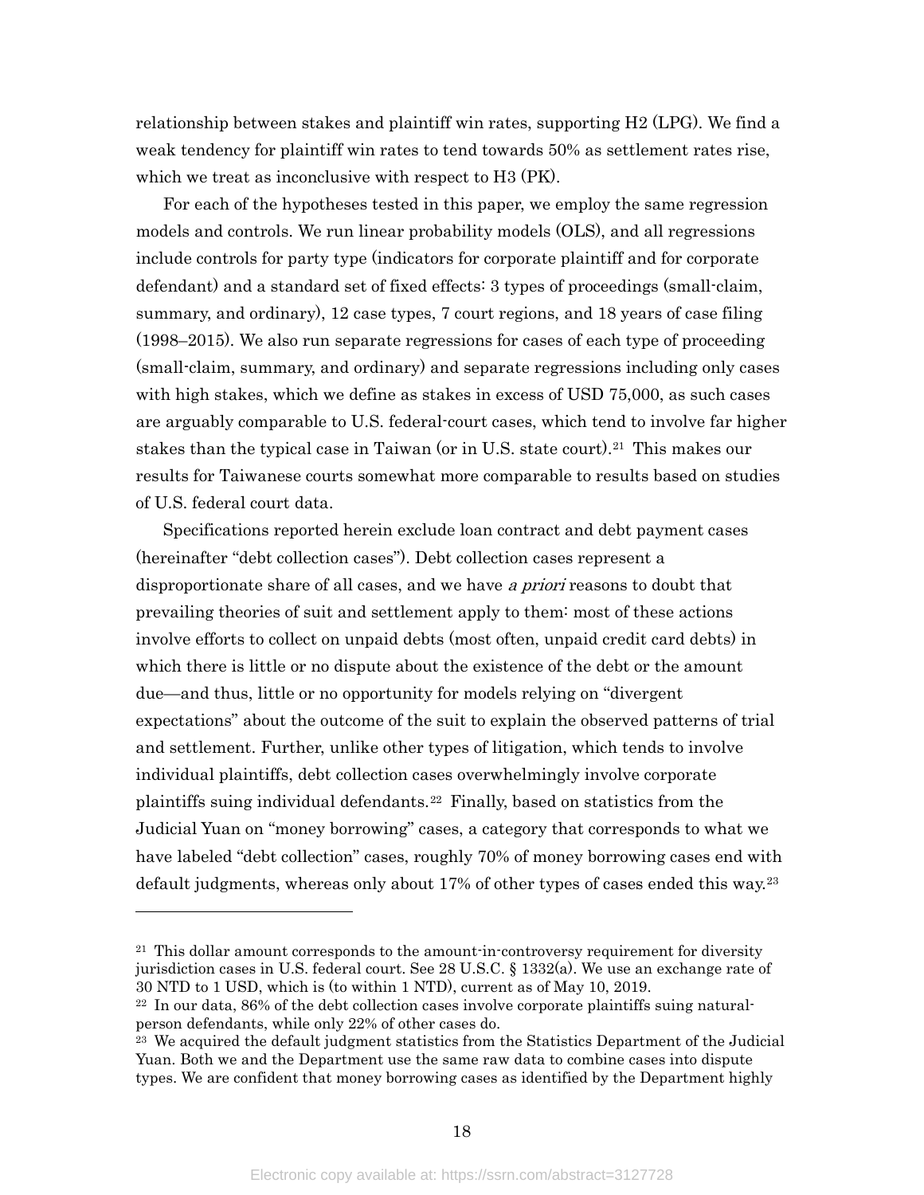relationship between stakes and plaintiff win rates, supporting H2 (LPG). We find a weak tendency for plaintiff win rates to tend towards 50% as settlement rates rise, which we treat as inconclusive with respect to H3 (PK).

For each of the hypotheses tested in this paper, we employ the same regression models and controls. We run linear probability models (OLS), and all regressions include controls for party type (indicators for corporate plaintiff and for corporate defendant) and a standard set of fixed effects: 3 types of proceedings (small-claim, summary, and ordinary), 12 case types, 7 court regions, and 18 years of case filing (1998–2015). We also run separate regressions for cases of each type of proceeding (small-claim, summary, and ordinary) and separate regressions including only cases with high stakes, which we define as stakes in excess of USD 75,000, as such cases are arguably comparable to U.S. federal-court cases, which tend to involve far higher stakes than the typical case in Taiwan (or in U.S. state court).[21] This makes our results for Taiwanese courts somewhat more comparable to results based on studies of U.S. federal court data.

Specifications reported herein exclude loan contract and debt payment cases (hereinafter "debt collection cases"). Debt collection cases represent a disproportionate share of all cases, and we have *a priori* reasons to doubt that prevailing theories of suit and settlement apply to them: most of these actions involve efforts to collect on unpaid debts (most often, unpaid credit card debts) in which there is little or no dispute about the existence of the debt or the amount due—and thus, little or no opportunity for models relying on "divergent expectations" about the outcome of the suit to explain the observed patterns of trial and settlement. Further, unlike other types of litigation, which tends to involve individual plaintiffs, debt collection cases overwhelmingly involve corporate plaintiffs suing individual defendants.[22] Finally, based on statistics from the Judicial Yuan on "money borrowing" cases, a category that corresponds to what we have labeled "debt collection" cases, roughly 70% of money borrowing cases end with default judgments, whereas only about 17% of other types of cases ended this way.[23]

---

[21] This dollar amount corresponds to the amount-in-controversy requirement for diversity jurisdiction cases in U.S. federal court. See 28 U.S.C. § 1332(a). We use an exchange rate of 30 NTD to 1 USD, which is (to within 1 NTD), current as of May 10, 2019.

[22] In our data, 86% of the debt collection cases involve corporate plaintiffs suing natural-person defendants, while only 22% of other cases do.

[23] We acquired the default judgment statistics from the Statistics Department of the Judicial Yuan. Both we and the Department use the same raw data to combine cases into dispute types. We are confident that money borrowing cases as identified by the Department highly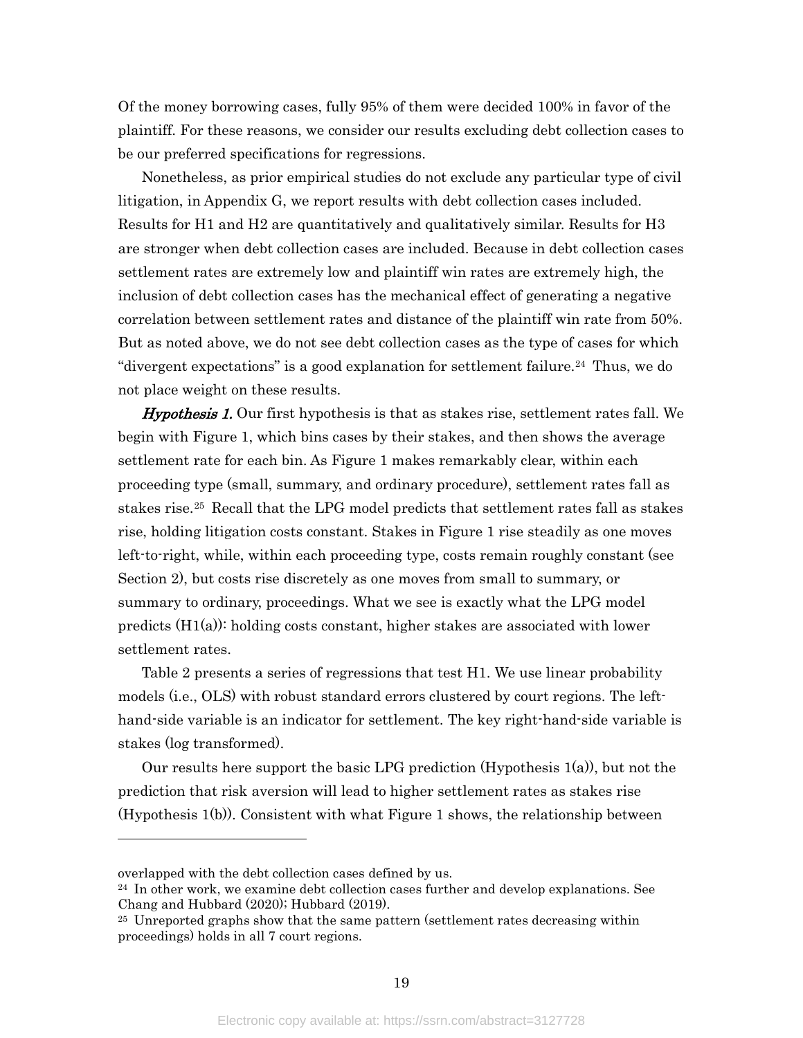Of the money borrowing cases, fully 95% of them were decided 100% in favor of the plaintiff. For these reasons, we consider our results excluding debt collection cases to be our preferred specifications for regressions.

Nonetheless, as prior empirical studies do not exclude any particular type of civil litigation, in Appendix G, we report results with debt collection cases included. Results for H1 and H2 are quantitatively and qualitatively similar. Results for H3 are stronger when debt collection cases are included. Because in debt collection cases settlement rates are extremely low and plaintiff win rates are extremely high, the inclusion of debt collection cases has the mechanical effect of generating a negative correlation between settlement rates and distance of the plaintiff win rate from 50%. But as noted above, we do not see debt collection cases as the type of cases for which "divergent expectations" is a good explanation for settlement failure.[24] Thus, we do not place weight on these results.

***Hypothesis 1.*** Our first hypothesis is that as stakes rise, settlement rates fall. We begin with Figure 1, which bins cases by their stakes, and then shows the average settlement rate for each bin. As Figure 1 makes remarkably clear, within each proceeding type (small, summary, and ordinary procedure), settlement rates fall as stakes rise.[25] Recall that the LPG model predicts that settlement rates fall as stakes rise, holding litigation costs constant. Stakes in Figure 1 rise steadily as one moves left-to-right, while, within each proceeding type, costs remain roughly constant (see Section 2), but costs rise discretely as one moves from small to summary, or summary to ordinary, proceedings. What we see is exactly what the LPG model predicts (H1(a)): holding costs constant, higher stakes are associated with lower settlement rates.

Table 2 presents a series of regressions that test H1. We use linear probability models (i.e., OLS) with robust standard errors clustered by court regions. The left-hand-side variable is an indicator for settlement. The key right-hand-side variable is stakes (log transformed).

Our results here support the basic LPG prediction (Hypothesis 1(a)), but not the prediction that risk aversion will lead to higher settlement rates as stakes rise (Hypothesis 1(b)). Consistent with what Figure 1 shows, the relationship between

---

overlapped with the debt collection cases defined by us.

[24] In other work, we examine debt collection cases further and develop explanations. See Chang and Hubbard (2020); Hubbard (2019).

[25] Unreported graphs show that the same pattern (settlement rates decreasing within proceedings) holds in all 7 court regions.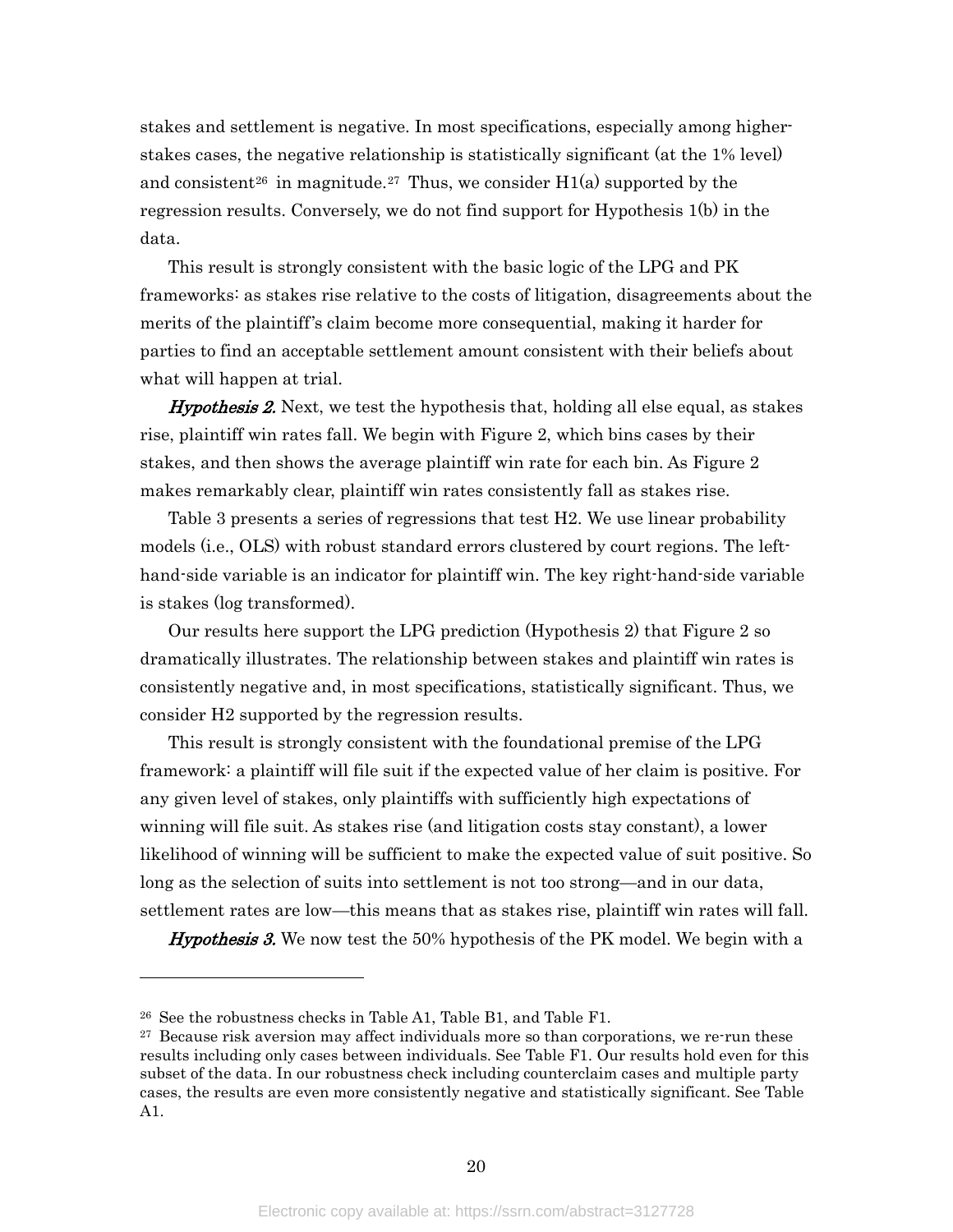stakes and settlement is negative. In most specifications, especially among higher-stakes cases, the negative relationship is statistically significant (at the 1% level) and consistent[26] in magnitude.[27] Thus, we consider H1(a) supported by the regression results. Conversely, we do not find support for Hypothesis 1(b) in the data.

This result is strongly consistent with the basic logic of the LPG and PK frameworks: as stakes rise relative to the costs of litigation, disagreements about the merits of the plaintiff's claim become more consequential, making it harder for parties to find an acceptable settlement amount consistent with their beliefs about what will happen at trial.

***Hypothesis 2.*** Next, we test the hypothesis that, holding all else equal, as stakes rise, plaintiff win rates fall. We begin with Figure 2, which bins cases by their stakes, and then shows the average plaintiff win rate for each bin. As Figure 2 makes remarkably clear, plaintiff win rates consistently fall as stakes rise.

Table 3 presents a series of regressions that test H2. We use linear probability models (i.e., OLS) with robust standard errors clustered by court regions. The left-hand-side variable is an indicator for plaintiff win. The key right-hand-side variable is stakes (log transformed).

Our results here support the LPG prediction (Hypothesis 2) that Figure 2 so dramatically illustrates. The relationship between stakes and plaintiff win rates is consistently negative and, in most specifications, statistically significant. Thus, we consider H2 supported by the regression results.

This result is strongly consistent with the foundational premise of the LPG framework: a plaintiff will file suit if the expected value of her claim is positive. For any given level of stakes, only plaintiffs with sufficiently high expectations of winning will file suit. As stakes rise (and litigation costs stay constant), a lower likelihood of winning will be sufficient to make the expected value of suit positive. So long as the selection of suits into settlement is not too strong—and in our data, settlement rates are low—this means that as stakes rise, plaintiff win rates will fall.

***Hypothesis 3.*** We now test the 50% hypothesis of the PK model. We begin with a

---

[26] See the robustness checks in Table A1, Table B1, and Table F1.

[27] Because risk aversion may affect individuals more so than corporations, we re-run these results including only cases between individuals. See Table F1. Our results hold even for this subset of the data. In our robustness check including counterclaim cases and multiple party cases, the results are even more consistently negative and statistically significant. See Table A1.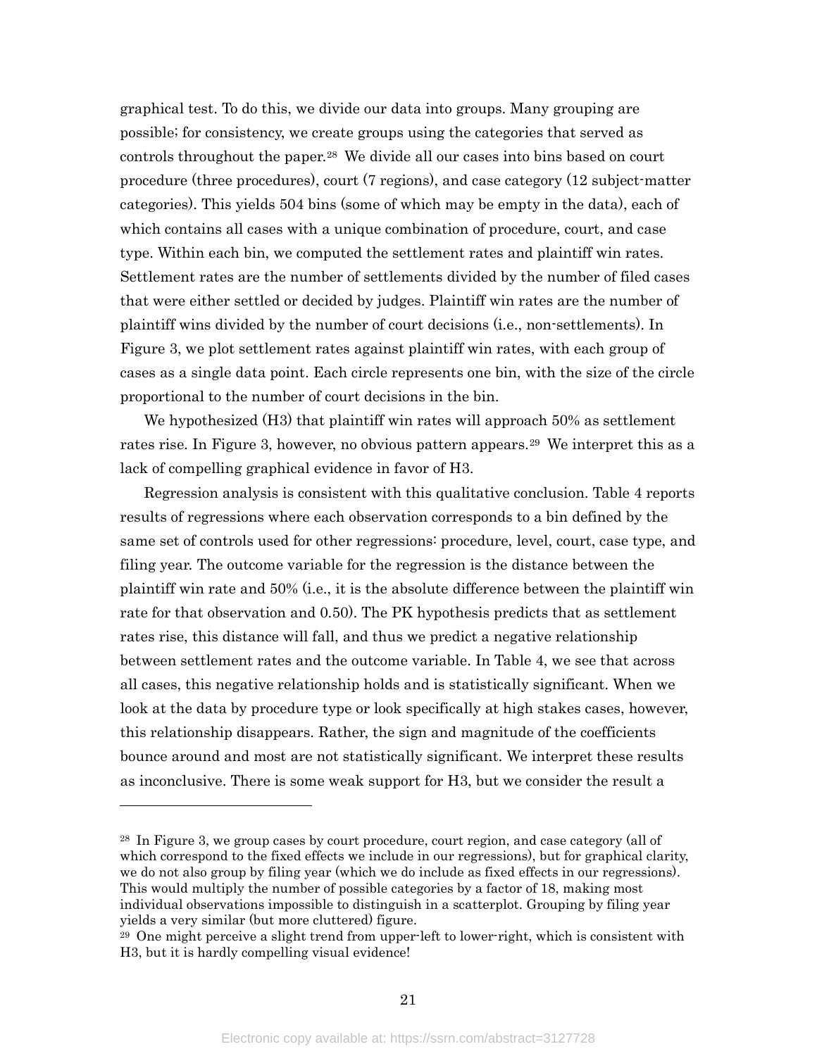graphical test. To do this, we divide our data into groups. Many grouping are possible; for consistency, we create groups using the categories that served as controls throughout the paper.[28] We divide all our cases into bins based on court procedure (three procedures), court (7 regions), and case category (12 subject-matter categories). This yields 504 bins (some of which may be empty in the data), each of which contains all cases with a unique combination of procedure, court, and case type. Within each bin, we computed the settlement rates and plaintiff win rates. Settlement rates are the number of settlements divided by the number of filed cases that were either settled or decided by judges. Plaintiff win rates are the number of plaintiff wins divided by the number of court decisions (i.e., non-settlements). In Figure 3, we plot settlement rates against plaintiff win rates, with each group of cases as a single data point. Each circle represents one bin, with the size of the circle proportional to the number of court decisions in the bin.

We hypothesized (H3) that plaintiff win rates will approach 50% as settlement rates rise. In Figure 3, however, no obvious pattern appears.[29] We interpret this as a lack of compelling graphical evidence in favor of H3.

Regression analysis is consistent with this qualitative conclusion. Table 4 reports results of regressions where each observation corresponds to a bin defined by the same set of controls used for other regressions: procedure, level, court, case type, and filing year. The outcome variable for the regression is the distance between the plaintiff win rate and 50% (i.e., it is the absolute difference between the plaintiff win rate for that observation and 0.50). The PK hypothesis predicts that as settlement rates rise, this distance will fall, and thus we predict a negative relationship between settlement rates and the outcome variable. In Table 4, we see that across all cases, this negative relationship holds and is statistically significant. When we look at the data by procedure type or look specifically at high stakes cases, however, this relationship disappears. Rather, the sign and magnitude of the coefficients bounce around and most are not statistically significant. We interpret these results as inconclusive. There is some weak support for H3, but we consider the result a

---

[28] In Figure 3, we group cases by court procedure, court region, and case category (all of which correspond to the fixed effects we include in our regressions), but for graphical clarity, we do not also group by filing year (which we do include as fixed effects in our regressions). This would multiply the number of possible categories by a factor of 18, making most individual observations impossible to distinguish in a scatterplot. Grouping by filing year yields a very similar (but more cluttered) figure.

[29] One might perceive a slight trend from upper-left to lower-right, which is consistent with H3, but it is hardly compelling visual evidence!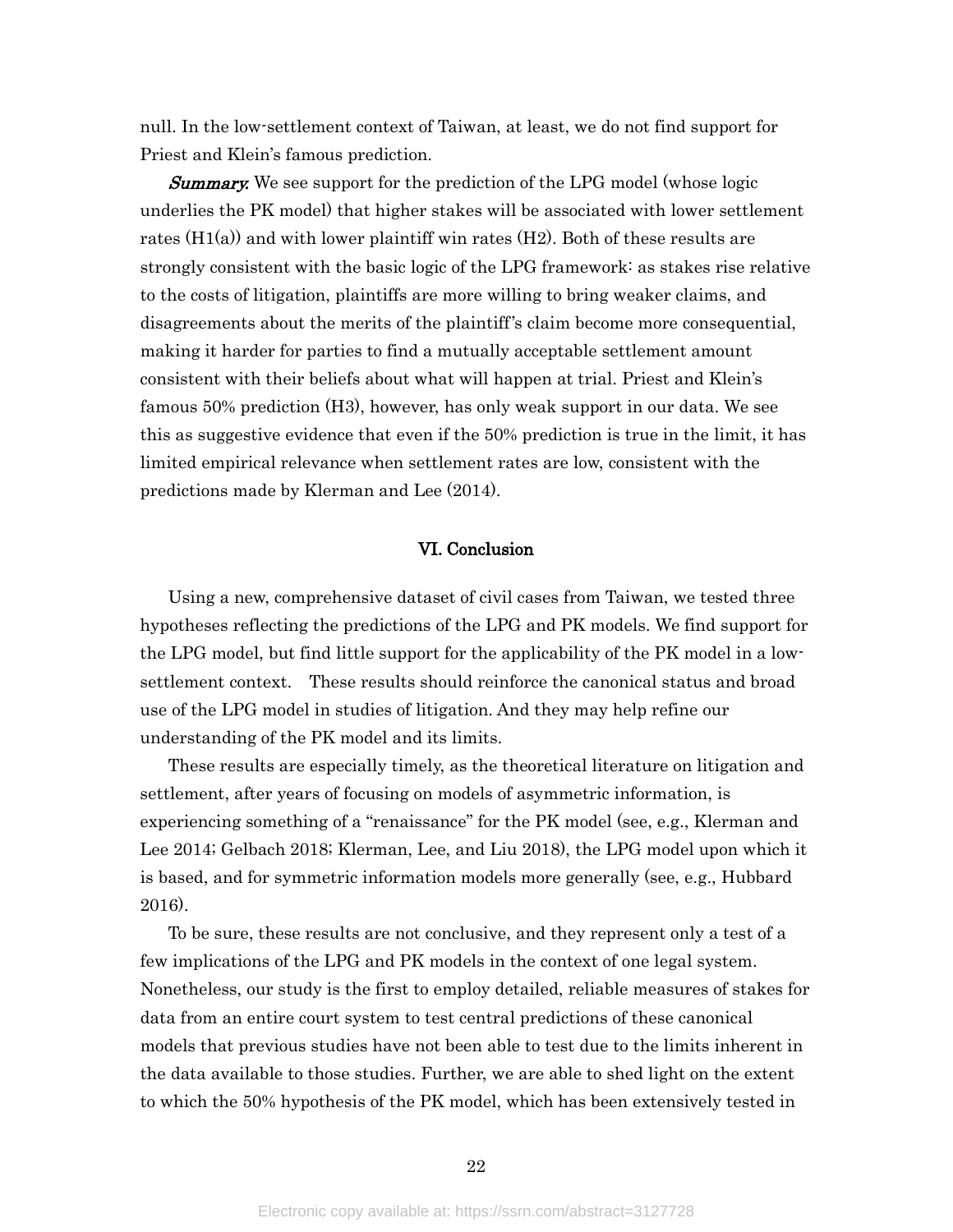null. In the low-settlement context of Taiwan, at least, we do not find support for Priest and Klein's famous prediction.

***Summary.*** We see support for the prediction of the LPG model (whose logic underlies the PK model) that higher stakes will be associated with lower settlement rates (H1(a)) and with lower plaintiff win rates (H2). Both of these results are strongly consistent with the basic logic of the LPG framework: as stakes rise relative to the costs of litigation, plaintiffs are more willing to bring weaker claims, and disagreements about the merits of the plaintiff's claim become more consequential, making it harder for parties to find a mutually acceptable settlement amount consistent with their beliefs about what will happen at trial. Priest and Klein's famous 50% prediction (H3), however, has only weak support in our data. We see this as suggestive evidence that even if the 50% prediction is true in the limit, it has limited empirical relevance when settlement rates are low, consistent with the predictions made by Klerman and Lee (2014).

## VI. Conclusion

Using a new, comprehensive dataset of civil cases from Taiwan, we tested three hypotheses reflecting the predictions of the LPG and PK models. We find support for the LPG model, but find little support for the applicability of the PK model in a low-settlement context. These results should reinforce the canonical status and broad use of the LPG model in studies of litigation. And they may help refine our understanding of the PK model and its limits.

These results are especially timely, as the theoretical literature on litigation and settlement, after years of focusing on models of asymmetric information, is experiencing something of a "renaissance" for the PK model (see, e.g., Klerman and Lee 2014; Gelbach 2018; Klerman, Lee, and Liu 2018), the LPG model upon which it is based, and for symmetric information models more generally (see, e.g., Hubbard 2016).

To be sure, these results are not conclusive, and they represent only a test of a few implications of the LPG and PK models in the context of one legal system. Nonetheless, our study is the first to employ detailed, reliable measures of stakes for data from an entire court system to test central predictions of these canonical models that previous studies have not been able to test due to the limits inherent in the data available to those studies. Further, we are able to shed light on the extent to which the 50% hypothesis of the PK model, which has been extensively tested in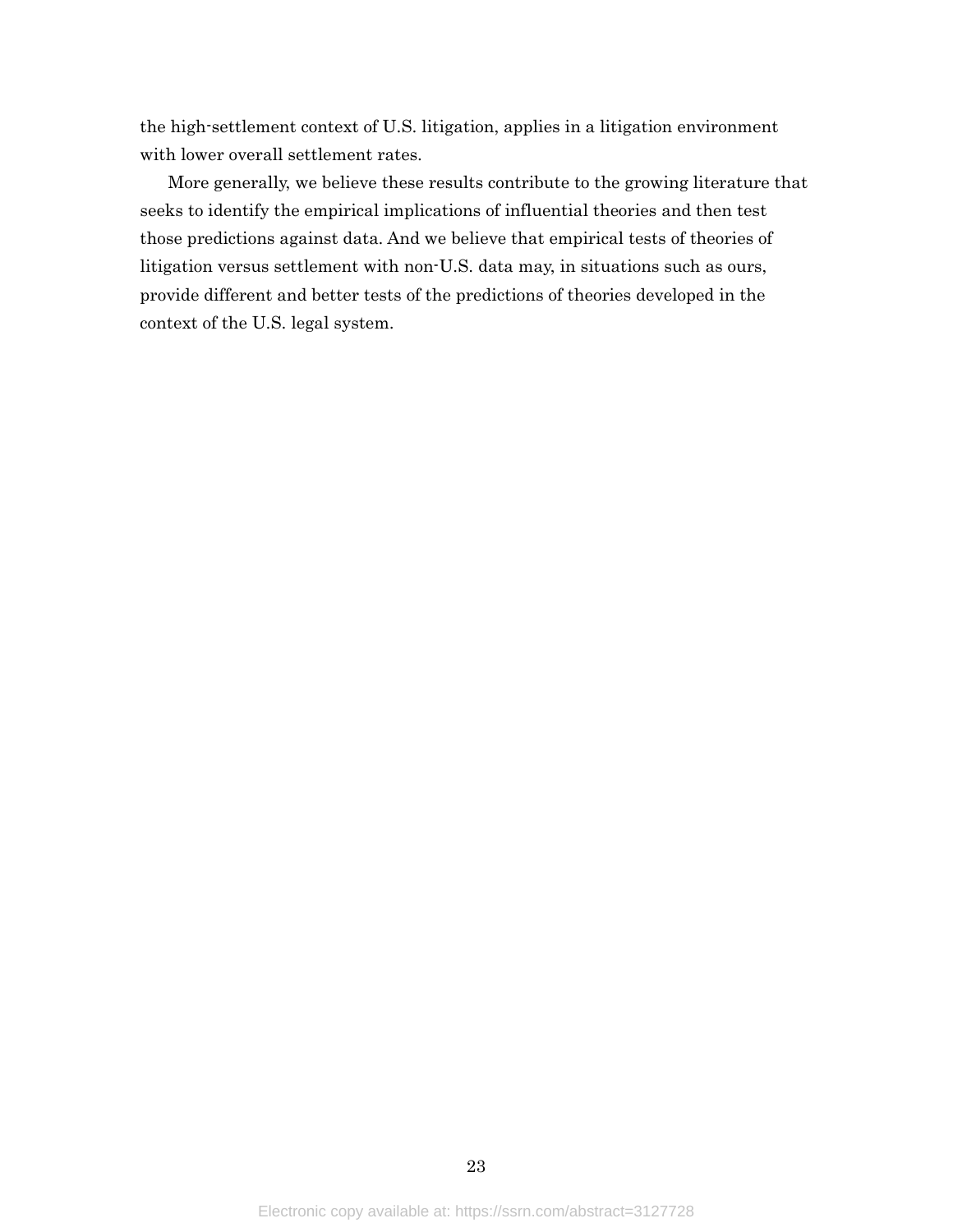the high-settlement context of U.S. litigation, applies in a litigation environment with lower overall settlement rates.

More generally, we believe these results contribute to the growing literature that seeks to identify the empirical implications of influential theories and then test those predictions against data. And we believe that empirical tests of theories of litigation versus settlement with non-U.S. data may, in situations such as ours, provide different and better tests of the predictions of theories developed in the context of the U.S. legal system.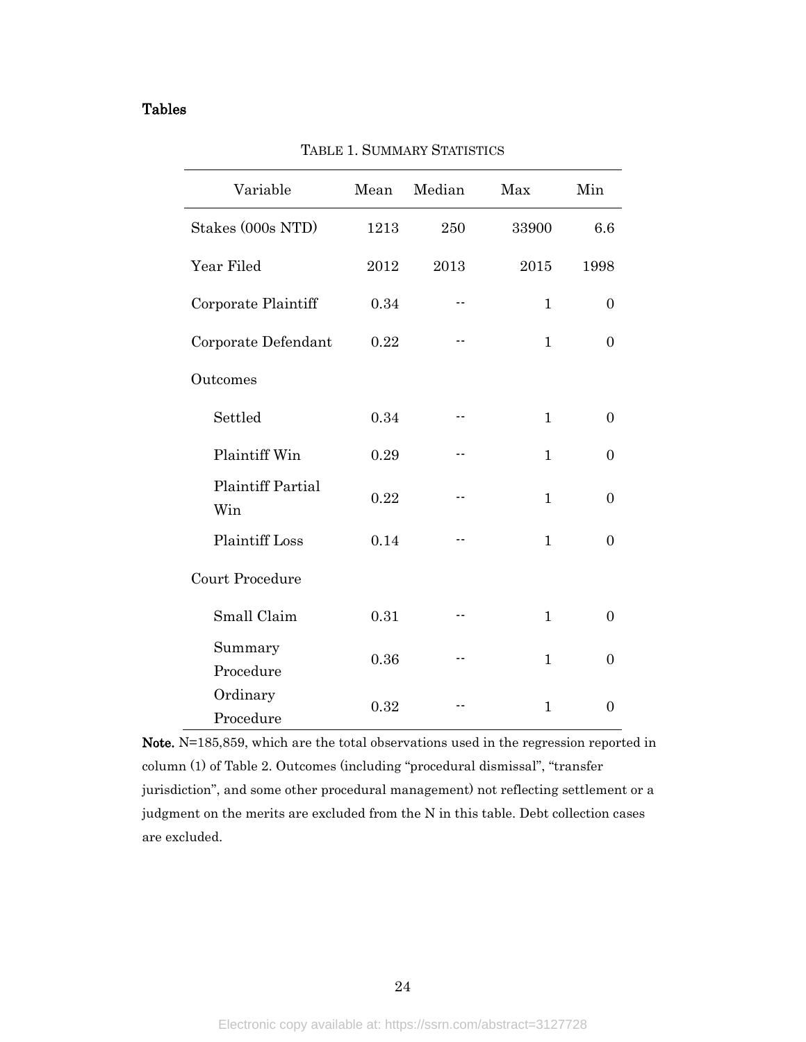## Tables

TABLE 1. SUMMARY STATISTICS

| Variable | Mean | Median | Max | Min |
|---|---|---|---|---|
| Stakes (000s NTD) | 1213 | 250 | 33900 | 6.6 |
| Year Filed | 2012 | 2013 | 2015 | 1998 |
| Corporate Plaintiff | 0.34 | -- | 1 | 0 |
| Corporate Defendant | 0.22 | -- | 1 | 0 |
| Outcomes | | | | |
| Settled | 0.34 | -- | 1 | 0 |
| Plaintiff Win | 0.29 | -- | 1 | 0 |
| Plaintiff Partial Win | 0.22 | -- | 1 | 0 |
| Plaintiff Loss | 0.14 | -- | 1 | 0 |
| Court Procedure | | | | |
| Small Claim | 0.31 | -- | 1 | 0 |
| Summary Procedure | 0.36 | -- | 1 | 0 |
| Ordinary Procedure | 0.32 | -- | 1 | 0 |

**Note.** N=185,859, which are the total observations used in the regression reported in column (1) of Table 2. Outcomes (including "procedural dismissal", "transfer jurisdiction", and some other procedural management) not reflecting settlement or a judgment on the merits are excluded from the N in this table. Debt collection cases are excluded.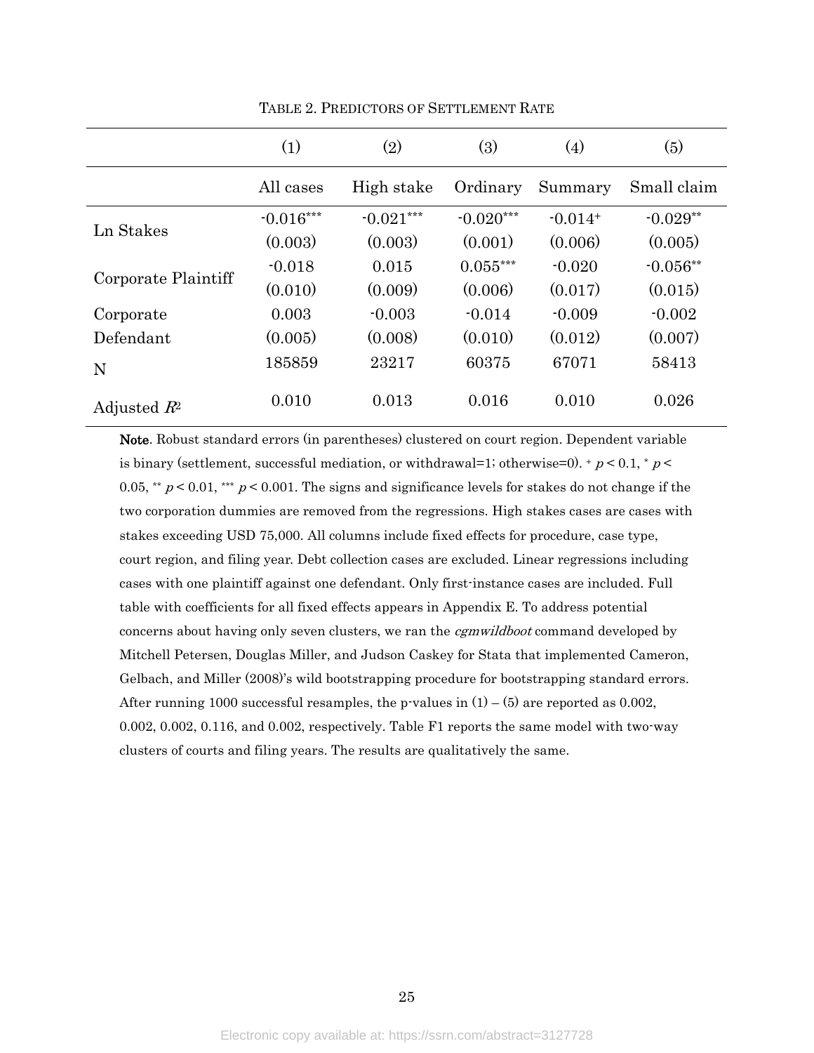TABLE 2. PREDICTORS OF SETTLEMENT RATE

| | (1) | (2) | (3) | (4) | (5) |
|---|---|---|---|---|---|
| | All cases | High stake | Ordinary | Summary | Small claim |
| Ln Stakes | -0.016*** | -0.021*** | -0.020*** | -0.014+ | -0.029** |
| | (0.003) | (0.003) | (0.001) | (0.006) | (0.005) |
| Corporate Plaintiff | -0.018 | 0.015 | 0.055*** | -0.020 | -0.056** |
| | (0.010) | (0.009) | (0.006) | (0.017) | (0.015) |
| Corporate Defendant | 0.003 | -0.003 | -0.014 | -0.009 | -0.002 |
| | (0.005) | (0.008) | (0.010) | (0.012) | (0.007) |
| N | 185859 | 23217 | 60375 | 67071 | 58413 |
| Adjusted $R^2$ | 0.010 | 0.013 | 0.016 | 0.010 | 0.026 |

**Note**. Robust standard errors (in parentheses) clustered on court region. Dependent variable is binary (settlement, successful mediation, or withdrawal=1; otherwise=0). + $p < 0.1$, * $p < 0.05$, ** $p < 0.01$, *** $p < 0.001$. The signs and significance levels for stakes do not change if the two corporation dummies are removed from the regressions. High stakes cases are cases with stakes exceeding USD 75,000. All columns include fixed effects for procedure, case type, court region, and filing year. Debt collection cases are excluded. Linear regressions including cases with one plaintiff against one defendant. Only first-instance cases are included. Full table with coefficients for all fixed effects appears in Appendix E. To address potential concerns about having only seven clusters, we ran the *cgmwildboot* command developed by Mitchell Petersen, Douglas Miller, and Judson Caskey for Stata that implemented Cameron, Gelbach, and Miller (2008)'s wild bootstrapping procedure for bootstrapping standard errors. After running 1000 successful resamples, the p-values in (1) – (5) are reported as 0.002, 0.002, 0.002, 0.116, and 0.002, respectively. Table F1 reports the same model with two-way clusters of courts and filing years. The results are qualitatively the same.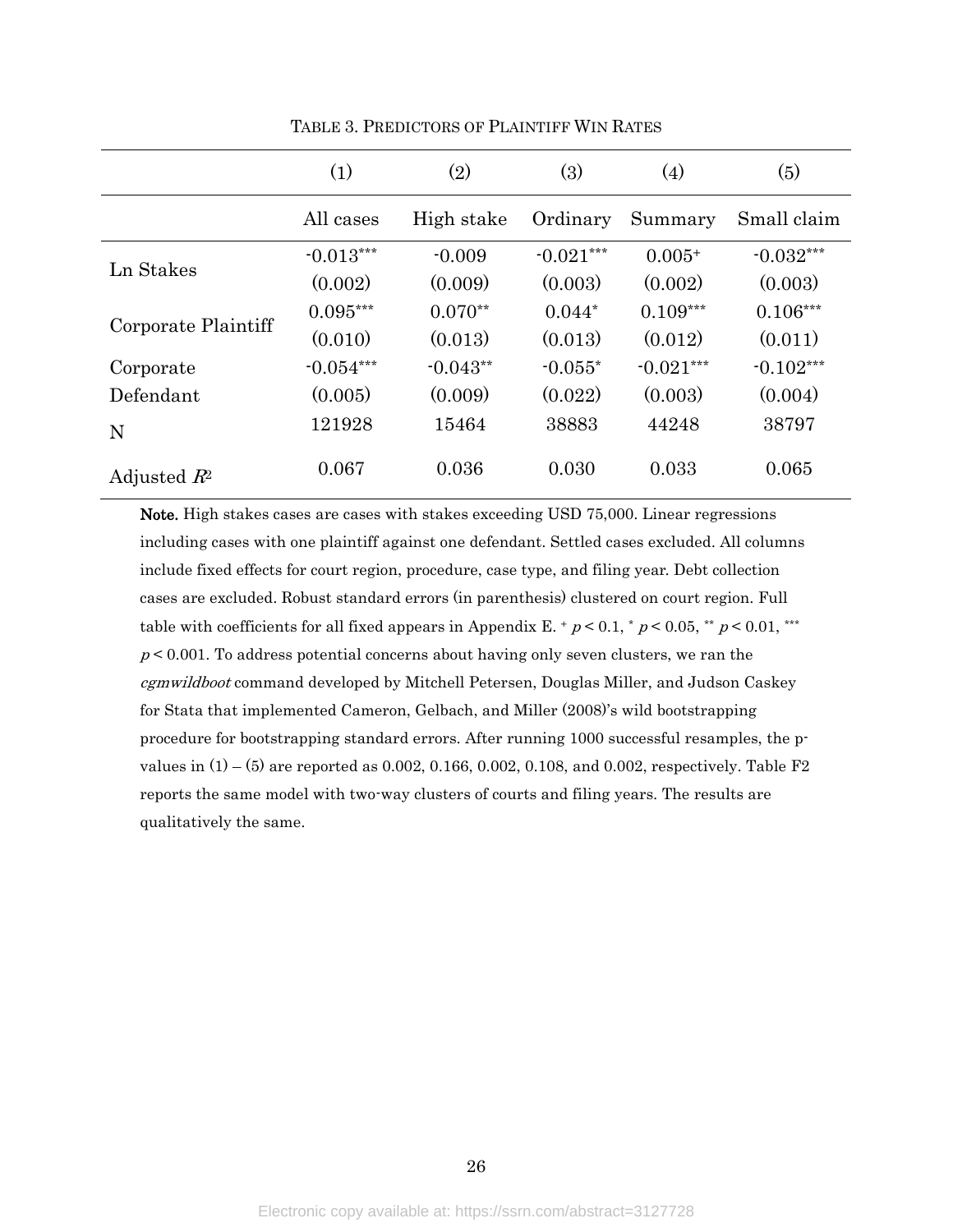TABLE 3. PREDICTORS OF PLAINTIFF WIN RATES

| | (1) | (2) | (3) | (4) | (5) |
|---|---|---|---|---|---|
| | All cases | High stake | Ordinary | Summary | Small claim |
| Ln Stakes | -0.013*** | -0.009 | -0.021*** | 0.005+ | -0.032*** |
| | (0.002) | (0.009) | (0.003) | (0.002) | (0.003) |
| Corporate Plaintiff | 0.095*** | 0.070** | 0.044* | 0.109*** | 0.106*** |
| | (0.010) | (0.013) | (0.013) | (0.012) | (0.011) |
| Corporate Defendant | -0.054*** | -0.043** | -0.055* | -0.021*** | -0.102*** |
| | (0.005) | (0.009) | (0.022) | (0.003) | (0.004) |
| N | 121928 | 15464 | 38883 | 44248 | 38797 |
| Adjusted $R^2$ | 0.067 | 0.036 | 0.030 | 0.033 | 0.065 |

**Note.** High stakes cases are cases with stakes exceeding USD 75,000. Linear regressions including cases with one plaintiff against one defendant. Settled cases excluded. All columns include fixed effects for court region, procedure, case type, and filing year. Debt collection cases are excluded. Robust standard errors (in parenthesis) clustered on court region. Full table with coefficients for all fixed appears in Appendix E. + $p < 0.1$, * $p < 0.05$, ** $p < 0.01$, *** $p < 0.001$. To address potential concerns about having only seven clusters, we ran the *cgmwildboot* command developed by Mitchell Petersen, Douglas Miller, and Judson Caskey for Stata that implemented Cameron, Gelbach, and Miller (2008)'s wild bootstrapping procedure for bootstrapping standard errors. After running 1000 successful resamples, the p-values in (1) – (5) are reported as 0.002, 0.166, 0.002, 0.108, and 0.002, respectively. Table F2 reports the same model with two-way clusters of courts and filing years. The results are qualitatively the same.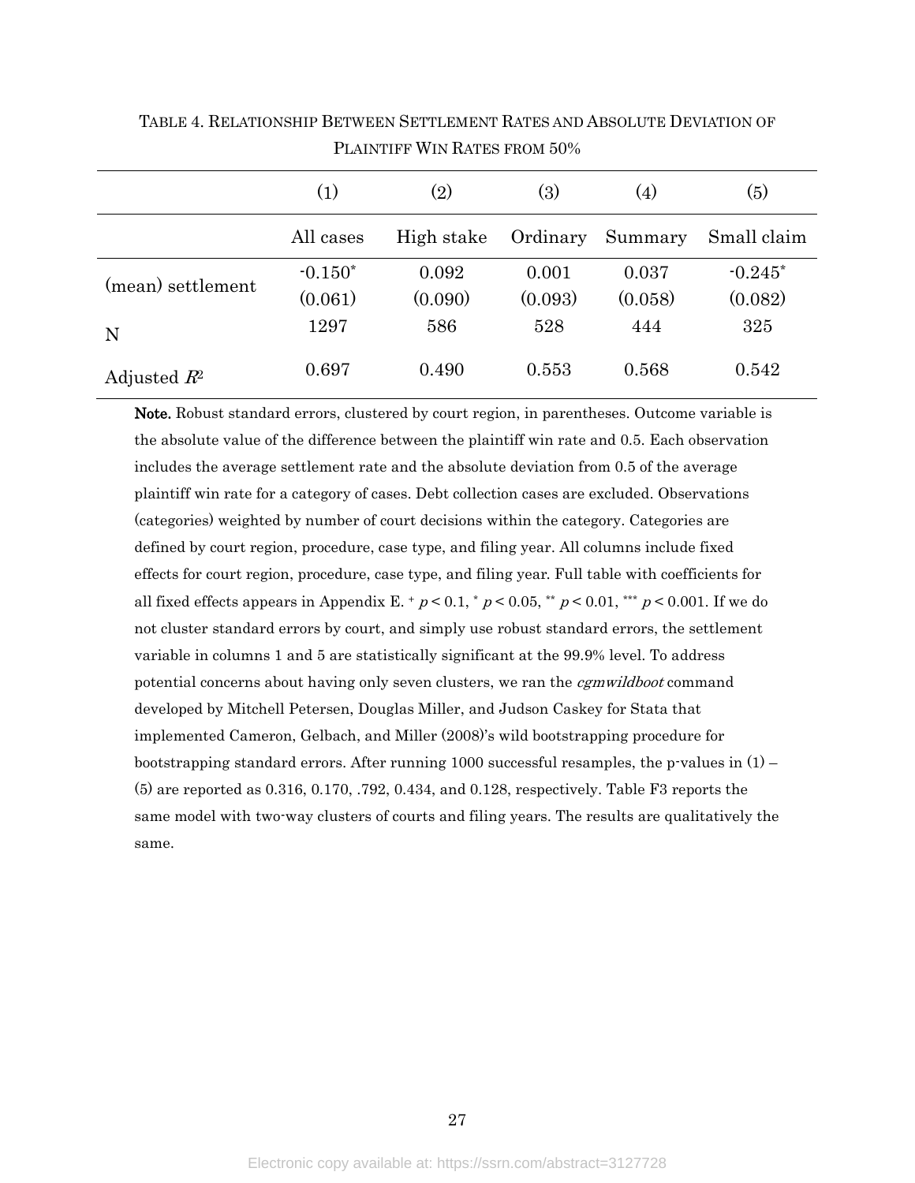TABLE 4. RELATIONSHIP BETWEEN SETTLEMENT RATES AND ABSOLUTE DEVIATION OF PLAINTIFF WIN RATES FROM 50%

| | (1) | (2) | (3) | (4) | (5) |
|---|---|---|---|---|---|
| | All cases | High stake | Ordinary | Summary | Small claim |
| (mean) settlement | -0.150* | 0.092 | 0.001 | 0.037 | -0.245* |
| | (0.061) | (0.090) | (0.093) | (0.058) | (0.082) |
| N | 1297 | 586 | 528 | 444 | 325 |
| Adjusted $R^2$ | 0.697 | 0.490 | 0.553 | 0.568 | 0.542 |

**Note.** Robust standard errors, clustered by court region, in parentheses. Outcome variable is the absolute value of the difference between the plaintiff win rate and 0.5. Each observation includes the average settlement rate and the absolute deviation from 0.5 of the average plaintiff win rate for a category of cases. Debt collection cases are excluded. Observations (categories) weighted by number of court decisions within the category. Categories are defined by court region, procedure, case type, and filing year. All columns include fixed effects for court region, procedure, case type, and filing year. Full table with coefficients for all fixed effects appears in Appendix E. + $p < 0.1$, * $p < 0.05$, ** $p < 0.01$, *** $p < 0.001$. If we do not cluster standard errors by court, and simply use robust standard errors, the settlement variable in columns 1 and 5 are statistically significant at the 99.9% level. To address potential concerns about having only seven clusters, we ran the *cgmwildboot* command developed by Mitchell Petersen, Douglas Miller, and Judson Caskey for Stata that implemented Cameron, Gelbach, and Miller (2008)'s wild bootstrapping procedure for bootstrapping standard errors. After running 1000 successful resamples, the p-values in (1) – (5) are reported as 0.316, 0.170, .792, 0.434, and 0.128, respectively. Table F3 reports the same model with two-way clusters of courts and filing years. The results are qualitatively the same.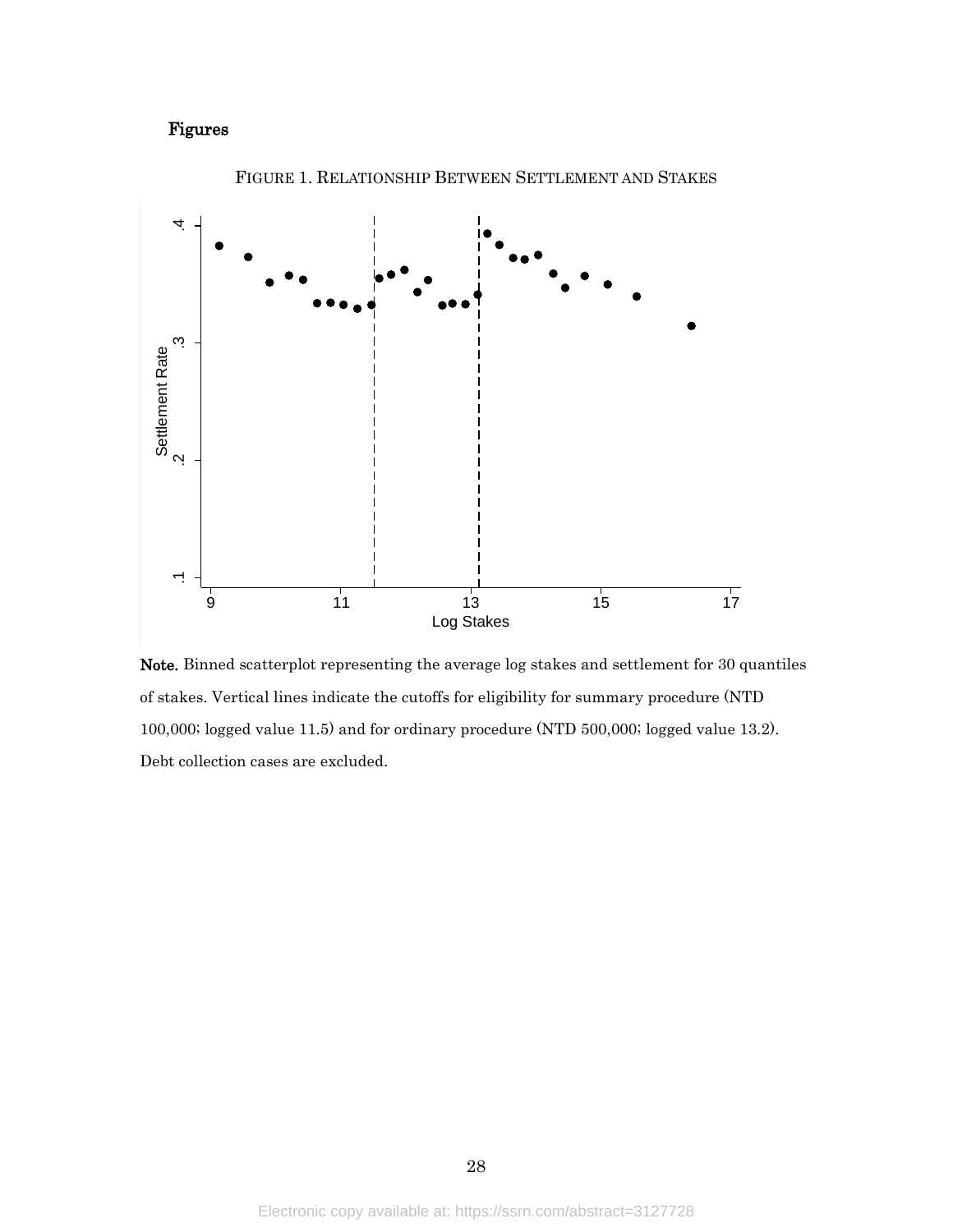# Figures

FIGURE 1. RELATIONSHIP BETWEEN SETTLEMENT AND STAKES

**Note.** Binned scatterplot representing the average log stakes and settlement for 30 quantiles of stakes. Vertical lines indicate the cutoffs for eligibility for summary procedure (NTD 100,000; logged value 11.5) and for ordinary procedure (NTD 500,000; logged value 13.2). Debt collection cases are excluded.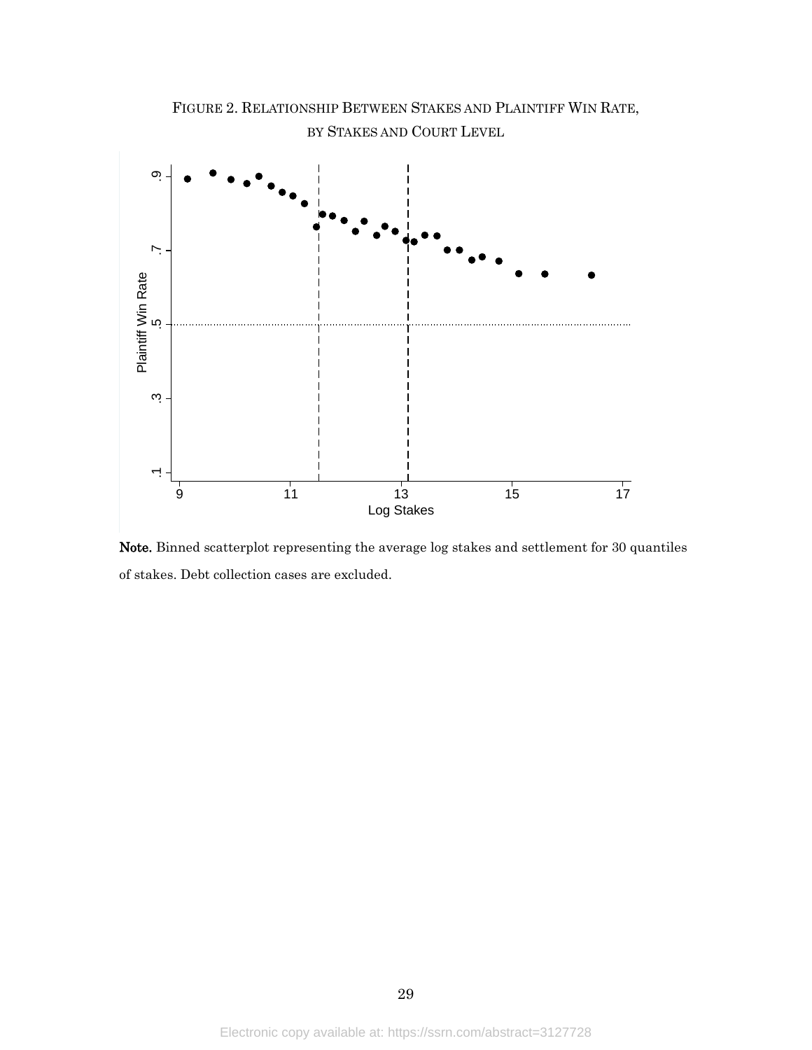FIGURE 2. RELATIONSHIP BETWEEN STAKES AND PLAINTIFF WIN RATE, BY STAKES AND COURT LEVEL

**Note.** Binned scatterplot representing the average log stakes and settlement for 30 quantiles of stakes. Debt collection cases are excluded.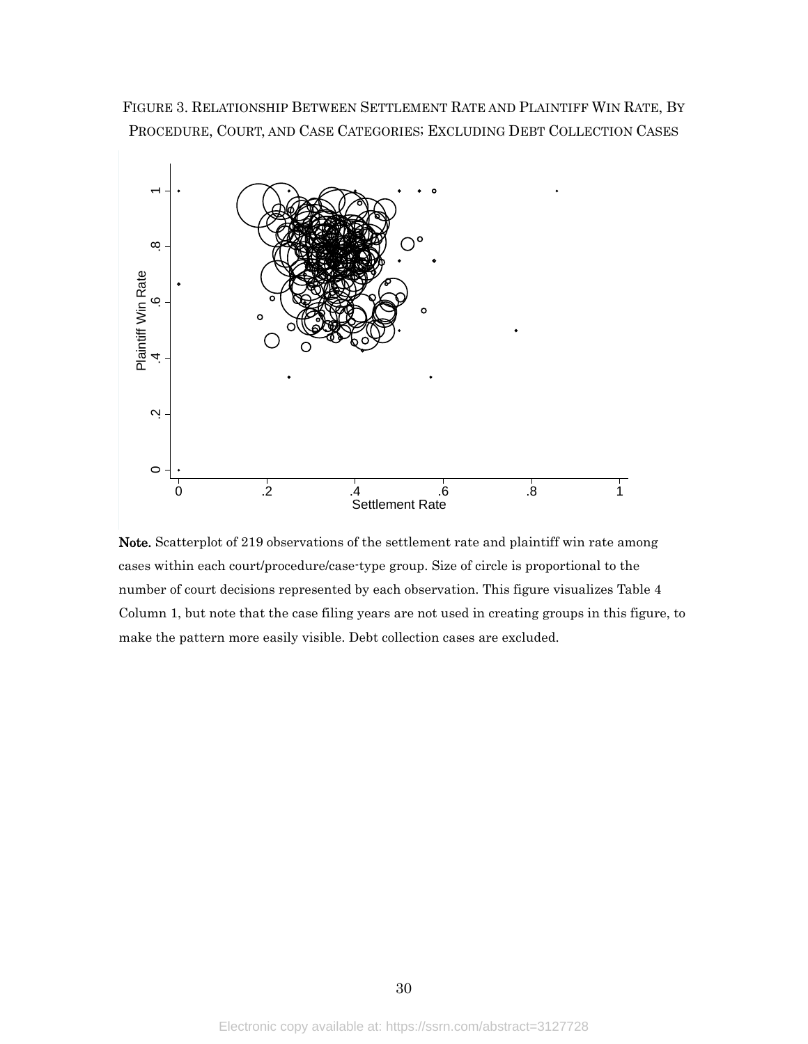FIGURE 3. RELATIONSHIP BETWEEN SETTLEMENT RATE AND PLAINTIFF WIN RATE, BY PROCEDURE, COURT, AND CASE CATEGORIES; EXCLUDING DEBT COLLECTION CASES

**Note.** Scatterplot of 219 observations of the settlement rate and plaintiff win rate among cases within each court/procedure/case-type group. Size of circle is proportional to the number of court decisions represented by each observation. This figure visualizes Table 4 Column 1, but note that the case filing years are not used in creating groups in this figure, to make the pattern more easily visible. Debt collection cases are excluded.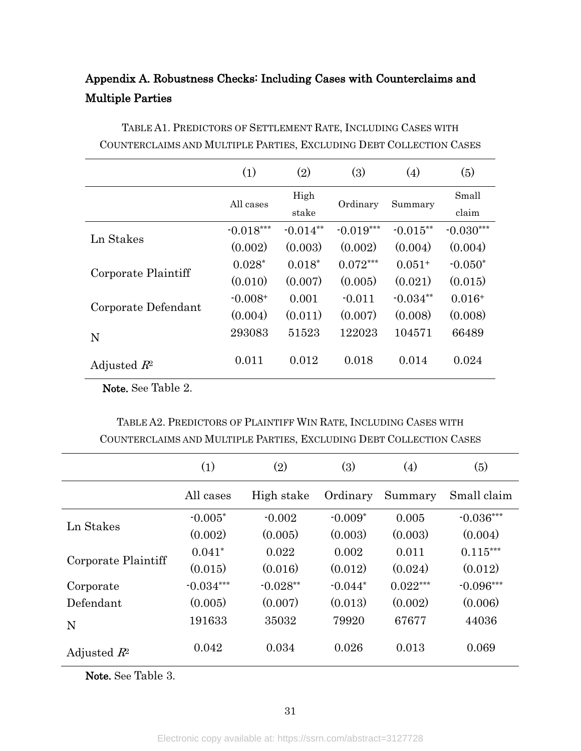## Appendix A. Robustness Checks: Including Cases with Counterclaims and Multiple Parties

TABLE A1. PREDICTORS OF SETTLEMENT RATE, INCLUDING CASES WITH COUNTERCLAIMS AND MULTIPLE PARTIES, EXCLUDING DEBT COLLECTION CASES

| | (1) | (2) | (3) | (4) | (5) |
|---|---|---|---|---|---|
| | All cases | High stake | Ordinary | Summary | Small claim |
| Ln Stakes | -0.018*** | -0.014** | -0.019*** | -0.015** | -0.030*** |
| | (0.002) | (0.003) | (0.002) | (0.004) | (0.004) |
| Corporate Plaintiff | 0.028* | 0.018* | 0.072*** | 0.051+ | -0.050* |
| | (0.010) | (0.007) | (0.005) | (0.021) | (0.015) |
| Corporate Defendant | -0.008+ | 0.001 | -0.011 | -0.034** | 0.016+ |
| | (0.004) | (0.011) | (0.007) | (0.008) | (0.008) |
| N | 293083 | 51523 | 122023 | 104571 | 66489 |
| Adjusted $R^2$ | 0.011 | 0.012 | 0.018 | 0.014 | 0.024 |

**Note.** See Table 2.

TABLE A2. PREDICTORS OF PLAINTIFF WIN RATE, INCLUDING CASES WITH COUNTERCLAIMS AND MULTIPLE PARTIES, EXCLUDING DEBT COLLECTION CASES

| | (1) | (2) | (3) | (4) | (5) |
|---|---|---|---|---|---|
| | All cases | High stake | Ordinary | Summary | Small claim |
| Ln Stakes | -0.005* | -0.002 | -0.009* | 0.005 | -0.036*** |
| | (0.002) | (0.005) | (0.003) | (0.003) | (0.004) |
| Corporate Plaintiff | 0.041* | 0.022 | 0.002 | 0.011 | 0.115*** |
| | (0.015) | (0.016) | (0.012) | (0.024) | (0.012) |
| Corporate Defendant | -0.034*** | -0.028** | -0.044* | 0.022*** | -0.096*** |
| | (0.005) | (0.007) | (0.013) | (0.002) | (0.006) |
| N | 191633 | 35032 | 79920 | 67677 | 44036 |
| Adjusted $R^2$ | 0.042 | 0.034 | 0.026 | 0.013 | 0.069 |

**Note.** See Table 3.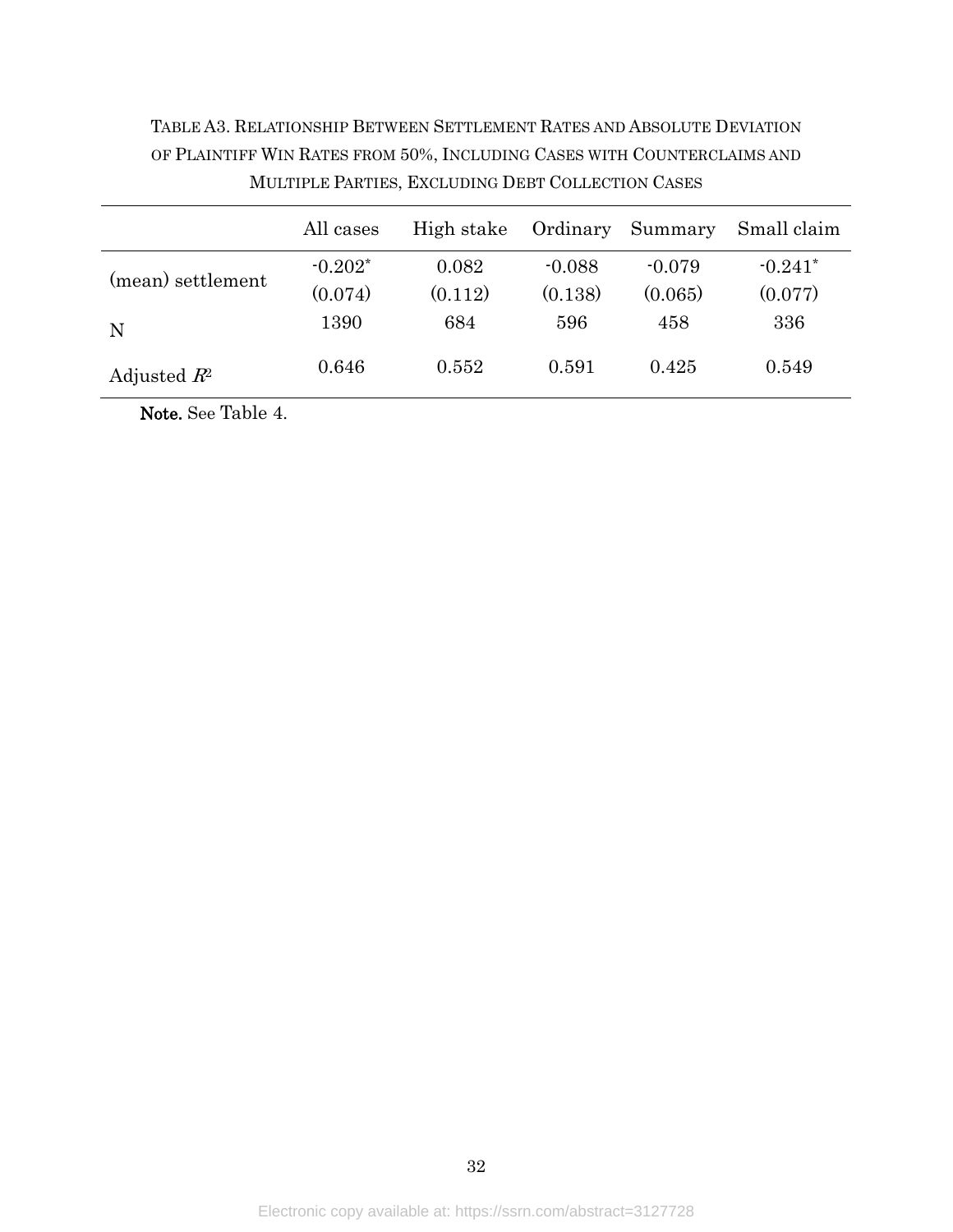TABLE A3. RELATIONSHIP BETWEEN SETTLEMENT RATES AND ABSOLUTE DEVIATION OF PLAINTIFF WIN RATES FROM 50%, INCLUDING CASES WITH COUNTERCLAIMS AND MULTIPLE PARTIES, EXCLUDING DEBT COLLECTION CASES

| | All cases | High stake | Ordinary | Summary | Small claim |
|---|---|---|---|---|---|
| (mean) settlement | -0.202* | 0.082 | -0.088 | -0.079 | -0.241* |
| | (0.074) | (0.112) | (0.138) | (0.065) | (0.077) |
| N | 1390 | 684 | 596 | 458 | 336 |
| Adjusted $R^2$ | 0.646 | 0.552 | 0.591 | 0.425 | 0.549 |

**Note.** See Table 4.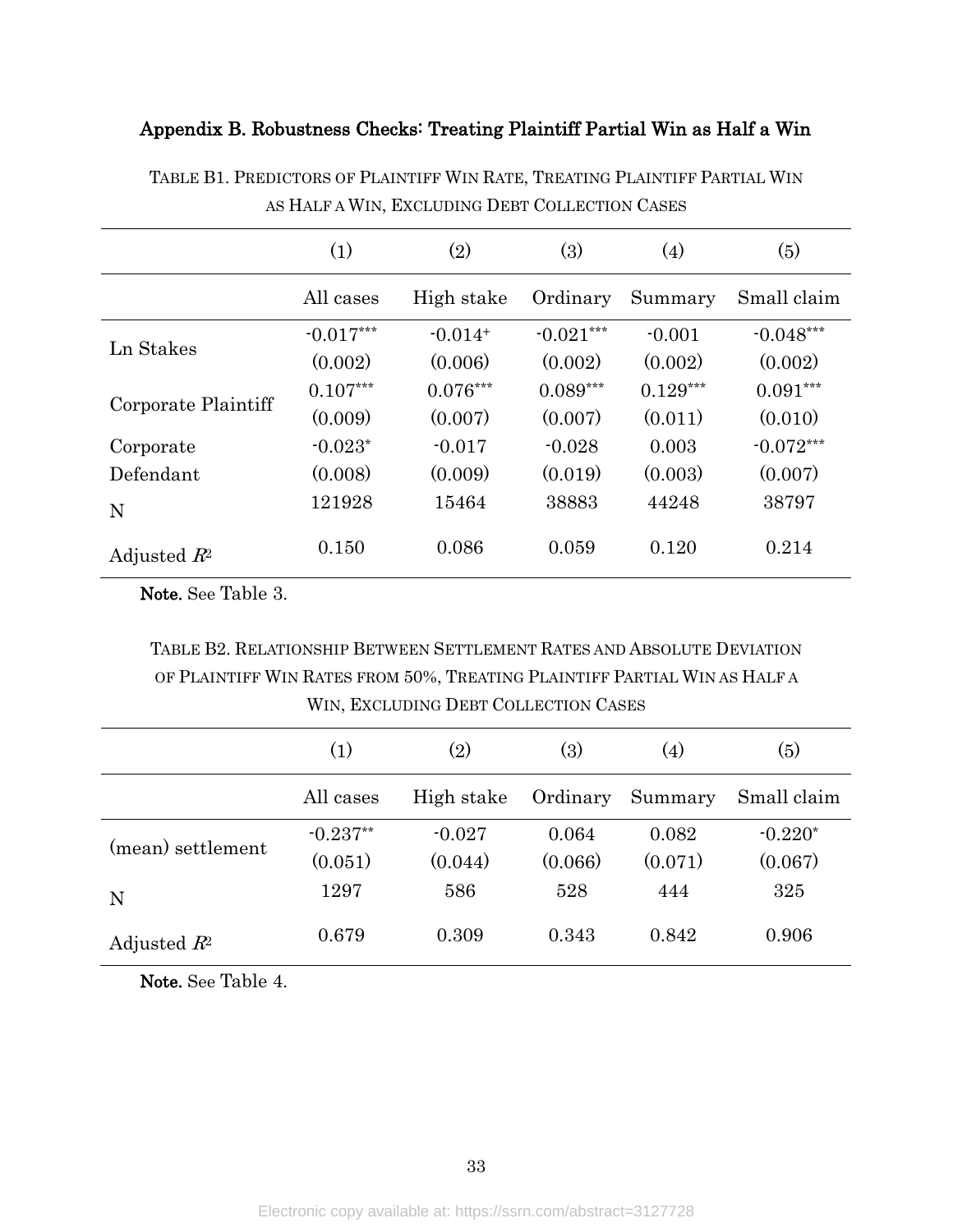## Appendix B. Robustness Checks: Treating Plaintiff Partial Win as Half a Win

TABLE B1. PREDICTORS OF PLAINTIFF WIN RATE, TREATING PLAINTIFF PARTIAL WIN AS HALF A WIN, EXCLUDING DEBT COLLECTION CASES

| | (1) | (2) | (3) | (4) | (5) |
|---|---|---|---|---|---|
| | All cases | High stake | Ordinary | Summary | Small claim |
| Ln Stakes | -0.017*** | -0.014+ | -0.021*** | -0.001 | -0.048*** |
| | (0.002) | (0.006) | (0.002) | (0.002) | (0.002) |
| Corporate Plaintiff | 0.107*** | 0.076*** | 0.089*** | 0.129*** | 0.091*** |
| | (0.009) | (0.007) | (0.007) | (0.011) | (0.010) |
| Corporate Defendant | -0.023* | -0.017 | -0.028 | 0.003 | -0.072*** |
| | (0.008) | (0.009) | (0.019) | (0.003) | (0.007) |
| N | 121928 | 15464 | 38883 | 44248 | 38797 |
| Adjusted $R^2$ | 0.150 | 0.086 | 0.059 | 0.120 | 0.214 |

**Note.** See Table 3.

TABLE B2. RELATIONSHIP BETWEEN SETTLEMENT RATES AND ABSOLUTE DEVIATION OF PLAINTIFF WIN RATES FROM 50%, TREATING PLAINTIFF PARTIAL WIN AS HALF A WIN, EXCLUDING DEBT COLLECTION CASES

| | (1) | (2) | (3) | (4) | (5) |
|---|---|---|---|---|---|
| | All cases | High stake | Ordinary | Summary | Small claim |
| (mean) settlement | -0.237** | -0.027 | 0.064 | 0.082 | -0.220* |
| | (0.051) | (0.044) | (0.066) | (0.071) | (0.067) |
| N | 1297 | 586 | 528 | 444 | 325 |
| Adjusted $R^2$ | 0.679 | 0.309 | 0.343 | 0.842 | 0.906 |

**Note.** See Table 4.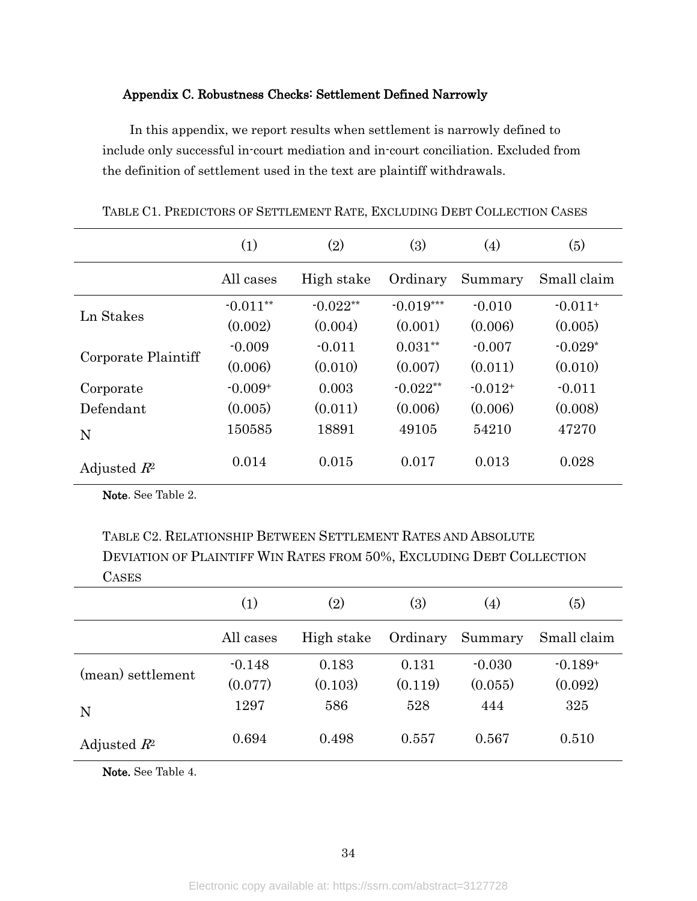### Appendix C. Robustness Checks: Settlement Defined Narrowly

In this appendix, we report results when settlement is narrowly defined to include only successful in-court mediation and in-court conciliation. Excluded from the definition of settlement used in the text are plaintiff withdrawals.

TABLE C1. PREDICTORS OF SETTLEMENT RATE, EXCLUDING DEBT COLLECTION CASES

| | (1) | (2) | (3) | (4) | (5) |
|---|---|---|---|---|---|
| | All cases | High stake | Ordinary | Summary | Small claim |
| Ln Stakes | $-0.011^{**}$ | $-0.022^{**}$ | $-0.019^{***}$ | -0.010 | $-0.011^{+}$ |
| | (0.002) | (0.004) | (0.001) | (0.006) | (0.005) |
| Corporate Plaintiff | -0.009 | -0.011 | $0.031^{**}$ | -0.007 | $-0.029^{*}$ |
| | (0.006) | (0.010) | (0.007) | (0.011) | (0.010) |
| Corporate Defendant | $-0.009^{+}$ | 0.003 | $-0.022^{**}$ | $-0.012^{+}$ | -0.011 |
| | (0.005) | (0.011) | (0.006) | (0.006) | (0.008) |
| N | 150585 | 18891 | 49105 | 54210 | 47270 |
| Adjusted $R^2$ | 0.014 | 0.015 | 0.017 | 0.013 | 0.028 |

**Note**. See Table 2.

TABLE C2. RELATIONSHIP BETWEEN SETTLEMENT RATES AND ABSOLUTE DEVIATION OF PLAINTIFF WIN RATES FROM 50%, EXCLUDING DEBT COLLECTION CASES

| | (1) | (2) | (3) | (4) | (5) |
|---|---|---|---|---|---|
| | All cases | High stake | Ordinary | Summary | Small claim |
| (mean) settlement | -0.148 | 0.183 | 0.131 | -0.030 | $-0.189^{+}$ |
| | (0.077) | (0.103) | (0.119) | (0.055) | (0.092) |
| N | 1297 | 586 | 528 | 444 | 325 |
| Adjusted $R^2$ | 0.694 | 0.498 | 0.557 | 0.567 | 0.510 |

**Note.** See Table 4.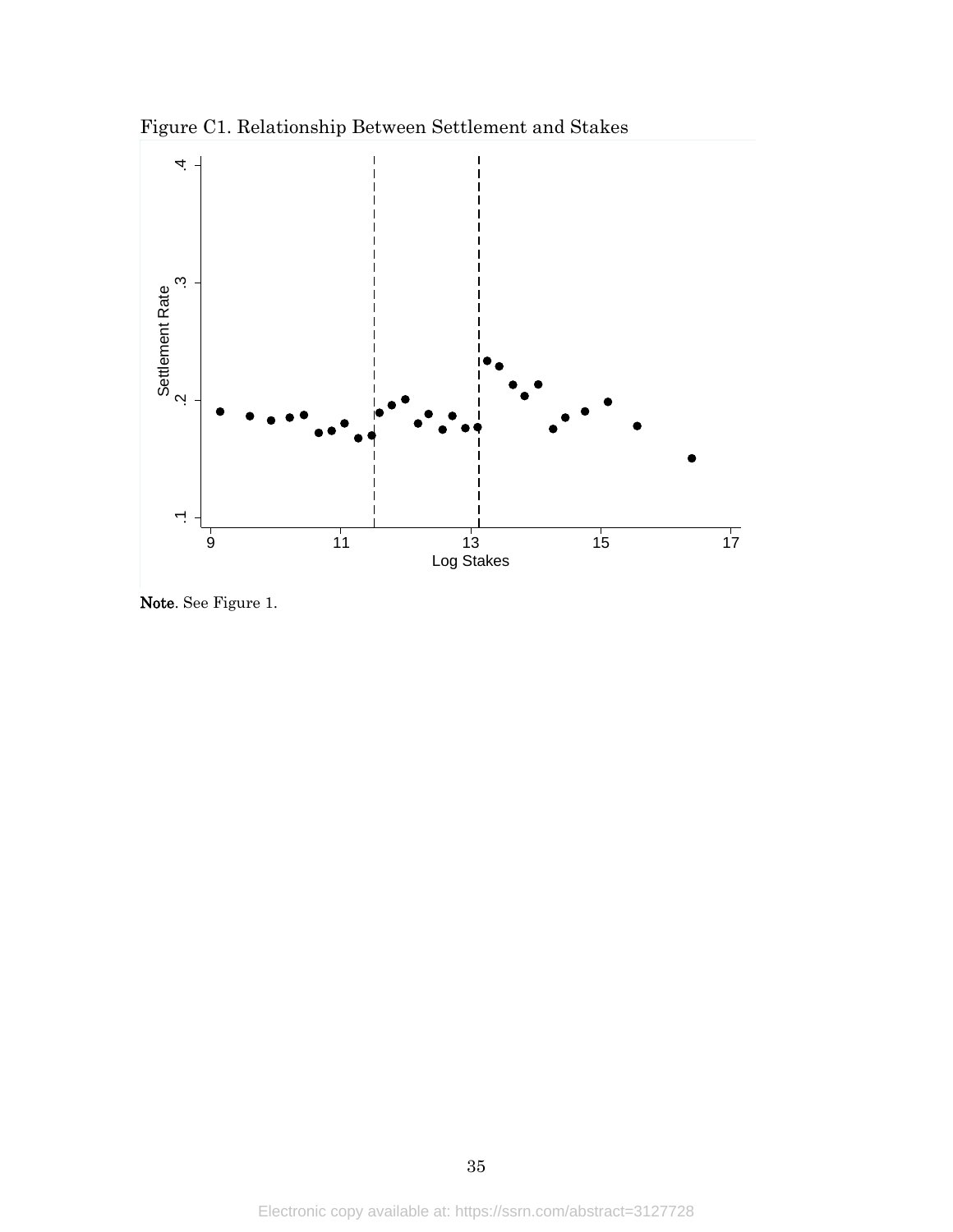Figure C1. Relationship Between Settlement and Stakes

**Note**. See Figure 1.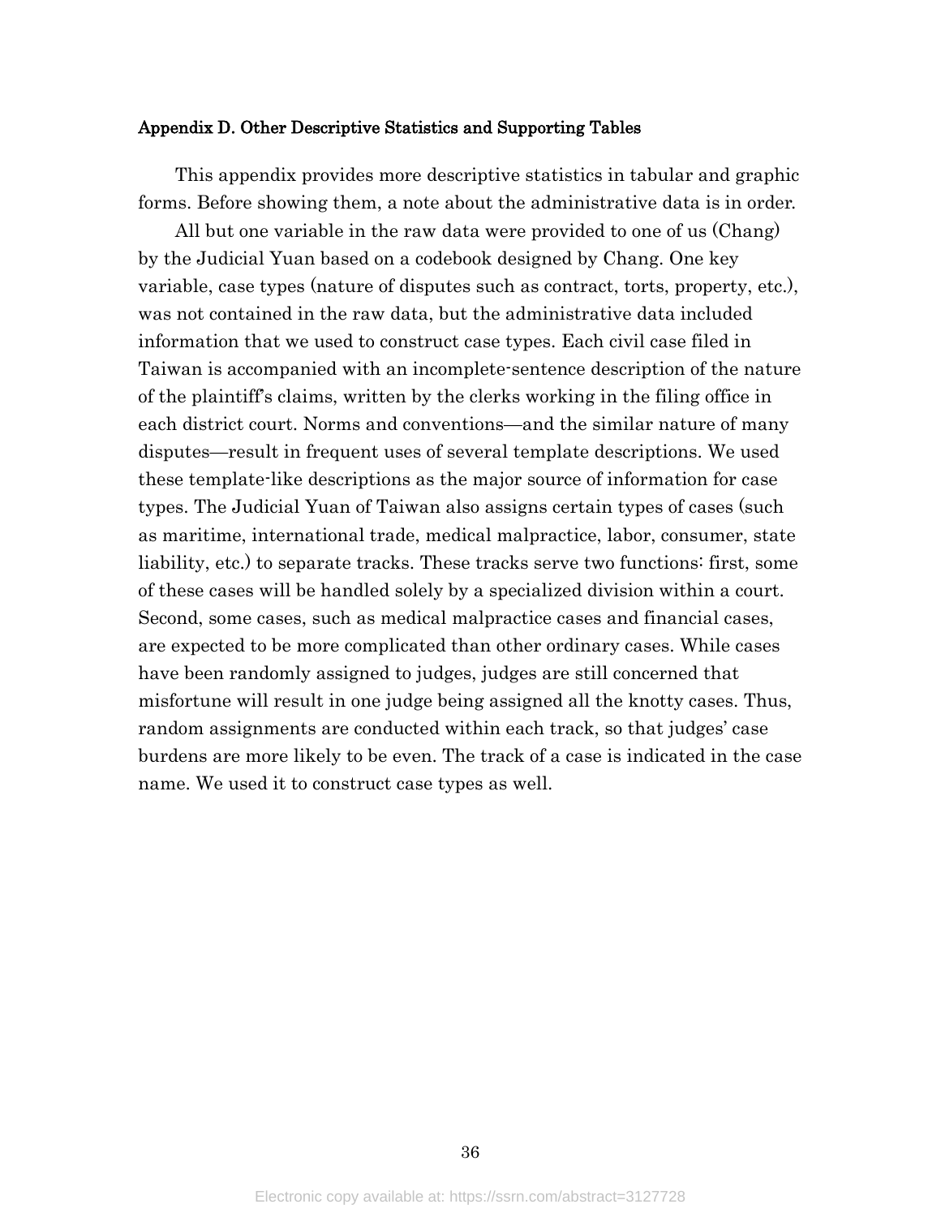### Appendix D. Other Descriptive Statistics and Supporting Tables

This appendix provides more descriptive statistics in tabular and graphic forms. Before showing them, a note about the administrative data is in order.

All but one variable in the raw data were provided to one of us (Chang) by the Judicial Yuan based on a codebook designed by Chang. One key variable, case types (nature of disputes such as contract, torts, property, etc.), was not contained in the raw data, but the administrative data included information that we used to construct case types. Each civil case filed in Taiwan is accompanied with an incomplete-sentence description of the nature of the plaintiff's claims, written by the clerks working in the filing office in each district court. Norms and conventions—and the similar nature of many disputes—result in frequent uses of several template descriptions. We used these template-like descriptions as the major source of information for case types. The Judicial Yuan of Taiwan also assigns certain types of cases (such as maritime, international trade, medical malpractice, labor, consumer, state liability, etc.) to separate tracks. These tracks serve two functions: first, some of these cases will be handled solely by a specialized division within a court. Second, some cases, such as medical malpractice cases and financial cases, are expected to be more complicated than other ordinary cases. While cases have been randomly assigned to judges, judges are still concerned that misfortune will result in one judge being assigned all the knotty cases. Thus, random assignments are conducted within each track, so that judges' case burdens are more likely to be even. The track of a case is indicated in the case name. We used it to construct case types as well.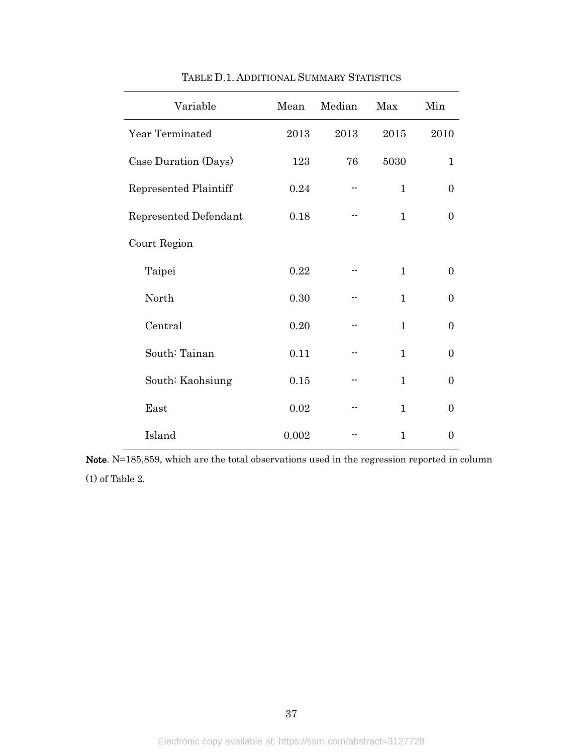TABLE D.1. ADDITIONAL SUMMARY STATISTICS

| Variable | Mean | Median | Max | Min |
|---|---|---|---|---|
| Year Terminated | 2013 | 2013 | 2015 | 2010 |
| Case Duration (Days) | 123 | 76 | 5030 | 1 |
| Represented Plaintiff | 0.24 | -- | 1 | 0 |
| Represented Defendant | 0.18 | -- | 1 | 0 |
| Court Region | | | | |
| Taipei | 0.22 | -- | 1 | 0 |
| North | 0.30 | -- | 1 | 0 |
| Central | 0.20 | -- | 1 | 0 |
| South: Tainan | 0.11 | -- | 1 | 0 |
| South: Kaohsiung | 0.15 | -- | 1 | 0 |
| East | 0.02 | -- | 1 | 0 |
| Island | 0.002 | -- | 1 | 0 |

**Note**. N=185,859, which are the total observations used in the regression reported in column (1) of Table 2.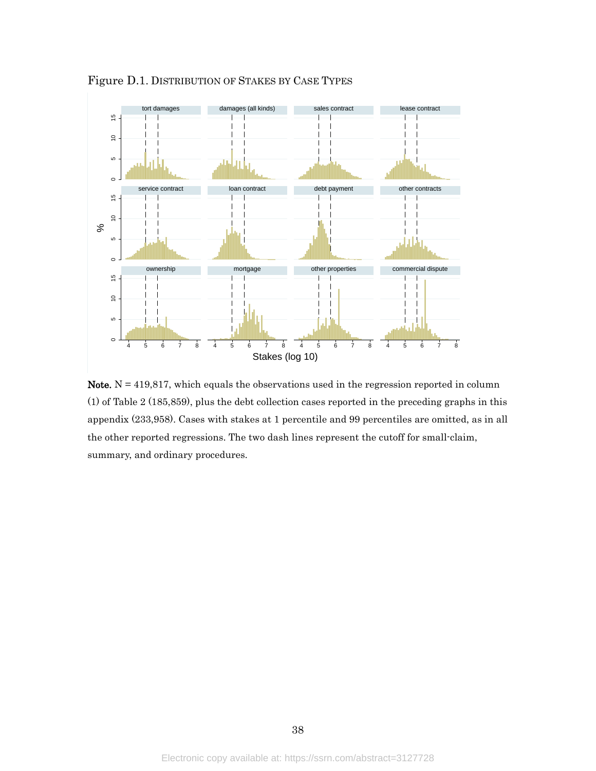Figure D.1. DISTRIBUTION OF STAKES BY CASE TYPES

**Note.** N = 419,817, which equals the observations used in the regression reported in column (1) of Table 2 (185,859), plus the debt collection cases reported in the preceding graphs in this appendix (233,958). Cases with stakes at 1 percentile and 99 percentiles are omitted, as in all the other reported regressions. The two dash lines represent the cutoff for small-claim, summary, and ordinary procedures.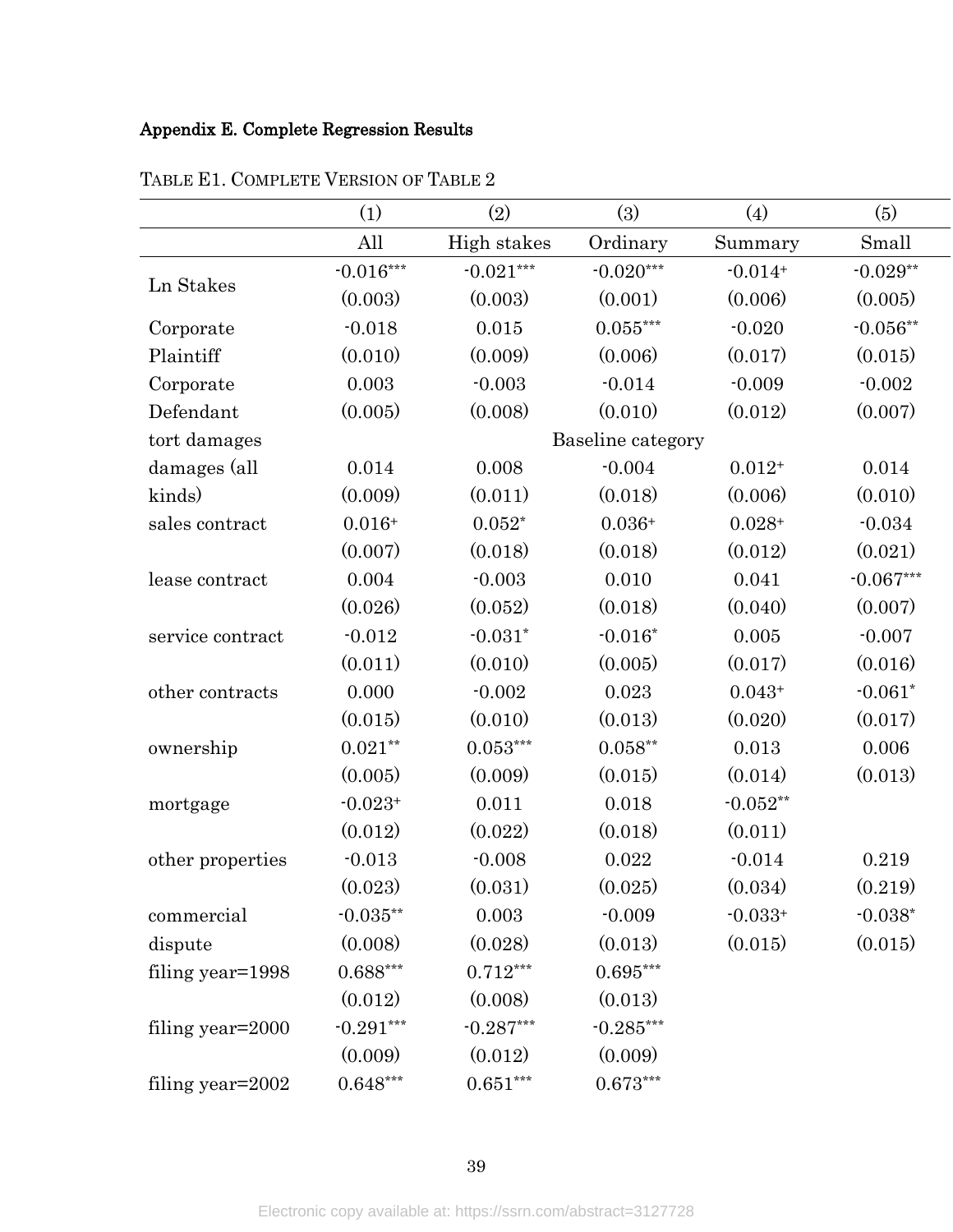**Appendix E. Complete Regression Results**

TABLE E1. COMPLETE VERSION OF TABLE 2

| | (1) | (2) | (3) | (4) | (5) |
|---|---|---|---|---|---|
| | All | High stakes | Ordinary | Summary | Small |
| Ln Stakes | -0.016*** | -0.021*** | -0.020*** | -0.014+ | -0.029** |
| | (0.003) | (0.003) | (0.001) | (0.006) | (0.005) |
| Corporate Plaintiff | -0.018 | 0.015 | 0.055*** | -0.020 | -0.056** |
| | (0.010) | (0.009) | (0.006) | (0.017) | (0.015) |
| Corporate Defendant | 0.003 | -0.003 | -0.014 | -0.009 | -0.002 |
| | (0.005) | (0.008) | (0.010) | (0.012) | (0.007) |
| tort damages | | | Baseline category | | |
| damages (all kinds) | 0.014 | 0.008 | -0.004 | 0.012+ | 0.014 |
| | (0.009) | (0.011) | (0.018) | (0.006) | (0.010) |
| sales contract | 0.016+ | 0.052* | 0.036+ | 0.028+ | -0.034 |
| | (0.007) | (0.018) | (0.018) | (0.012) | (0.021) |
| lease contract | 0.004 | -0.003 | 0.010 | 0.041 | -0.067*** |
| | (0.026) | (0.052) | (0.018) | (0.040) | (0.007) |
| service contract | -0.012 | -0.031* | -0.016* | 0.005 | -0.007 |
| | (0.011) | (0.010) | (0.005) | (0.017) | (0.016) |
| other contracts | 0.000 | -0.002 | 0.023 | 0.043+ | -0.061* |
| | (0.015) | (0.010) | (0.013) | (0.020) | (0.017) |
| ownership | 0.021** | 0.053*** | 0.058** | 0.013 | 0.006 |
| | (0.005) | (0.009) | (0.015) | (0.014) | (0.013) |
| mortgage | -0.023+ | 0.011 | 0.018 | -0.052** | |
| | (0.012) | (0.022) | (0.018) | (0.011) | |
| other properties | -0.013 | -0.008 | 0.022 | -0.014 | 0.219 |
| | (0.023) | (0.031) | (0.025) | (0.034) | (0.219) |
| commercial dispute | -0.035** | 0.003 | -0.009 | -0.033+ | -0.038* |
| | (0.008) | (0.028) | (0.013) | (0.015) | (0.015) |
| filing year=1998 | 0.688*** | 0.712*** | 0.695*** | | |
| | (0.012) | (0.008) | (0.013) | | |
| filing year=2000 | -0.291*** | -0.287*** | -0.285*** | | |
| | (0.009) | (0.012) | (0.009) | | |
| filing year=2002 | 0.648*** | 0.651*** | 0.673*** | | |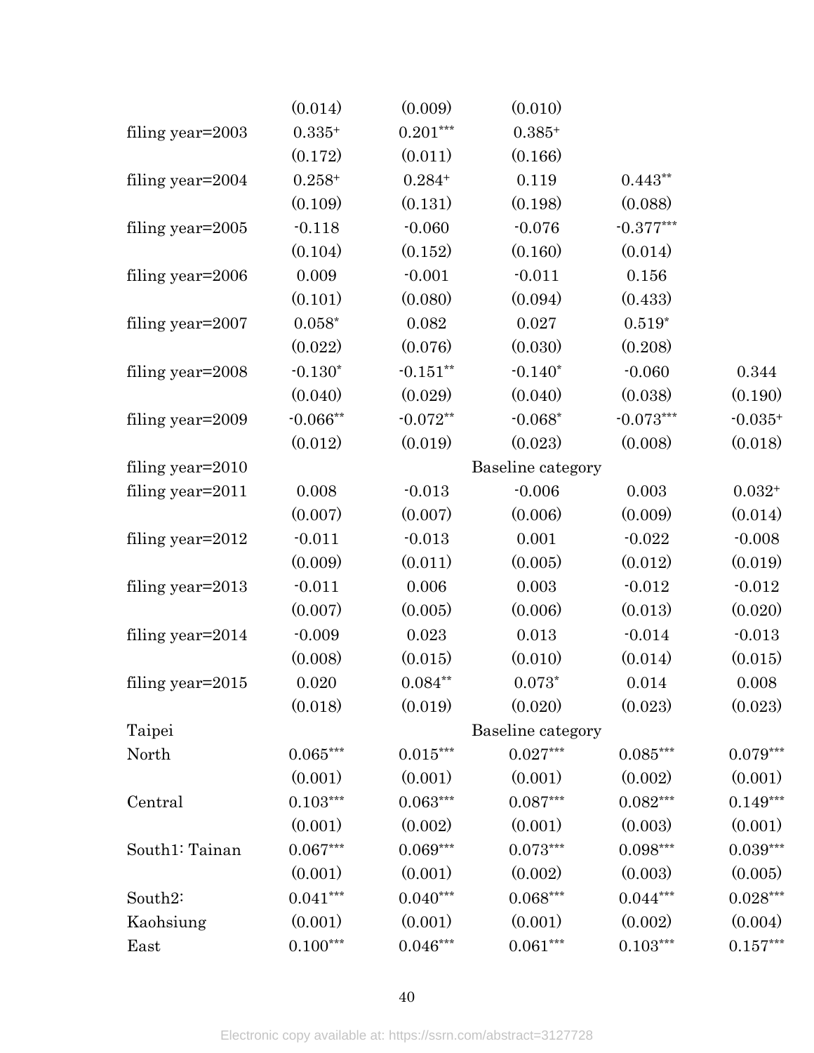| | | | | | |
|---|---|---|---|---|---|
| | (0.014) | (0.009) | (0.010) | | |
| filing year=2003 | 0.335+ | 0.201*** | 0.385+ | | |
| | (0.172) | (0.011) | (0.166) | | |
| filing year=2004 | 0.258+ | 0.284+ | 0.119 | 0.443** | |
| | (0.109) | (0.131) | (0.198) | (0.088) | |
| filing year=2005 | -0.118 | -0.060 | -0.076 | -0.377*** | |
| | (0.104) | (0.152) | (0.160) | (0.014) | |
| filing year=2006 | 0.009 | -0.001 | -0.011 | 0.156 | |
| | (0.101) | (0.080) | (0.094) | (0.433) | |
| filing year=2007 | 0.058* | 0.082 | 0.027 | 0.519* | |
| | (0.022) | (0.076) | (0.030) | (0.208) | |
| filing year=2008 | -0.130* | -0.151** | -0.140* | -0.060 | 0.344 |
| | (0.040) | (0.029) | (0.040) | (0.038) | (0.190) |
| filing year=2009 | -0.066** | -0.072** | -0.068* | -0.073*** | -0.035+ |
| | (0.012) | (0.019) | (0.023) | (0.008) | (0.018) |
| filing year=2010 | | | Baseline category | | |
| filing year=2011 | 0.008 | -0.013 | -0.006 | 0.003 | 0.032+ |
| | (0.007) | (0.007) | (0.006) | (0.009) | (0.014) |
| filing year=2012 | -0.011 | -0.013 | 0.001 | -0.022 | -0.008 |
| | (0.009) | (0.011) | (0.005) | (0.012) | (0.019) |
| filing year=2013 | -0.011 | 0.006 | 0.003 | -0.012 | -0.012 |
| | (0.007) | (0.005) | (0.006) | (0.013) | (0.020) |
| filing year=2014 | -0.009 | 0.023 | 0.013 | -0.014 | -0.013 |
| | (0.008) | (0.015) | (0.010) | (0.014) | (0.015) |
| filing year=2015 | 0.020 | 0.084** | 0.073* | 0.014 | 0.008 |
| | (0.018) | (0.019) | (0.020) | (0.023) | (0.023) |
| Taipei | | | Baseline category | | |
| North | 0.065*** | 0.015*** | 0.027*** | 0.085*** | 0.079*** |
| | (0.001) | (0.001) | (0.001) | (0.002) | (0.001) |
| Central | 0.103*** | 0.063*** | 0.087*** | 0.082*** | 0.149*** |
| | (0.001) | (0.002) | (0.001) | (0.003) | (0.001) |
| South1: Tainan | 0.067*** | 0.069*** | 0.073*** | 0.098*** | 0.039*** |
| | (0.001) | (0.001) | (0.002) | (0.003) | (0.005) |
| South2: Kaohsiung | 0.041*** | 0.040*** | 0.068*** | 0.044*** | 0.028*** |
| | (0.001) | (0.001) | (0.001) | (0.002) | (0.004) |
| East | 0.100*** | 0.046*** | 0.061*** | 0.103*** | 0.157*** |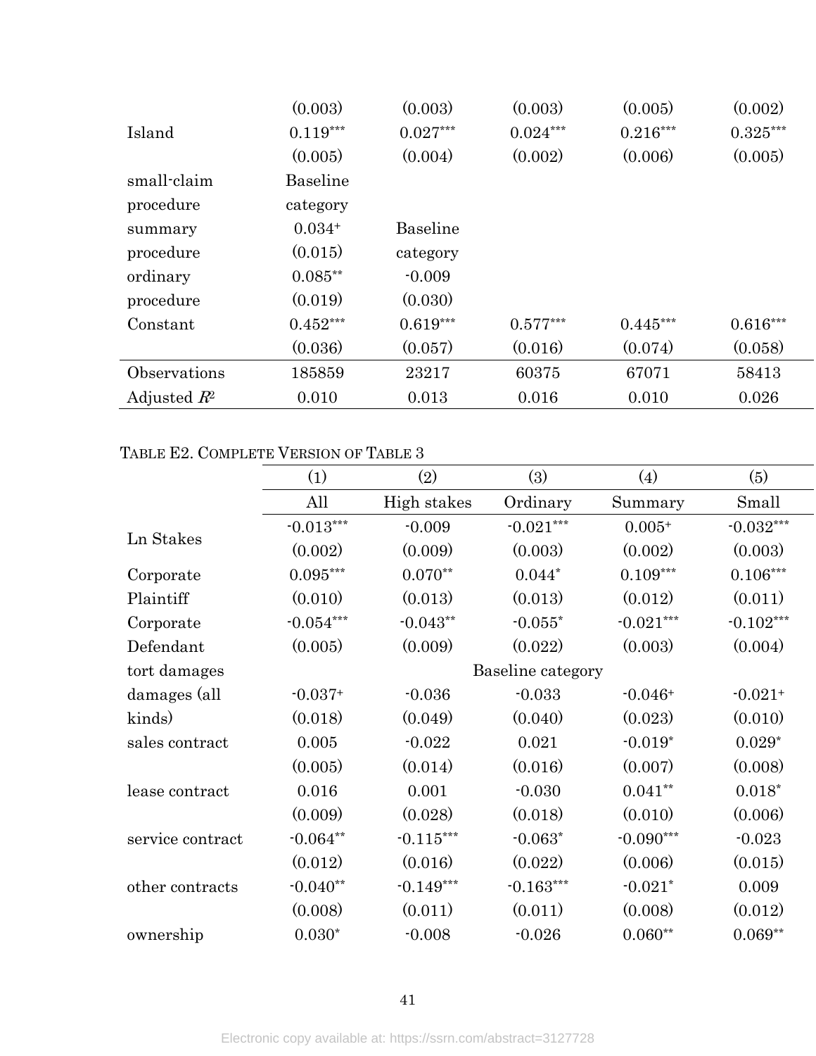| | | | | | |
|---|---|---|---|---|---|
| | (0.003) | (0.003) | (0.003) | (0.005) | (0.002) |
| Island | 0.119*** | 0.027*** | 0.024*** | 0.216*** | 0.325*** |
| | (0.005) | (0.004) | (0.002) | (0.006) | (0.005) |
| small-claim procedure | Baseline category | | | | |
| summary procedure | 0.034+ (0.015) | Baseline category | | | |
| ordinary procedure | 0.085** (0.019) | -0.009 (0.030) | | | |
| Constant | 0.452*** | 0.619*** | 0.577*** | 0.445*** | 0.616*** |
| | (0.036) | (0.057) | (0.016) | (0.074) | (0.058) |
| Observations | 185859 | 23217 | 60375 | 67071 | 58413 |
| Adjusted $R^2$ | 0.010 | 0.013 | 0.016 | 0.010 | 0.026 |

TABLE E2. COMPLETE VERSION OF TABLE 3

| | (1) | (2) | (3) | (4) | (5) |
|---|---|---|---|---|---|
| | All | High stakes | Ordinary | Summary | Small |
| Ln Stakes | -0.013*** | -0.009 | -0.021*** | 0.005+ | -0.032*** |
| | (0.002) | (0.009) | (0.003) | (0.002) | (0.003) |
| Corporate Plaintiff | 0.095*** | 0.070** | 0.044* | 0.109*** | 0.106*** |
| | (0.010) | (0.013) | (0.013) | (0.012) | (0.011) |
| Corporate Defendant | -0.054*** | -0.043** | -0.055* | -0.021*** | -0.102*** |
| | (0.005) | (0.009) | (0.022) | (0.003) | (0.004) |
| tort damages | | | Baseline category | | |
| damages (all kinds) | -0.037+ | -0.036 | -0.033 | -0.046+ | -0.021+ |
| | (0.018) | (0.049) | (0.040) | (0.023) | (0.010) |
| sales contract | 0.005 | -0.022 | 0.021 | -0.019* | 0.029* |
| | (0.005) | (0.014) | (0.016) | (0.007) | (0.008) |
| lease contract | 0.016 | 0.001 | -0.030 | 0.041** | 0.018* |
| | (0.009) | (0.028) | (0.018) | (0.010) | (0.006) |
| service contract | -0.064** | -0.115*** | -0.063* | -0.090*** | -0.023 |
| | (0.012) | (0.016) | (0.022) | (0.006) | (0.015) |
| other contracts | -0.040** | -0.149*** | -0.163*** | -0.021* | 0.009 |
| | (0.008) | (0.011) | (0.011) | (0.008) | (0.012) |
| ownership | 0.030* | -0.008 | -0.026 | 0.060** | 0.069** |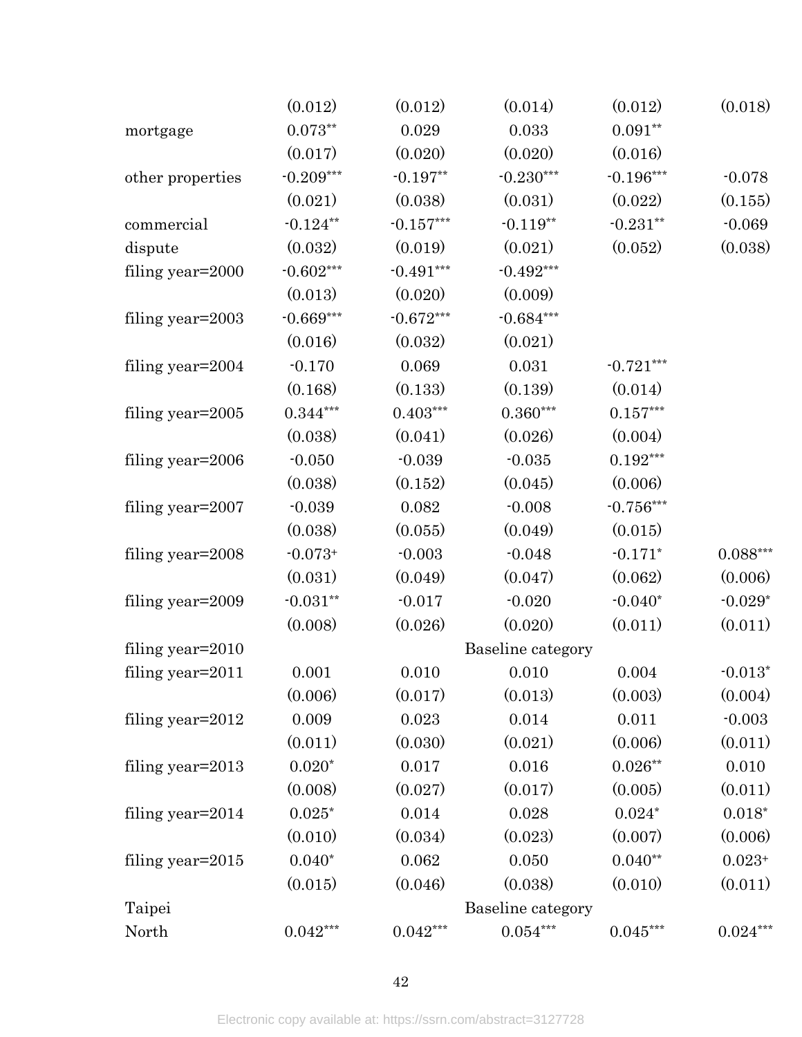| | | | | | |
|---|---|---|---|---|---|
| | (0.012) | (0.012) | (0.014) | (0.012) | (0.018) |
| mortgage | 0.073** | 0.029 | 0.033 | 0.091** | |
| | (0.017) | (0.020) | (0.020) | (0.016) | |
| other properties | -0.209*** | -0.197** | -0.230*** | -0.196*** | -0.078 |
| | (0.021) | (0.038) | (0.031) | (0.022) | (0.155) |
| commercial dispute | -0.124** | -0.157*** | -0.119** | -0.231** | -0.069 |
| | (0.032) | (0.019) | (0.021) | (0.052) | (0.038) |
| filing year=2000 | -0.602*** | -0.491*** | -0.492*** | | |
| | (0.013) | (0.020) | (0.009) | | |
| filing year=2003 | -0.669*** | -0.672*** | -0.684*** | | |
| | (0.016) | (0.032) | (0.021) | | |
| filing year=2004 | -0.170 | 0.069 | 0.031 | -0.721*** | |
| | (0.168) | (0.133) | (0.139) | (0.014) | |
| filing year=2005 | 0.344*** | 0.403*** | 0.360*** | 0.157*** | |
| | (0.038) | (0.041) | (0.026) | (0.004) | |
| filing year=2006 | -0.050 | -0.039 | -0.035 | 0.192*** | |
| | (0.038) | (0.152) | (0.045) | (0.006) | |
| filing year=2007 | -0.039 | 0.082 | -0.008 | -0.756*** | |
| | (0.038) | (0.055) | (0.049) | (0.015) | |
| filing year=2008 | -0.073+ | -0.003 | -0.048 | -0.171* | 0.088*** |
| | (0.031) | (0.049) | (0.047) | (0.062) | (0.006) |
| filing year=2009 | -0.031** | -0.017 | -0.020 | -0.040* | -0.029* |
| | (0.008) | (0.026) | (0.020) | (0.011) | (0.011) |
| filing year=2010 | | | Baseline category | | |
| filing year=2011 | 0.001 | 0.010 | 0.010 | 0.004 | -0.013* |
| | (0.006) | (0.017) | (0.013) | (0.003) | (0.004) |
| filing year=2012 | 0.009 | 0.023 | 0.014 | 0.011 | -0.003 |
| | (0.011) | (0.030) | (0.021) | (0.006) | (0.011) |
| filing year=2013 | 0.020* | 0.017 | 0.016 | 0.026** | 0.010 |
| | (0.008) | (0.027) | (0.017) | (0.005) | (0.011) |
| filing year=2014 | 0.025* | 0.014 | 0.028 | 0.024* | 0.018* |
| | (0.010) | (0.034) | (0.023) | (0.007) | (0.006) |
| filing year=2015 | 0.040* | 0.062 | 0.050 | 0.040** | 0.023+ |
| | (0.015) | (0.046) | (0.038) | (0.010) | (0.011) |
| Taipei | | | Baseline category | | |
| North | 0.042*** | 0.042*** | 0.054*** | 0.045*** | 0.024*** |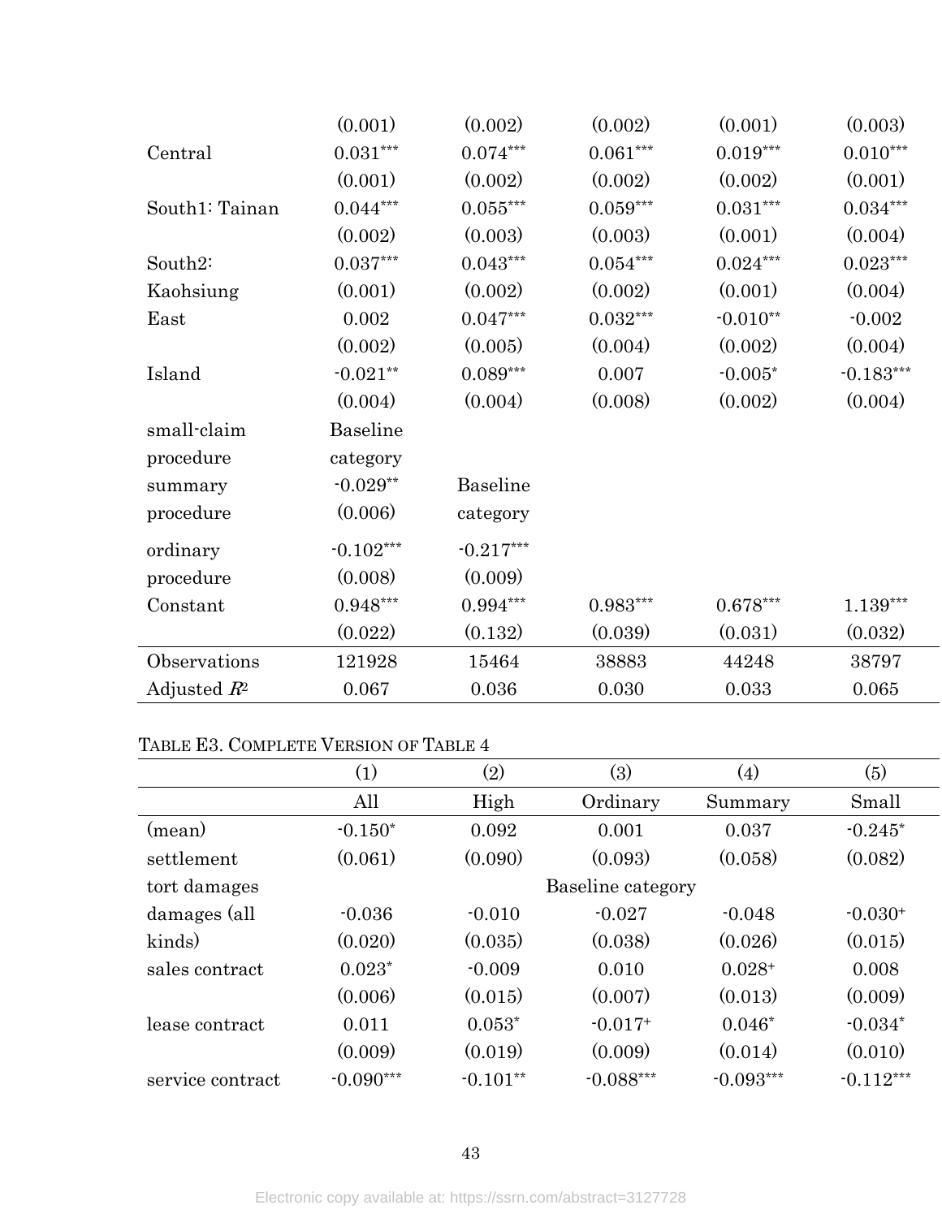|  | (0.001) | (0.002) | (0.002) | (0.001) | (0.003) |
|---|---|---|---|---|---|
| Central | 0.031*** | 0.074*** | 0.061*** | 0.019*** | 0.010*** |
|  | (0.001) | (0.002) | (0.002) | (0.002) | (0.001) |
| South1: Tainan | 0.044*** | 0.055*** | 0.059*** | 0.031*** | 0.034*** |
|  | (0.002) | (0.003) | (0.003) | (0.001) | (0.004) |
| South2: | 0.037*** | 0.043*** | 0.054*** | 0.024*** | 0.023*** |
| Kaohsiung | (0.001) | (0.002) | (0.002) | (0.001) | (0.004) |
| East | 0.002 | 0.047*** | 0.032*** | -0.010** | -0.002 |
|  | (0.002) | (0.005) | (0.004) | (0.002) | (0.004) |
| Island | -0.021** | 0.089*** | 0.007 | -0.005* | -0.183*** |
|  | (0.004) | (0.004) | (0.008) | (0.002) | (0.004) |
| small-claim procedure | Baseline category |  |  |  |  |
| summary procedure | -0.029** (0.006) | Baseline category |  |  |  |
| ordinary | -0.102*** | -0.217*** |  |  |  |
| procedure | (0.008) | (0.009) |  |  |  |
| Constant | 0.948*** | 0.994*** | 0.983*** | 0.678*** | 1.139*** |
|  | (0.022) | (0.132) | (0.039) | (0.031) | (0.032) |
| Observations | 121928 | 15464 | 38883 | 44248 | 38797 |
| Adjusted $R^2$ | 0.067 | 0.036 | 0.030 | 0.033 | 0.065 |

TABLE E3. COMPLETE VERSION OF TABLE 4

|  | (1) | (2) | (3) | (4) | (5) |
|---|---|---|---|---|---|
|  | All | High | Ordinary | Summary | Small |
| (mean) | -0.150* | 0.092 | 0.001 | 0.037 | -0.245* |
| settlement | (0.061) | (0.090) | (0.093) | (0.058) | (0.082) |
| tort damages |  |  | Baseline category |  |  |
| damages (all | -0.036 | -0.010 | -0.027 | -0.048 | -0.030+ |
| kinds) | (0.020) | (0.035) | (0.038) | (0.026) | (0.015) |
| sales contract | 0.023* | -0.009 | 0.010 | 0.028+ | 0.008 |
|  | (0.006) | (0.015) | (0.007) | (0.013) | (0.009) |
| lease contract | 0.011 | 0.053* | -0.017+ | 0.046* | -0.034* |
|  | (0.009) | (0.019) | (0.009) | (0.014) | (0.010) |
| service contract | -0.090*** | -0.101** | -0.088*** | -0.093*** | -0.112*** |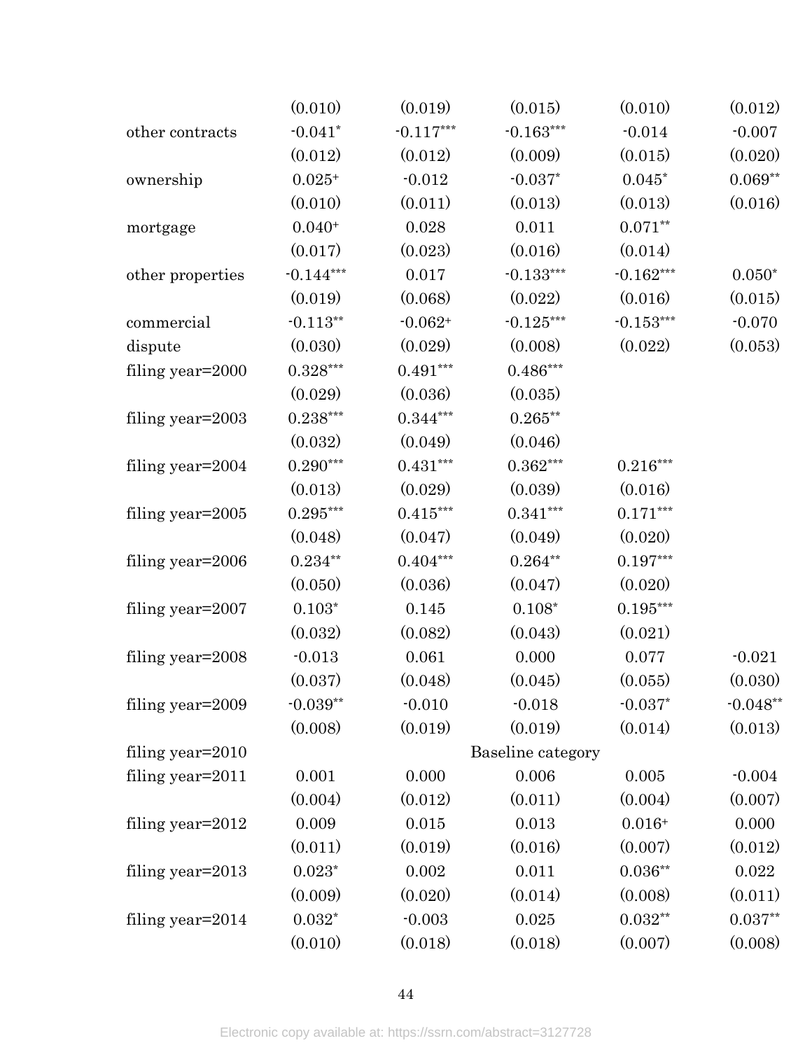| | | | | | |
|---|---|---|---|---|---|
| | (0.010) | (0.019) | (0.015) | (0.010) | (0.012) |
| other contracts | -0.041* | -0.117*** | -0.163*** | -0.014 | -0.007 |
| | (0.012) | (0.012) | (0.009) | (0.015) | (0.020) |
| ownership | 0.025+ | -0.012 | -0.037* | 0.045* | 0.069** |
| | (0.010) | (0.011) | (0.013) | (0.013) | (0.016) |
| mortgage | 0.040+ | 0.028 | 0.011 | 0.071** | |
| | (0.017) | (0.023) | (0.016) | (0.014) | |
| other properties | -0.144*** | 0.017 | -0.133*** | -0.162*** | 0.050* |
| | (0.019) | (0.068) | (0.022) | (0.016) | (0.015) |
| commercial dispute | -0.113** | -0.062+ | -0.125*** | -0.153*** | -0.070 |
| | (0.030) | (0.029) | (0.008) | (0.022) | (0.053) |
| filing year=2000 | 0.328*** | 0.491*** | 0.486*** | | |
| | (0.029) | (0.036) | (0.035) | | |
| filing year=2003 | 0.238*** | 0.344*** | 0.265** | | |
| | (0.032) | (0.049) | (0.046) | | |
| filing year=2004 | 0.290*** | 0.431*** | 0.362*** | 0.216*** | |
| | (0.013) | (0.029) | (0.039) | (0.016) | |
| filing year=2005 | 0.295*** | 0.415*** | 0.341*** | 0.171*** | |
| | (0.048) | (0.047) | (0.049) | (0.020) | |
| filing year=2006 | 0.234** | 0.404*** | 0.264** | 0.197*** | |
| | (0.050) | (0.036) | (0.047) | (0.020) | |
| filing year=2007 | 0.103* | 0.145 | 0.108* | 0.195*** | |
| | (0.032) | (0.082) | (0.043) | (0.021) | |
| filing year=2008 | -0.013 | 0.061 | 0.000 | 0.077 | -0.021 |
| | (0.037) | (0.048) | (0.045) | (0.055) | (0.030) |
| filing year=2009 | -0.039** | -0.010 | -0.018 | -0.037* | -0.048** |
| | (0.008) | (0.019) | (0.019) | (0.014) | (0.013) |
| filing year=2010 | | | Baseline category | | |
| filing year=2011 | 0.001 | 0.000 | 0.006 | 0.005 | -0.004 |
| | (0.004) | (0.012) | (0.011) | (0.004) | (0.007) |
| filing year=2012 | 0.009 | 0.015 | 0.013 | 0.016+ | 0.000 |
| | (0.011) | (0.019) | (0.016) | (0.007) | (0.012) |
| filing year=2013 | 0.023* | 0.002 | 0.011 | 0.036** | 0.022 |
| | (0.009) | (0.020) | (0.014) | (0.008) | (0.011) |
| filing year=2014 | 0.032* | -0.003 | 0.025 | 0.032** | 0.037** |
| | (0.010) | (0.018) | (0.018) | (0.007) | (0.008) |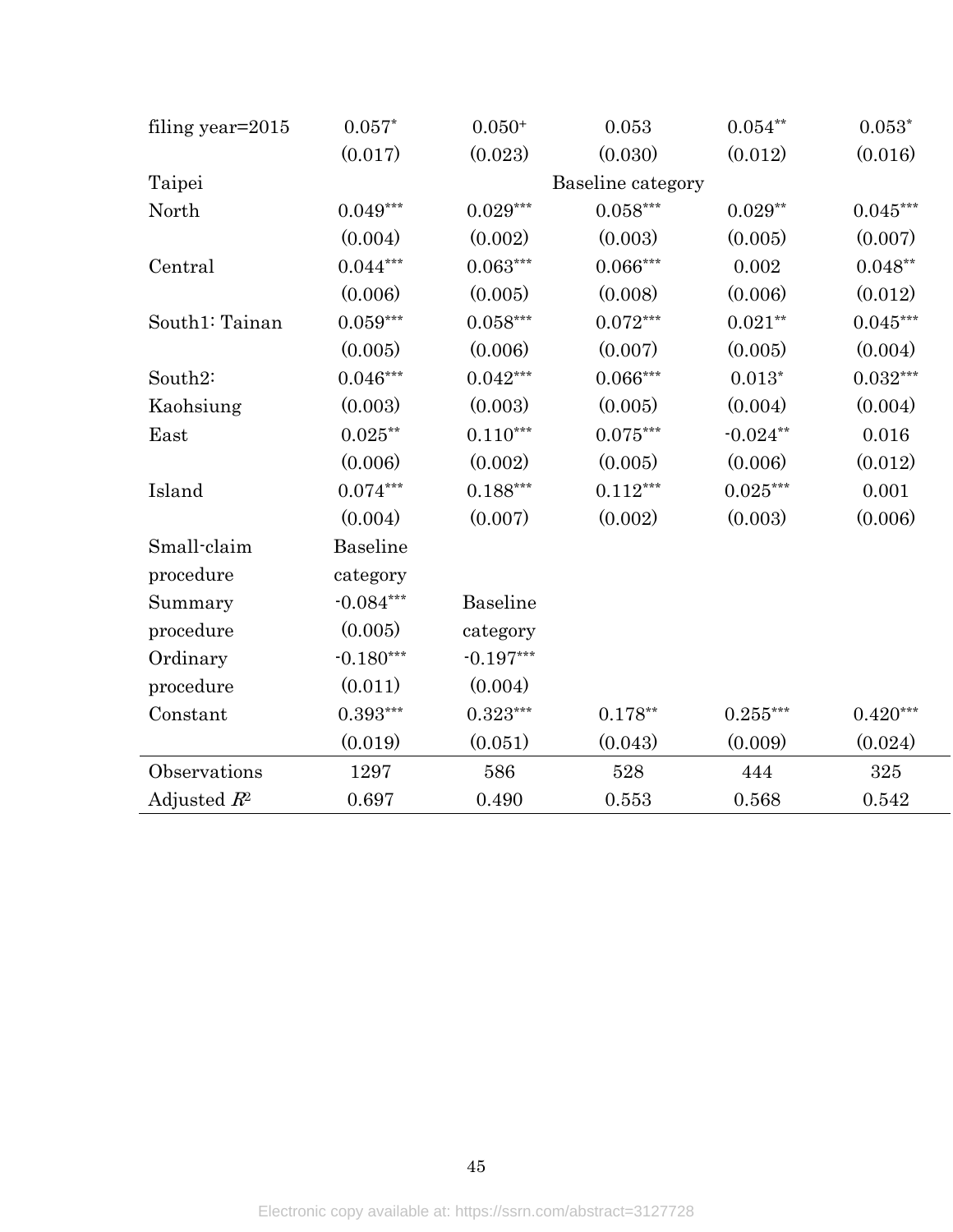| | | | | | |
|---|---|---|---|---|---|
| filing year=2015 | 0.057* | 0.050+ | 0.053 | 0.054** | 0.053* |
| | (0.017) | (0.023) | (0.030) | (0.012) | (0.016) |
| Taipei | | | Baseline category | | |
| North | 0.049*** | 0.029*** | 0.058*** | 0.029** | 0.045*** |
| | (0.004) | (0.002) | (0.003) | (0.005) | (0.007) |
| Central | 0.044*** | 0.063*** | 0.066*** | 0.002 | 0.048** |
| | (0.006) | (0.005) | (0.008) | (0.006) | (0.012) |
| South1: Tainan | 0.059*** | 0.058*** | 0.072*** | 0.021** | 0.045*** |
| | (0.005) | (0.006) | (0.007) | (0.005) | (0.004) |
| South2: Kaohsiung | 0.046*** | 0.042*** | 0.066*** | 0.013* | 0.032*** |
| | (0.003) | (0.003) | (0.005) | (0.004) | (0.004) |
| East | 0.025** | 0.110*** | 0.075*** | -0.024** | 0.016 |
| | (0.006) | (0.002) | (0.005) | (0.006) | (0.012) |
| Island | 0.074*** | 0.188*** | 0.112*** | 0.025*** | 0.001 |
| | (0.004) | (0.007) | (0.002) | (0.003) | (0.006) |
| Small-claim procedure | Baseline category | | | | |
| Summary procedure | -0.084*** | Baseline category | | | |
| | (0.005) | | | | |
| Ordinary procedure | -0.180*** | -0.197*** | | | |
| | (0.011) | (0.004) | | | |
| Constant | 0.393*** | 0.323*** | 0.178** | 0.255*** | 0.420*** |
| | (0.019) | (0.051) | (0.043) | (0.009) | (0.024) |
| Observations | 1297 | 586 | 528 | 444 | 325 |
| Adjusted $R^2$ | 0.697 | 0.490 | 0.553 | 0.568 | 0.542 |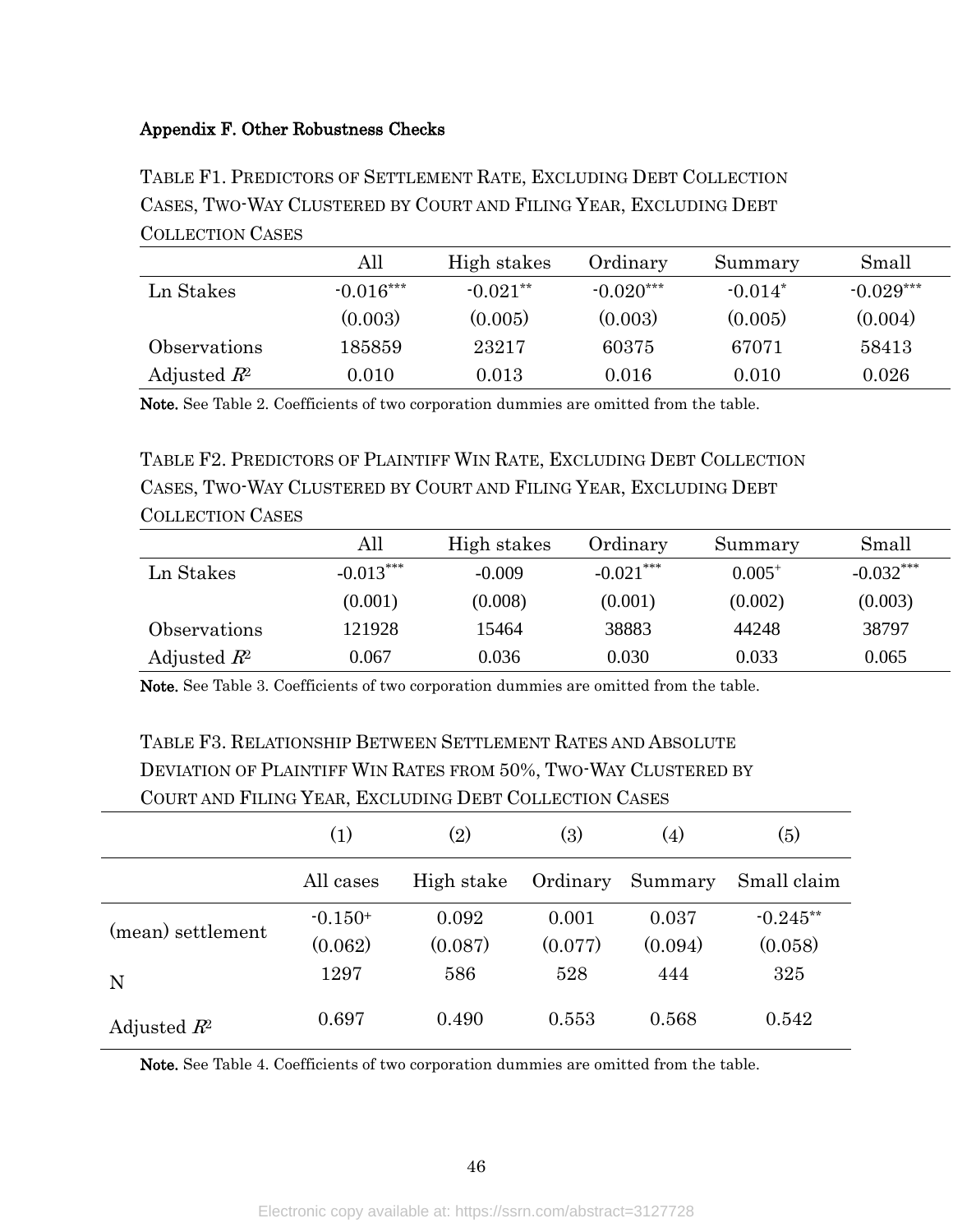**Appendix F. Other Robustness Checks**

TABLE F1. PREDICTORS OF SETTLEMENT RATE, EXCLUDING DEBT COLLECTION CASES, TWO-WAY CLUSTERED BY COURT AND FILING YEAR, EXCLUDING DEBT COLLECTION CASES

| | All | High stakes | Ordinary | Summary | Small |
|---|---|---|---|---|---|
| Ln Stakes | -0.016*** | -0.021** | -0.020*** | -0.014* | -0.029*** |
| | (0.003) | (0.005) | (0.003) | (0.005) | (0.004) |
| Observations | 185859 | 23217 | 60375 | 67071 | 58413 |
| Adjusted $R^2$ | 0.010 | 0.013 | 0.016 | 0.010 | 0.026 |

**Note.** See Table 2. Coefficients of two corporation dummies are omitted from the table.

TABLE F2. PREDICTORS OF PLAINTIFF WIN RATE, EXCLUDING DEBT COLLECTION CASES, TWO-WAY CLUSTERED BY COURT AND FILING YEAR, EXCLUDING DEBT COLLECTION CASES

| | All | High stakes | Ordinary | Summary | Small |
|---|---|---|---|---|---|
| Ln Stakes | -0.013*** | -0.009 | -0.021*** | 0.005+ | -0.032*** |
| | (0.001) | (0.008) | (0.001) | (0.002) | (0.003) |
| Observations | 121928 | 15464 | 38883 | 44248 | 38797 |
| Adjusted $R^2$ | 0.067 | 0.036 | 0.030 | 0.033 | 0.065 |

**Note.** See Table 3. Coefficients of two corporation dummies are omitted from the table.

TABLE F3. RELATIONSHIP BETWEEN SETTLEMENT RATES AND ABSOLUTE DEVIATION OF PLAINTIFF WIN RATES FROM 50%, TWO-WAY CLUSTERED BY COURT AND FILING YEAR, EXCLUDING DEBT COLLECTION CASES

| | (1) | (2) | (3) | (4) | (5) |
|---|---|---|---|---|---|
| | All cases | High stake | Ordinary | Summary | Small claim |
| (mean) settlement | -0.150+ | 0.092 | 0.001 | 0.037 | -0.245** |
| | (0.062) | (0.087) | (0.077) | (0.094) | (0.058) |
| N | 1297 | 586 | 528 | 444 | 325 |
| Adjusted $R^2$ | 0.697 | 0.490 | 0.553 | 0.568 | 0.542 |

**Note.** See Table 4. Coefficients of two corporation dummies are omitted from the table.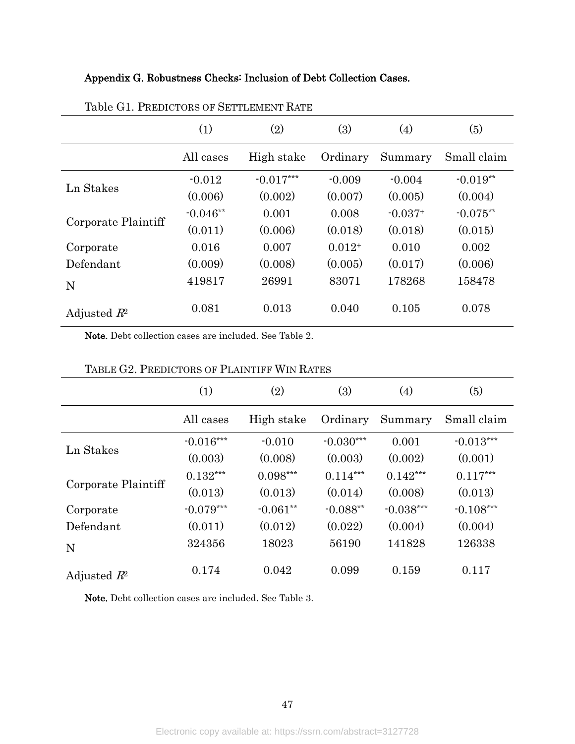**Appendix G. Robustness Checks: Inclusion of Debt Collection Cases.**

Table G1. PREDICTORS OF SETTLEMENT RATE

| | (1) | (2) | (3) | (4) | (5) |
|---|---|---|---|---|---|
| | All cases | High stake | Ordinary | Summary | Small claim |
| Ln Stakes | -0.012 | $-0.017^{***}$ | -0.009 | -0.004 | $-0.019^{**}$ |
| | (0.006) | (0.002) | (0.007) | (0.005) | (0.004) |
| Corporate Plaintiff | $-0.046^{**}$ | 0.001 | 0.008 | $-0.037^{+}$ | $-0.075^{**}$ |
| | (0.011) | (0.006) | (0.018) | (0.018) | (0.015) |
| Corporate Defendant | 0.016 | 0.007 | $0.012^{+}$ | 0.010 | 0.002 |
| | (0.009) | (0.008) | (0.005) | (0.017) | (0.006) |
| N | 419817 | 26991 | 83071 | 178268 | 158478 |
| Adjusted $R^2$ | 0.081 | 0.013 | 0.040 | 0.105 | 0.078 |

**Note.** Debt collection cases are included. See Table 2.

TABLE G2. PREDICTORS OF PLAINTIFF WIN RATES

| | (1) | (2) | (3) | (4) | (5) |
|---|---|---|---|---|---|
| | All cases | High stake | Ordinary | Summary | Small claim |
| Ln Stakes | $-0.016^{***}$ | -0.010 | $-0.030^{***}$ | 0.001 | $-0.013^{***}$ |
| | (0.003) | (0.008) | (0.003) | (0.002) | (0.001) |
| Corporate Plaintiff | $0.132^{***}$ | $0.098^{***}$ | $0.114^{***}$ | $0.142^{***}$ | $0.117^{***}$ |
| | (0.013) | (0.013) | (0.014) | (0.008) | (0.013) |
| Corporate Defendant | $-0.079^{***}$ | $-0.061^{**}$ | $-0.088^{**}$ | $-0.038^{***}$ | $-0.108^{***}$ |
| | (0.011) | (0.012) | (0.022) | (0.004) | (0.004) |
| N | 324356 | 18023 | 56190 | 141828 | 126338 |
| Adjusted $R^2$ | 0.174 | 0.042 | 0.099 | 0.159 | 0.117 |

**Note.** Debt collection cases are included. See Table 3.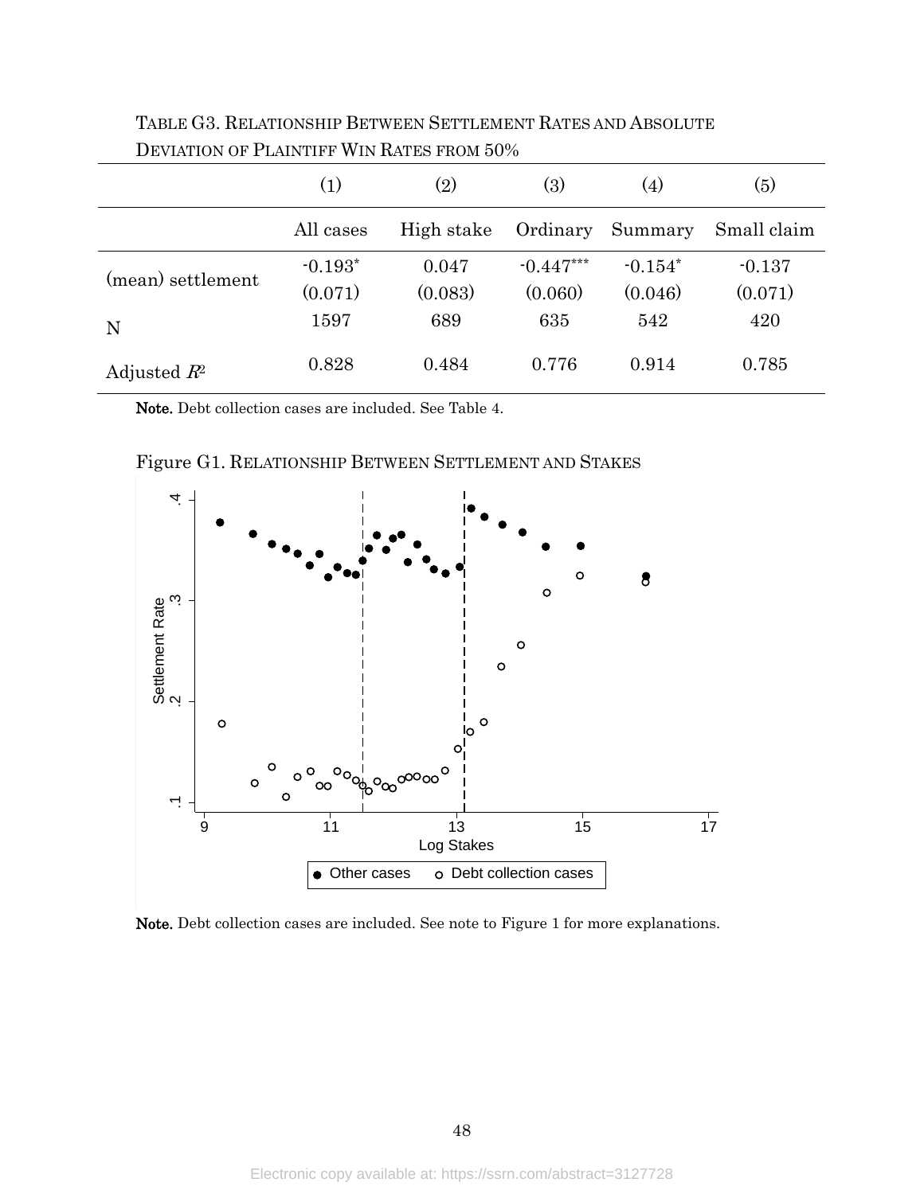TABLE G3. RELATIONSHIP BETWEEN SETTLEMENT RATES AND ABSOLUTE DEVIATION OF PLAINTIFF WIN RATES FROM 50%

| | (1) | (2) | (3) | (4) | (5) |
|---|---|---|---|---|---|
| | All cases | High stake | Ordinary | Summary | Small claim |
| (mean) settlement | -0.193* | 0.047 | -0.447*** | -0.154* | -0.137 |
| | (0.071) | (0.083) | (0.060) | (0.046) | (0.071) |
| N | 1597 | 689 | 635 | 542 | 420 |
| Adjusted $R^2$ | 0.828 | 0.484 | 0.776 | 0.914 | 0.785 |

**Note.** Debt collection cases are included. See Table 4.

Figure G1. RELATIONSHIP BETWEEN SETTLEMENT AND STAKES

**Note.** Debt collection cases are included. See note to Figure 1 for more explanations.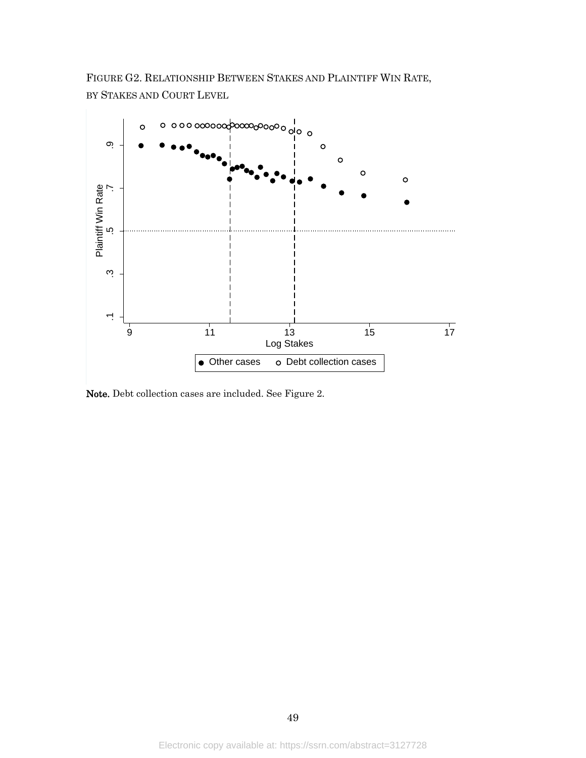FIGURE G2. RELATIONSHIP BETWEEN STAKES AND PLAINTIFF WIN RATE, BY STAKES AND COURT LEVEL

**Note.** Debt collection cases are included. See Figure 2.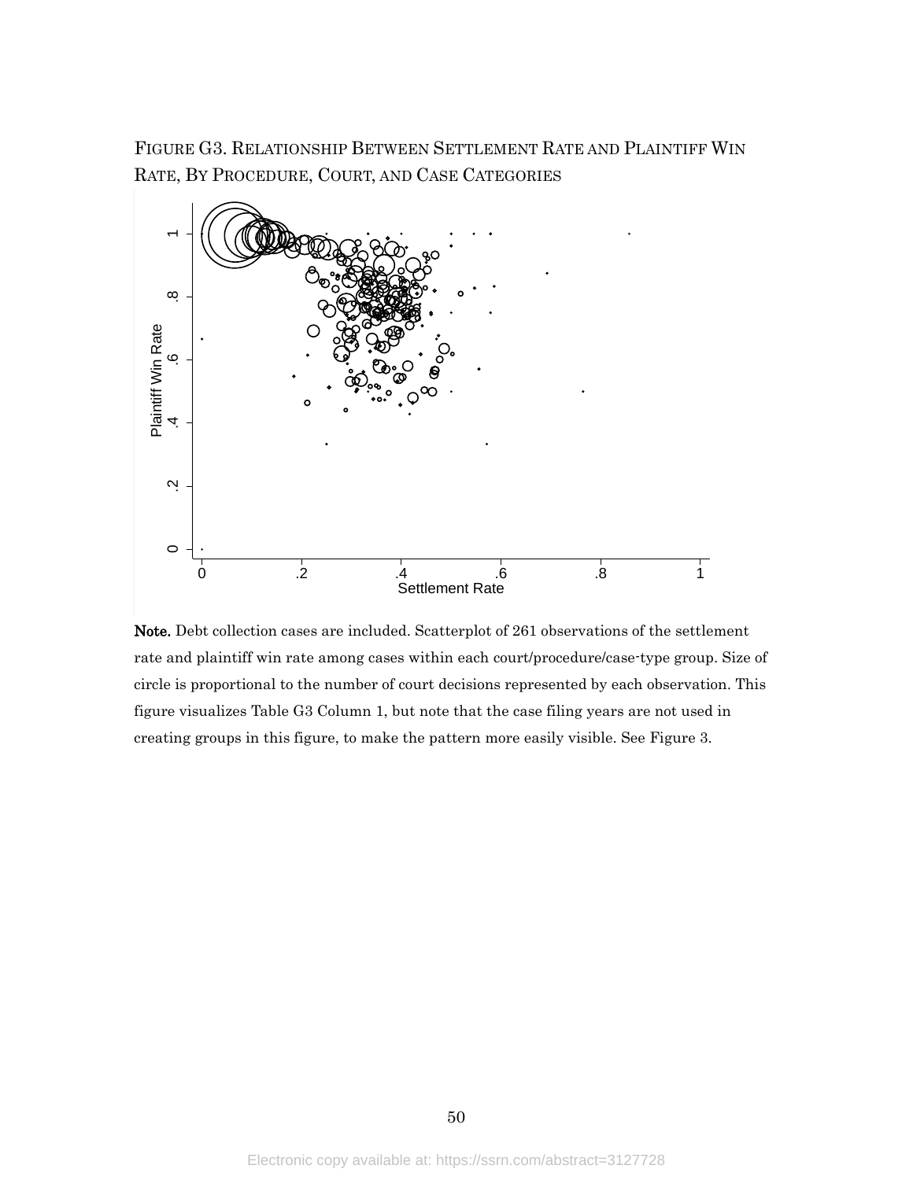FIGURE G3. RELATIONSHIP BETWEEN SETTLEMENT RATE AND PLAINTIFF WIN RATE, BY PROCEDURE, COURT, AND CASE CATEGORIES

**Note.** Debt collection cases are included. Scatterplot of 261 observations of the settlement rate and plaintiff win rate among cases within each court/procedure/case-type group. Size of circle is proportional to the number of court decisions represented by each observation. This figure visualizes Table G3 Column 1, but note that the case filing years are not used in creating groups in this figure, to make the pattern more easily visible. See Figure 3.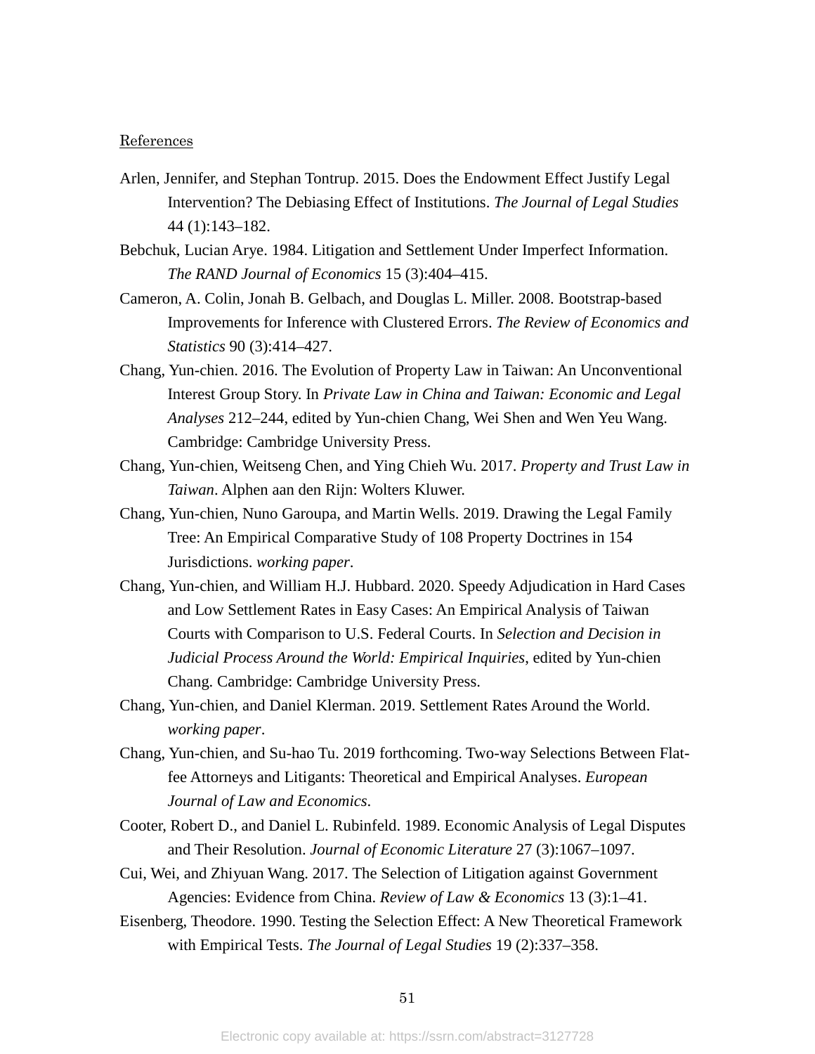References

Arlen, Jennifer, and Stephan Tontrup. 2015. Does the Endowment Effect Justify Legal Intervention? The Debiasing Effect of Institutions. *The Journal of Legal Studies* 44 (1):143–182.

Bebchuk, Lucian Arye. 1984. Litigation and Settlement Under Imperfect Information. *The RAND Journal of Economics* 15 (3):404–415.

Cameron, A. Colin, Jonah B. Gelbach, and Douglas L. Miller. 2008. Bootstrap-based Improvements for Inference with Clustered Errors. *The Review of Economics and Statistics* 90 (3):414–427.

Chang, Yun-chien. 2016. The Evolution of Property Law in Taiwan: An Unconventional Interest Group Story. In *Private Law in China and Taiwan: Economic and Legal Analyses* 212–244, edited by Yun-chien Chang, Wei Shen and Wen Yeu Wang. Cambridge: Cambridge University Press.

Chang, Yun-chien, Weitseng Chen, and Ying Chieh Wu. 2017. *Property and Trust Law in Taiwan*. Alphen aan den Rijn: Wolters Kluwer.

Chang, Yun-chien, Nuno Garoupa, and Martin Wells. 2019. Drawing the Legal Family Tree: An Empirical Comparative Study of 108 Property Doctrines in 154 Jurisdictions. *working paper*.

Chang, Yun-chien, and William H.J. Hubbard. 2020. Speedy Adjudication in Hard Cases and Low Settlement Rates in Easy Cases: An Empirical Analysis of Taiwan Courts with Comparison to U.S. Federal Courts. In *Selection and Decision in Judicial Process Around the World: Empirical Inquiries*, edited by Yun-chien Chang. Cambridge: Cambridge University Press.

Chang, Yun-chien, and Daniel Klerman. 2019. Settlement Rates Around the World. *working paper*.

Chang, Yun-chien, and Su-hao Tu. 2019 forthcoming. Two-way Selections Between Flat-fee Attorneys and Litigants: Theoretical and Empirical Analyses. *European Journal of Law and Economics*.

Cooter, Robert D., and Daniel L. Rubinfeld. 1989. Economic Analysis of Legal Disputes and Their Resolution. *Journal of Economic Literature* 27 (3):1067–1097.

Cui, Wei, and Zhiyuan Wang. 2017. The Selection of Litigation against Government Agencies: Evidence from China. *Review of Law & Economics* 13 (3):1–41.

Eisenberg, Theodore. 1990. Testing the Selection Effect: A New Theoretical Framework with Empirical Tests. *The Journal of Legal Studies* 19 (2):337–358.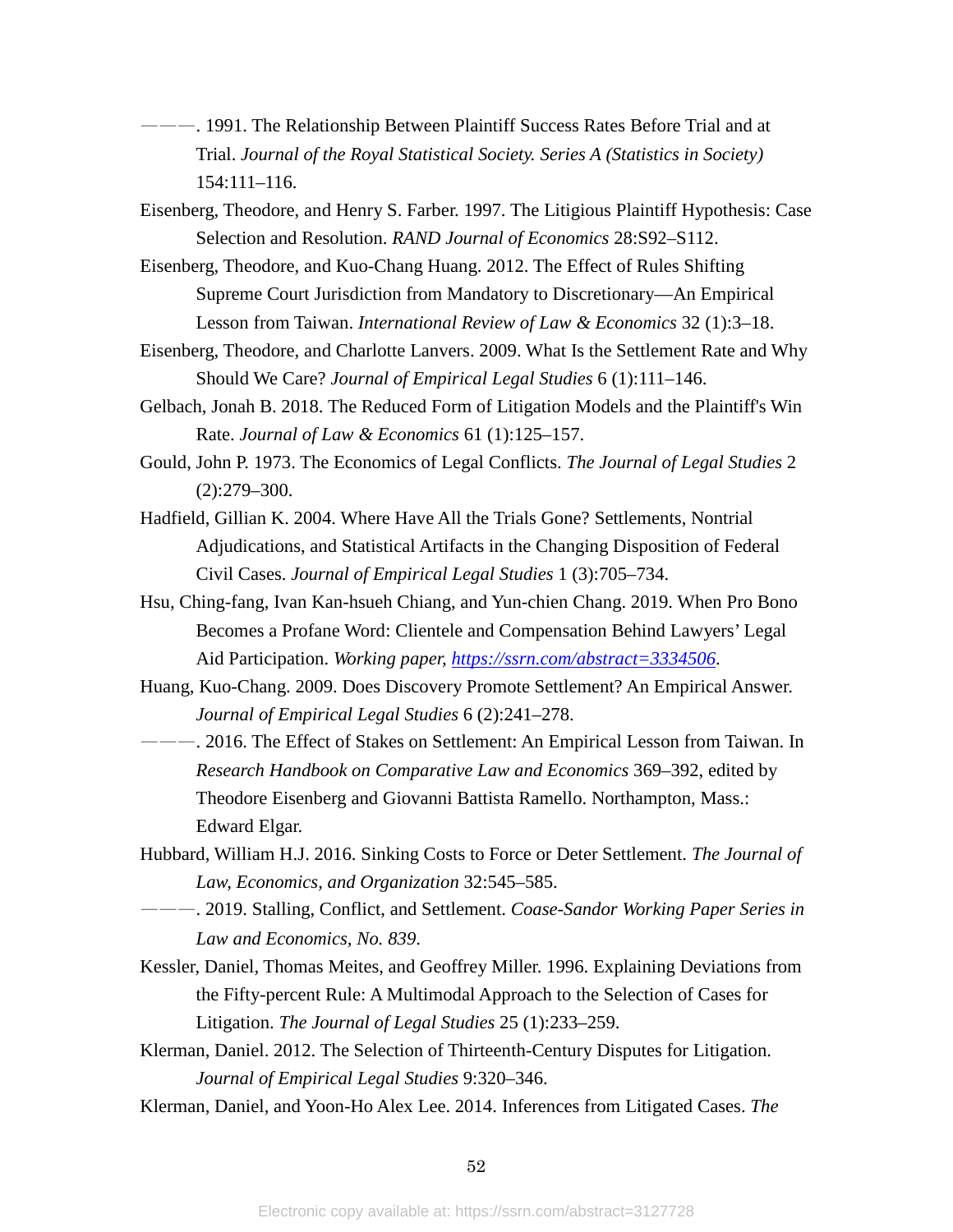———. 1991. The Relationship Between Plaintiff Success Rates Before Trial and at Trial. *Journal of the Royal Statistical Society. Series A (Statistics in Society)* 154:111–116.

Eisenberg, Theodore, and Henry S. Farber. 1997. The Litigious Plaintiff Hypothesis: Case Selection and Resolution. *RAND Journal of Economics* 28:S92–S112.

Eisenberg, Theodore, and Kuo-Chang Huang. 2012. The Effect of Rules Shifting Supreme Court Jurisdiction from Mandatory to Discretionary—An Empirical Lesson from Taiwan. *International Review of Law & Economics* 32 (1):3–18.

Eisenberg, Theodore, and Charlotte Lanvers. 2009. What Is the Settlement Rate and Why Should We Care? *Journal of Empirical Legal Studies* 6 (1):111–146.

Gelbach, Jonah B. 2018. The Reduced Form of Litigation Models and the Plaintiff's Win Rate. *Journal of Law & Economics* 61 (1):125–157.

Gould, John P. 1973. The Economics of Legal Conflicts. *The Journal of Legal Studies* 2 (2):279–300.

Hadfield, Gillian K. 2004. Where Have All the Trials Gone? Settlements, Nontrial Adjudications, and Statistical Artifacts in the Changing Disposition of Federal Civil Cases. *Journal of Empirical Legal Studies* 1 (3):705–734.

Hsu, Ching-fang, Ivan Kan-hsueh Chiang, and Yun-chien Chang. 2019. When Pro Bono Becomes a Profane Word: Clientele and Compensation Behind Lawyers' Legal Aid Participation. *Working paper, https://ssrn.com/abstract=3334506*.

Huang, Kuo-Chang. 2009. Does Discovery Promote Settlement? An Empirical Answer. *Journal of Empirical Legal Studies* 6 (2):241–278.

———. 2016. The Effect of Stakes on Settlement: An Empirical Lesson from Taiwan. In *Research Handbook on Comparative Law and Economics* 369–392, edited by Theodore Eisenberg and Giovanni Battista Ramello. Northampton, Mass.: Edward Elgar.

Hubbard, William H.J. 2016. Sinking Costs to Force or Deter Settlement. *The Journal of Law, Economics, and Organization* 32:545–585.

———. 2019. Stalling, Conflict, and Settlement. *Coase-Sandor Working Paper Series in Law and Economics, No. 839*.

Kessler, Daniel, Thomas Meites, and Geoffrey Miller. 1996. Explaining Deviations from the Fifty-percent Rule: A Multimodal Approach to the Selection of Cases for Litigation. *The Journal of Legal Studies* 25 (1):233–259.

Klerman, Daniel. 2012. The Selection of Thirteenth-Century Disputes for Litigation. *Journal of Empirical Legal Studies* 9:320–346.

Klerman, Daniel, and Yoon-Ho Alex Lee. 2014. Inferences from Litigated Cases. *The*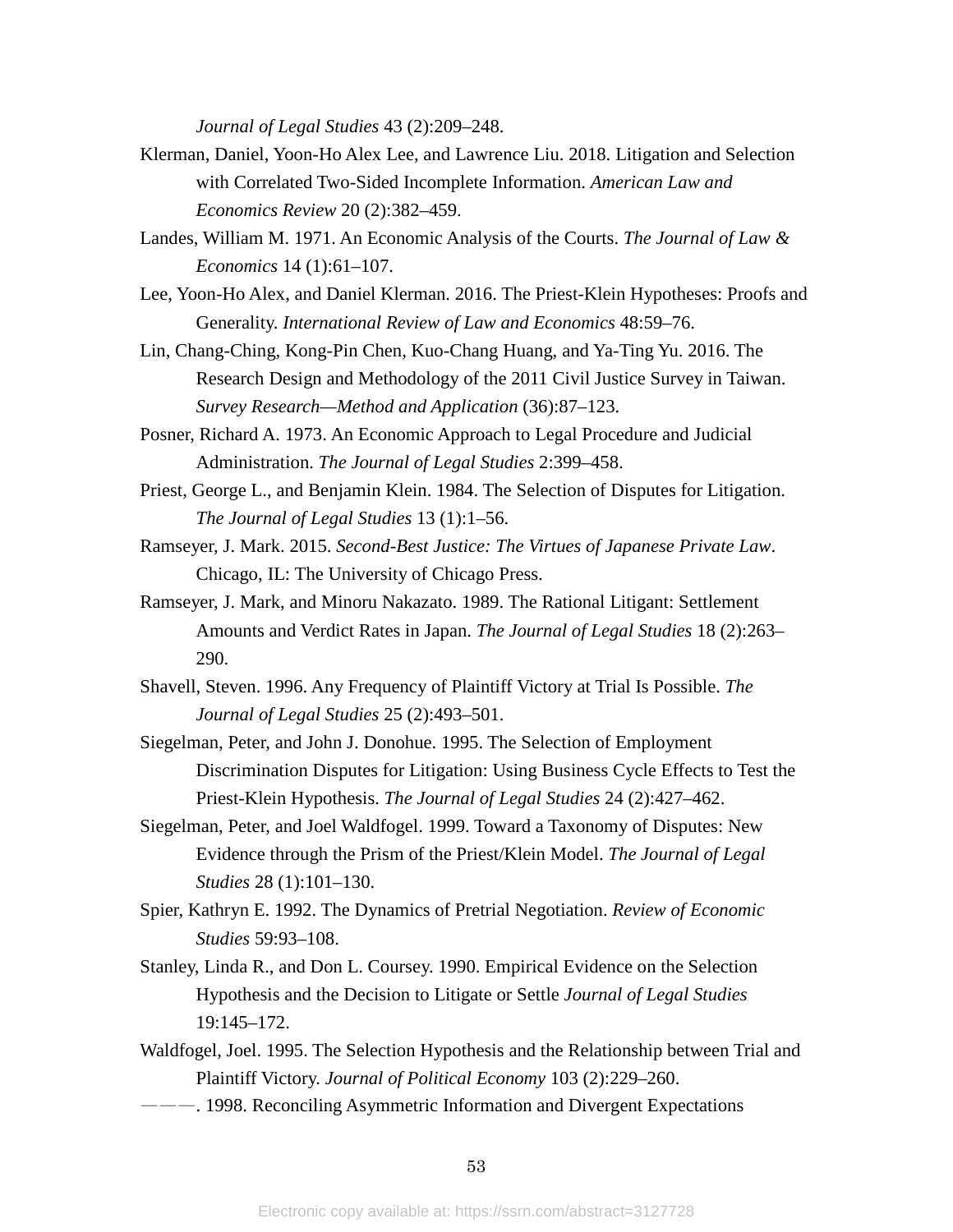*Journal of Legal Studies* 43 (2):209–248.

Klerman, Daniel, Yoon-Ho Alex Lee, and Lawrence Liu. 2018. Litigation and Selection with Correlated Two-Sided Incomplete Information. *American Law and Economics Review* 20 (2):382–459.

Landes, William M. 1971. An Economic Analysis of the Courts. *The Journal of Law & Economics* 14 (1):61–107.

Lee, Yoon-Ho Alex, and Daniel Klerman. 2016. The Priest-Klein Hypotheses: Proofs and Generality. *International Review of Law and Economics* 48:59–76.

Lin, Chang-Ching, Kong-Pin Chen, Kuo-Chang Huang, and Ya-Ting Yu. 2016. The Research Design and Methodology of the 2011 Civil Justice Survey in Taiwan. *Survey Research—Method and Application* (36):87–123.

Posner, Richard A. 1973. An Economic Approach to Legal Procedure and Judicial Administration. *The Journal of Legal Studies* 2:399–458.

Priest, George L., and Benjamin Klein. 1984. The Selection of Disputes for Litigation. *The Journal of Legal Studies* 13 (1):1–56.

Ramseyer, J. Mark. 2015. *Second-Best Justice: The Virtues of Japanese Private Law*. Chicago, IL: The University of Chicago Press.

Ramseyer, J. Mark, and Minoru Nakazato. 1989. The Rational Litigant: Settlement Amounts and Verdict Rates in Japan. *The Journal of Legal Studies* 18 (2):263–290.

Shavell, Steven. 1996. Any Frequency of Plaintiff Victory at Trial Is Possible. *The Journal of Legal Studies* 25 (2):493–501.

Siegelman, Peter, and John J. Donohue. 1995. The Selection of Employment Discrimination Disputes for Litigation: Using Business Cycle Effects to Test the Priest-Klein Hypothesis. *The Journal of Legal Studies* 24 (2):427–462.

Siegelman, Peter, and Joel Waldfogel. 1999. Toward a Taxonomy of Disputes: New Evidence through the Prism of the Priest/Klein Model. *The Journal of Legal Studies* 28 (1):101–130.

Spier, Kathryn E. 1992. The Dynamics of Pretrial Negotiation. *Review of Economic Studies* 59:93–108.

Stanley, Linda R., and Don L. Coursey. 1990. Empirical Evidence on the Selection Hypothesis and the Decision to Litigate or Settle *Journal of Legal Studies* 19:145–172.

Waldfogel, Joel. 1995. The Selection Hypothesis and the Relationship between Trial and Plaintiff Victory. *Journal of Political Economy* 103 (2):229–260.

———. 1998. Reconciling Asymmetric Information and Divergent Expectations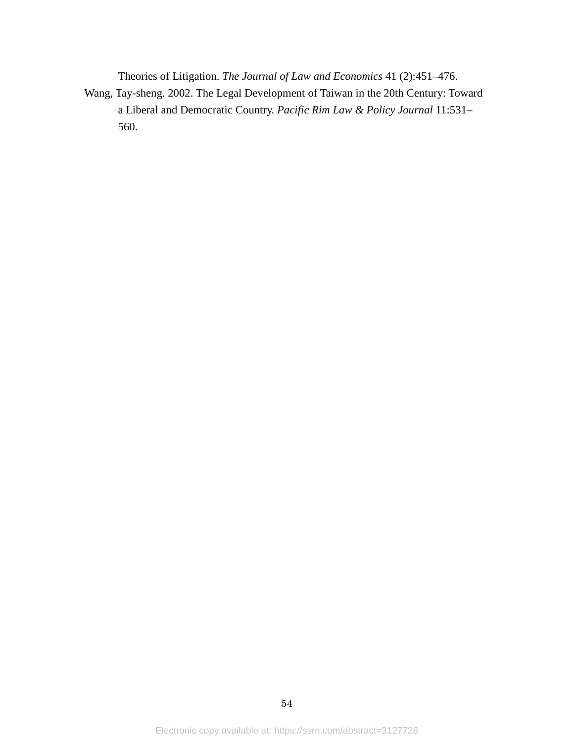Theories of Litigation. *The Journal of Law and Economics* 41 (2):451–476.

Wang, Tay-sheng. 2002. The Legal Development of Taiwan in the 20th Century: Toward a Liberal and Democratic Country. *Pacific Rim Law & Policy Journal* 11:531–560.